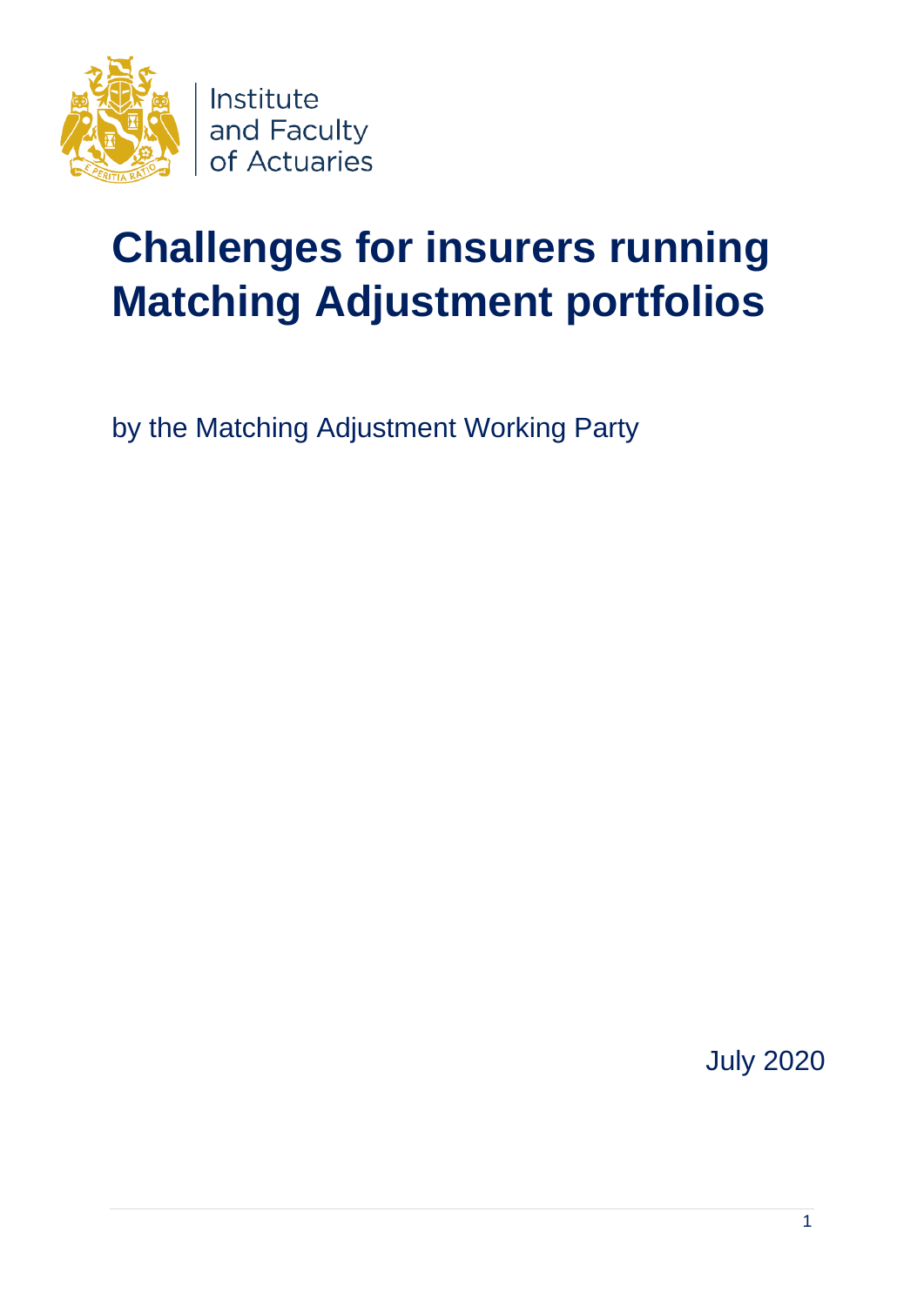Institute and Faculty of Actuaries

# Challenges for insurers running Matching Adjustment portfolios

by the Matching Adjustment Working Party

July 2020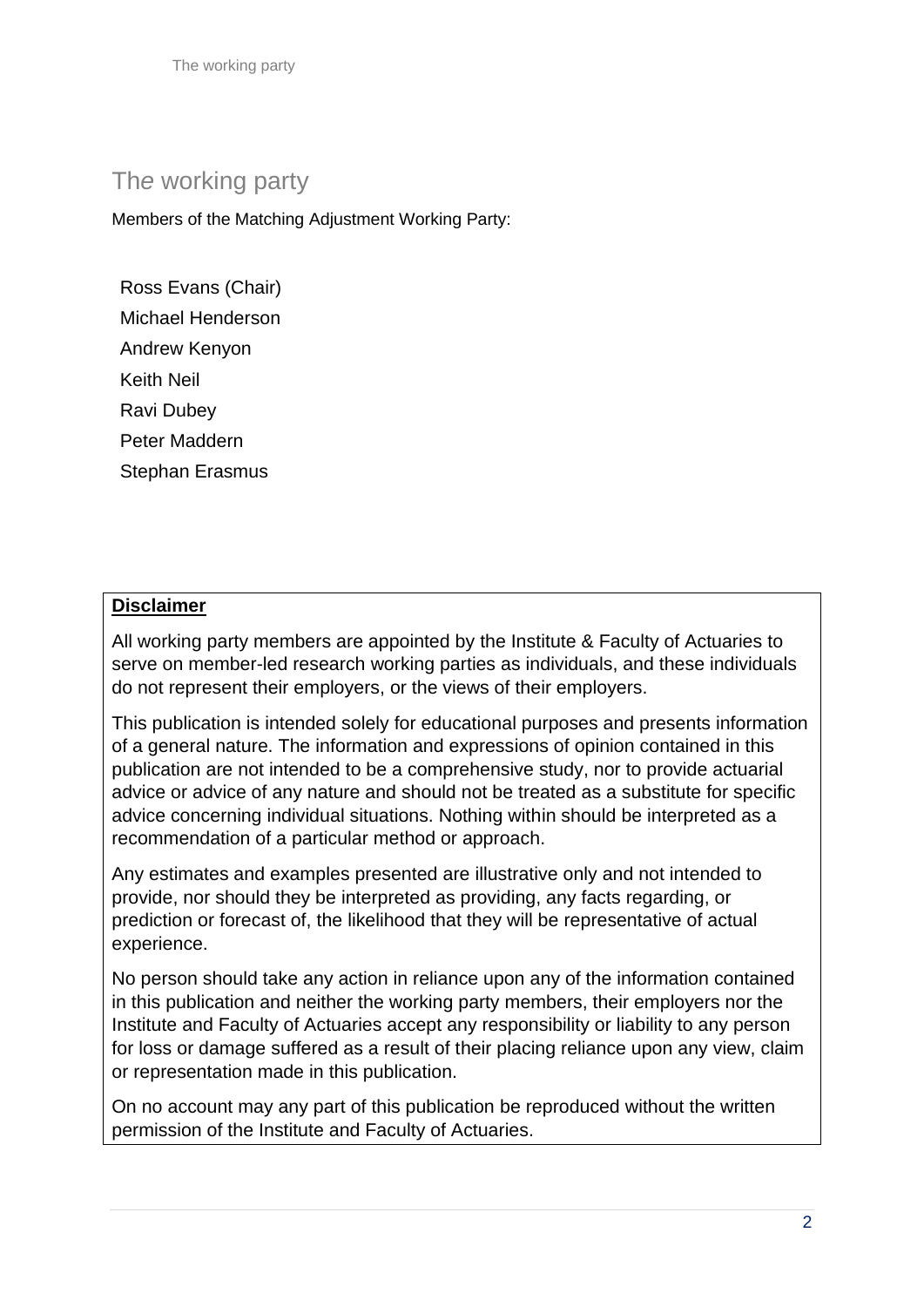# The working party

Members of the Matching Adjustment Working Party:

Ross Evans (Chair)
Michael Henderson
Andrew Kenyon
Keith Neil
Ravi Dubey
Peter Maddern
Stephan Erasmus

**Disclaimer**

All working party members are appointed by the Institute & Faculty of Actuaries to serve on member-led research working parties as individuals, and these individuals do not represent their employers, or the views of their employers.

This publication is intended solely for educational purposes and presents information of a general nature. The information and expressions of opinion contained in this publication are not intended to be a comprehensive study, nor to provide actuarial advice or advice of any nature and should not be treated as a substitute for specific advice concerning individual situations. Nothing within should be interpreted as a recommendation of a particular method or approach.

Any estimates and examples presented are illustrative only and not intended to provide, nor should they be interpreted as providing, any facts regarding, or prediction or forecast of, the likelihood that they will be representative of actual experience.

No person should take any action in reliance upon any of the information contained in this publication and neither the working party members, their employers nor the Institute and Faculty of Actuaries accept any responsibility or liability to any person for loss or damage suffered as a result of their placing reliance upon any view, claim or representation made in this publication.

On no account may any part of this publication be reproduced without the written permission of the Institute and Faculty of Actuaries.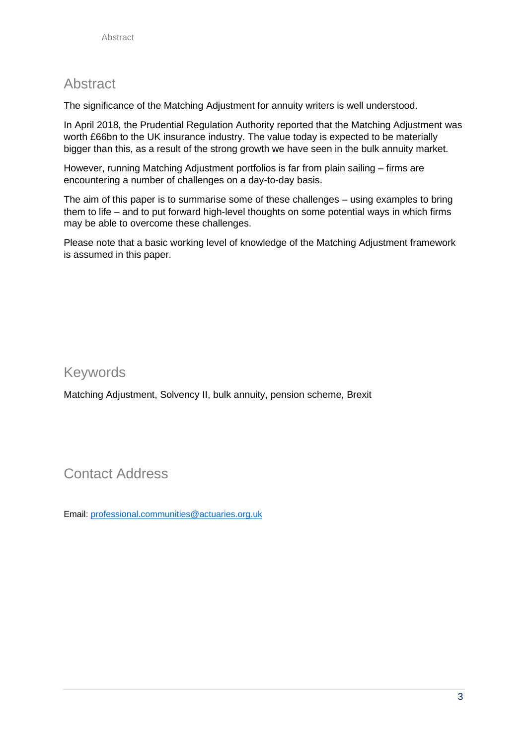## Abstract

The significance of the Matching Adjustment for annuity writers is well understood.

In April 2018, the Prudential Regulation Authority reported that the Matching Adjustment was worth £66bn to the UK insurance industry. The value today is expected to be materially bigger than this, as a result of the strong growth we have seen in the bulk annuity market.

However, running Matching Adjustment portfolios is far from plain sailing – firms are encountering a number of challenges on a day-to-day basis.

The aim of this paper is to summarise some of these challenges – using examples to bring them to life – and to put forward high-level thoughts on some potential ways in which firms may be able to overcome these challenges.

Please note that a basic working level of knowledge of the Matching Adjustment framework is assumed in this paper.

## Keywords

Matching Adjustment, Solvency II, bulk annuity, pension scheme, Brexit

## Contact Address

Email: professional.communities@actuaries.org.uk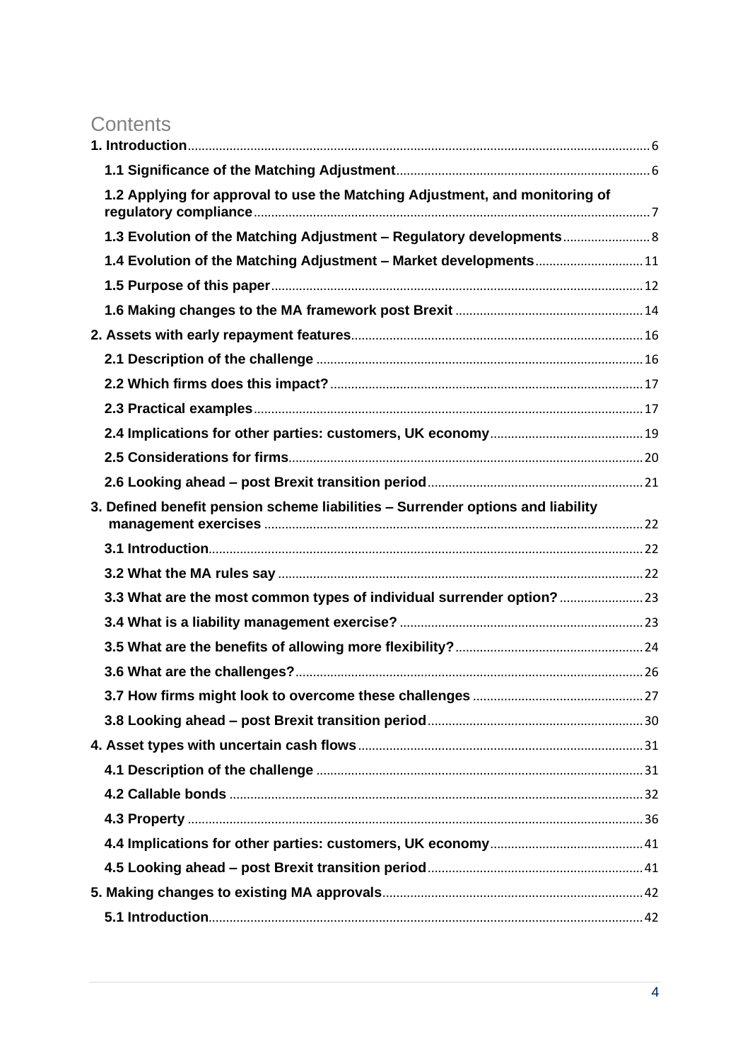# Contents

1. Introduction ... 6
   - 1.1 Significance of the Matching Adjustment ... 6
   - 1.2 Applying for approval to use the Matching Adjustment, and monitoring of regulatory compliance ... 7
   - 1.3 Evolution of the Matching Adjustment – Regulatory developments ... 8
   - 1.4 Evolution of the Matching Adjustment – Market developments ... 11
   - 1.5 Purpose of this paper ... 12
   - 1.6 Making changes to the MA framework post Brexit ... 14
2. Assets with early repayment features ... 16
   - 2.1 Description of the challenge ... 16
   - 2.2 Which firms does this impact? ... 17
   - 2.3 Practical examples ... 17
   - 2.4 Implications for other parties: customers, UK economy ... 19
   - 2.5 Considerations for firms ... 20
   - 2.6 Looking ahead – post Brexit transition period ... 21
3. Defined benefit pension scheme liabilities – Surrender options and liability management exercises ... 22
   - 3.1 Introduction ... 22
   - 3.2 What the MA rules say ... 22
   - 3.3 What are the most common types of individual surrender option? ... 23
   - 3.4 What is a liability management exercise? ... 23
   - 3.5 What are the benefits of allowing more flexibility? ... 24
   - 3.6 What are the challenges? ... 26
   - 3.7 How firms might look to overcome these challenges ... 27
   - 3.8 Looking ahead – post Brexit transition period ... 30
4. Asset types with uncertain cash flows ... 31
   - 4.1 Description of the challenge ... 31
   - 4.2 Callable bonds ... 32
   - 4.3 Property ... 36
   - 4.4 Implications for other parties: customers, UK economy ... 41
   - 4.5 Looking ahead – post Brexit transition period ... 41
5. Making changes to existing MA approvals ... 42
   - 5.1 Introduction ... 42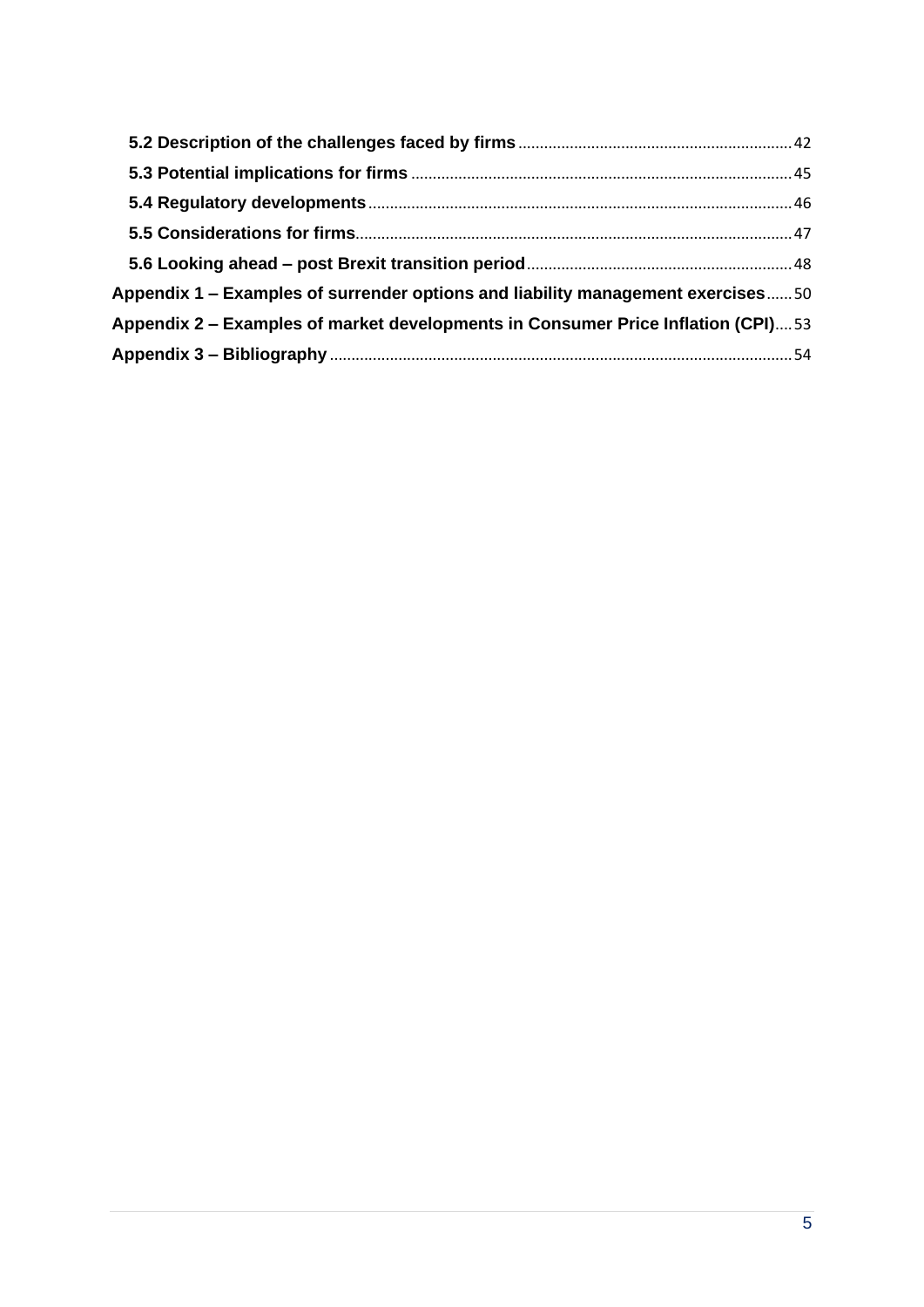- **5.2 Description of the challenges faced by firms** ... 42
- **5.3 Potential implications for firms** ... 45
- **5.4 Regulatory developments** ... 46
- **5.5 Considerations for firms** ... 47
- **5.6 Looking ahead – post Brexit transition period** ... 48

**Appendix 1 – Examples of surrender options and liability management exercises** ... 50

**Appendix 2 – Examples of market developments in Consumer Price Inflation (CPI)** ... 53

**Appendix 3 – Bibliography** ... 54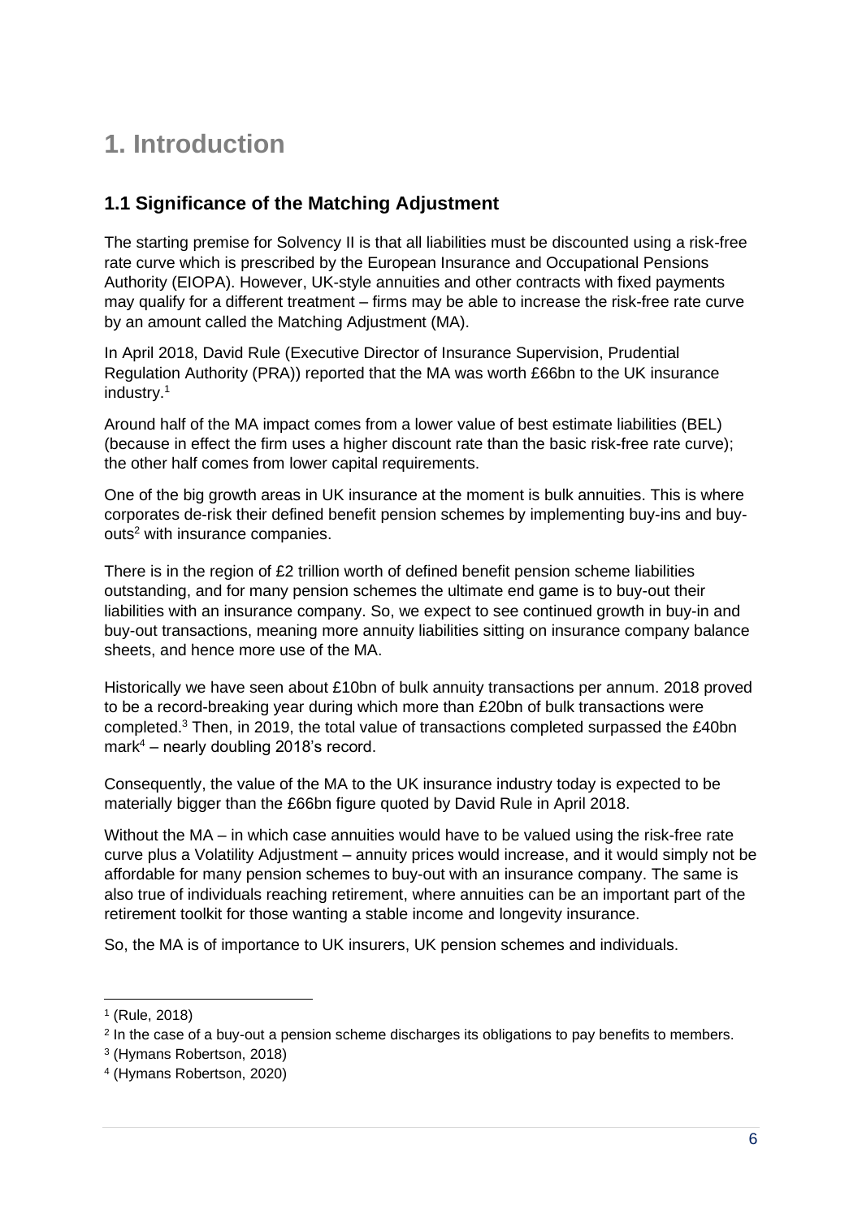# 1. Introduction

## 1.1 Significance of the Matching Adjustment

The starting premise for Solvency II is that all liabilities must be discounted using a risk-free rate curve which is prescribed by the European Insurance and Occupational Pensions Authority (EIOPA). However, UK-style annuities and other contracts with fixed payments may qualify for a different treatment – firms may be able to increase the risk-free rate curve by an amount called the Matching Adjustment (MA).

In April 2018, David Rule (Executive Director of Insurance Supervision, Prudential Regulation Authority (PRA)) reported that the MA was worth £66bn to the UK insurance industry.[1]

Around half of the MA impact comes from a lower value of best estimate liabilities (BEL) (because in effect the firm uses a higher discount rate than the basic risk-free rate curve); the other half comes from lower capital requirements.

One of the big growth areas in UK insurance at the moment is bulk annuities. This is where corporates de-risk their defined benefit pension schemes by implementing buy-ins and buy-outs[2] with insurance companies.

There is in the region of £2 trillion worth of defined benefit pension scheme liabilities outstanding, and for many pension schemes the ultimate end game is to buy-out their liabilities with an insurance company. So, we expect to see continued growth in buy-in and buy-out transactions, meaning more annuity liabilities sitting on insurance company balance sheets, and hence more use of the MA.

Historically we have seen about £10bn of bulk annuity transactions per annum. 2018 proved to be a record-breaking year during which more than £20bn of bulk transactions were completed.[3] Then, in 2019, the total value of transactions completed surpassed the £40bn mark[4] – nearly doubling 2018's record.

Consequently, the value of the MA to the UK insurance industry today is expected to be materially bigger than the £66bn figure quoted by David Rule in April 2018.

Without the MA – in which case annuities would have to be valued using the risk-free rate curve plus a Volatility Adjustment – annuity prices would increase, and it would simply not be affordable for many pension schemes to buy-out with an insurance company. The same is also true of individuals reaching retirement, where annuities can be an important part of the retirement toolkit for those wanting a stable income and longevity insurance.

So, the MA is of importance to UK insurers, UK pension schemes and individuals.

---

[1] (Rule, 2018)

[2] In the case of a buy-out a pension scheme discharges its obligations to pay benefits to members.

[3] (Hymans Robertson, 2018)

[4] (Hymans Robertson, 2020)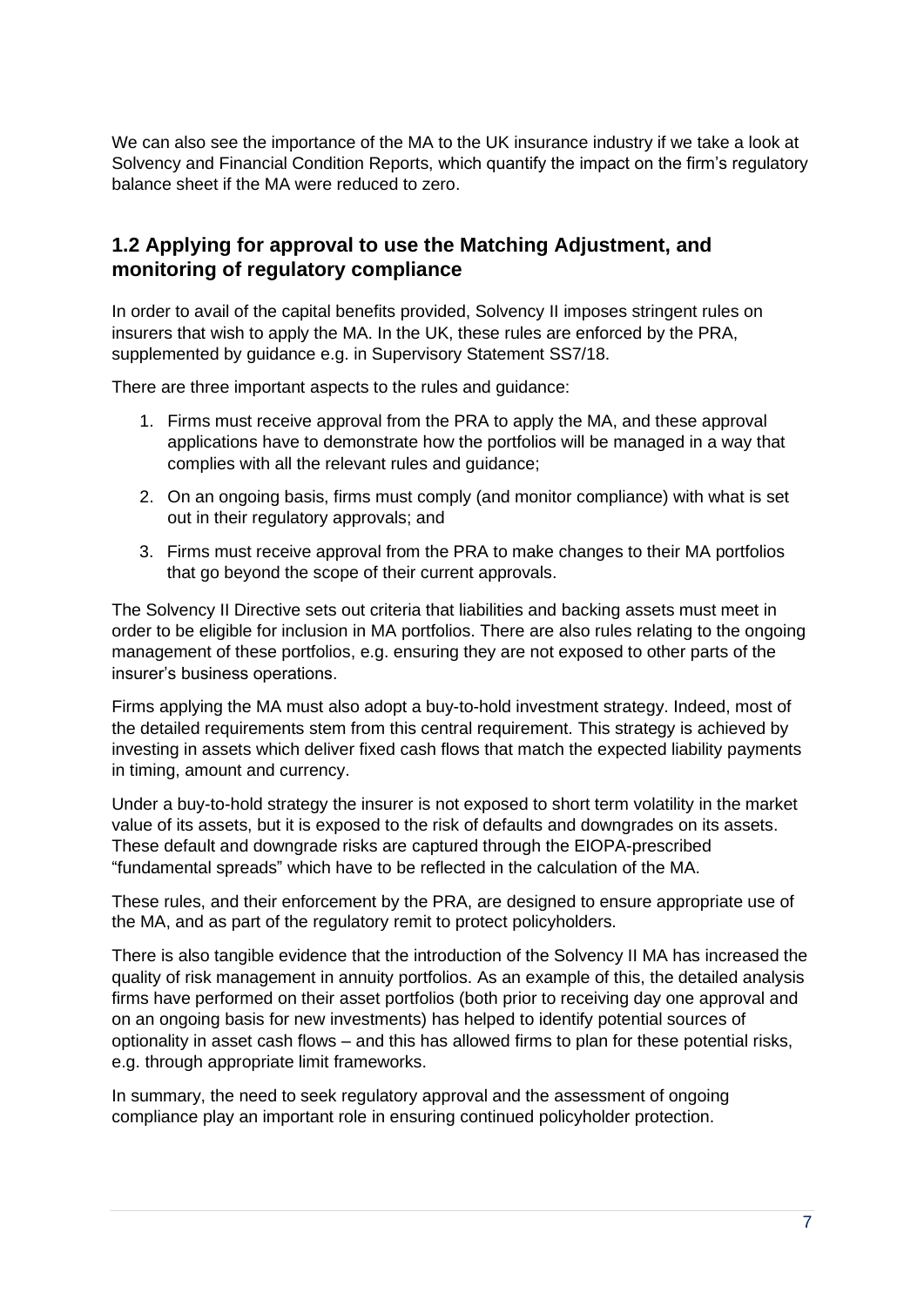We can also see the importance of the MA to the UK insurance industry if we take a look at Solvency and Financial Condition Reports, which quantify the impact on the firm's regulatory balance sheet if the MA were reduced to zero.

## 1.2 Applying for approval to use the Matching Adjustment, and monitoring of regulatory compliance

In order to avail of the capital benefits provided, Solvency II imposes stringent rules on insurers that wish to apply the MA. In the UK, these rules are enforced by the PRA, supplemented by guidance e.g. in Supervisory Statement SS7/18.

There are three important aspects to the rules and guidance:

1. Firms must receive approval from the PRA to apply the MA, and these approval applications have to demonstrate how the portfolios will be managed in a way that complies with all the relevant rules and guidance;
2. On an ongoing basis, firms must comply (and monitor compliance) with what is set out in their regulatory approvals; and
3. Firms must receive approval from the PRA to make changes to their MA portfolios that go beyond the scope of their current approvals.

The Solvency II Directive sets out criteria that liabilities and backing assets must meet in order to be eligible for inclusion in MA portfolios. There are also rules relating to the ongoing management of these portfolios, e.g. ensuring they are not exposed to other parts of the insurer's business operations.

Firms applying the MA must also adopt a buy-to-hold investment strategy. Indeed, most of the detailed requirements stem from this central requirement. This strategy is achieved by investing in assets which deliver fixed cash flows that match the expected liability payments in timing, amount and currency.

Under a buy-to-hold strategy the insurer is not exposed to short term volatility in the market value of its assets, but it is exposed to the risk of defaults and downgrades on its assets. These default and downgrade risks are captured through the EIOPA-prescribed "fundamental spreads" which have to be reflected in the calculation of the MA.

These rules, and their enforcement by the PRA, are designed to ensure appropriate use of the MA, and as part of the regulatory remit to protect policyholders.

There is also tangible evidence that the introduction of the Solvency II MA has increased the quality of risk management in annuity portfolios. As an example of this, the detailed analysis firms have performed on their asset portfolios (both prior to receiving day one approval and on an ongoing basis for new investments) has helped to identify potential sources of optionality in asset cash flows – and this has allowed firms to plan for these potential risks, e.g. through appropriate limit frameworks.

In summary, the need to seek regulatory approval and the assessment of ongoing compliance play an important role in ensuring continued policyholder protection.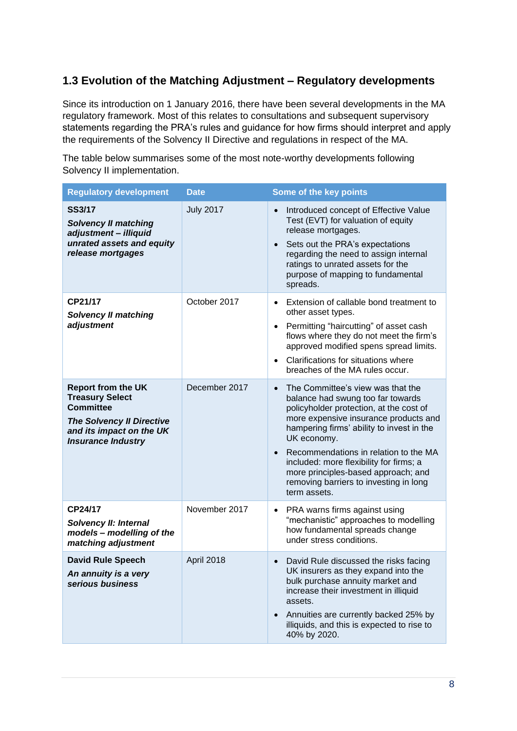## 1.3 Evolution of the Matching Adjustment – Regulatory developments

Since its introduction on 1 January 2016, there have been several developments in the MA regulatory framework. Most of this relates to consultations and subsequent supervisory statements regarding the PRA's rules and guidance for how firms should interpret and apply the requirements of the Solvency II Directive and regulations in respect of the MA.

The table below summarises some of the most note-worthy developments following Solvency II implementation.

| Regulatory development | Date | Some of the key points |
|---|---|---|
| **SS3/17**<br>***Solvency II matching adjustment – illiquid unrated assets and equity release mortgages*** | July 2017 | • Introduced concept of Effective Value Test (EVT) for valuation of equity release mortgages.<br>• Sets out the PRA's expectations regarding the need to assign internal ratings to unrated assets for the purpose of mapping to fundamental spreads. |
| **CP21/17**<br>***Solvency II matching adjustment*** | October 2017 | • Extension of callable bond treatment to other asset types.<br>• Permitting "haircutting" of asset cash flows where they do not meet the firm's approved modified spens spread limits.<br>• Clarifications for situations where breaches of the MA rules occur. |
| **Report from the UK Treasury Select Committee**<br>***The Solvency II Directive and its impact on the UK Insurance Industry*** | December 2017 | • The Committee's view was that the balance had swung too far towards policyholder protection, at the cost of more expensive insurance products and hampering firms' ability to invest in the UK economy.<br>• Recommendations in relation to the MA included: more flexibility for firms; a more principles-based approach; and removing barriers to investing in long term assets. |
| **CP24/17**<br>***Solvency II: Internal models – modelling of the matching adjustment*** | November 2017 | • PRA warns firms against using "mechanistic" approaches to modelling how fundamental spreads change under stress conditions. |
| **David Rule Speech**<br>***An annuity is a very serious business*** | April 2018 | • David Rule discussed the risks facing UK insurers as they expand into the bulk purchase annuity market and increase their investment in illiquid assets.<br>• Annuities are currently backed 25% by illiquids, and this is expected to rise to 40% by 2020. |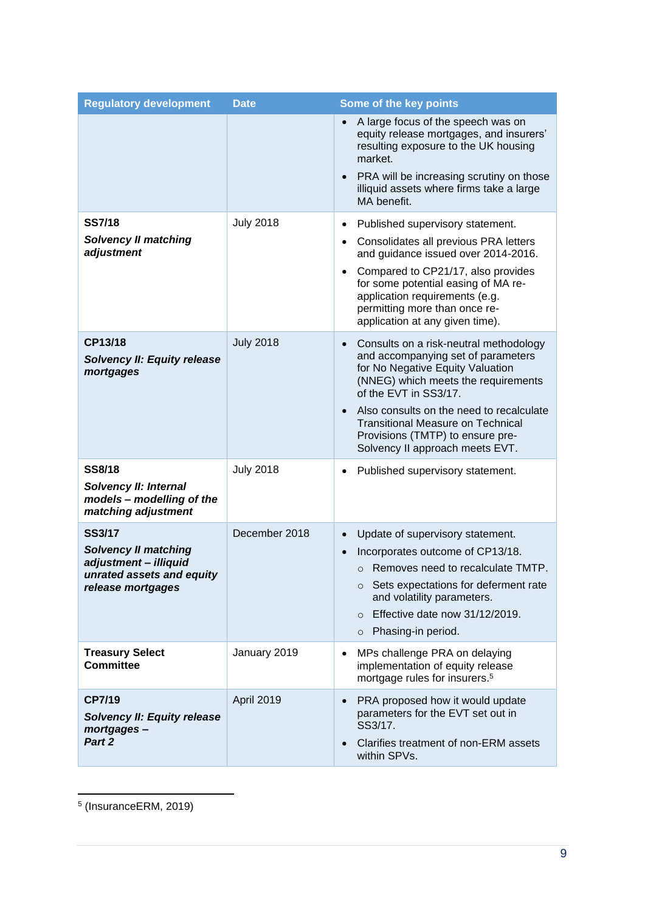| Regulatory development | Date | Some of the key points |
|---|---|---|
| | | • A large focus of the speech was on equity release mortgages, and insurers' resulting exposure to the UK housing market.<br>• PRA will be increasing scrutiny on those illiquid assets where firms take a large MA benefit. |
| **SS7/18**<br>***Solvency II matching adjustment*** | July 2018 | • Published supervisory statement.<br>• Consolidates all previous PRA letters and guidance issued over 2014-2016.<br>• Compared to CP21/17, also provides for some potential easing of MA re-application requirements (e.g. permitting more than once re-application at any given time). |
| **CP13/18**<br>***Solvency II: Equity release mortgages*** | July 2018 | • Consults on a risk-neutral methodology and accompanying set of parameters for No Negative Equity Valuation (NNEG) which meets the requirements of the EVT in SS3/17.<br>• Also consults on the need to recalculate Transitional Measure on Technical Provisions (TMTP) to ensure pre-Solvency II approach meets EVT. |
| **SS8/18**<br>***Solvency II: Internal models – modelling of the matching adjustment*** | July 2018 | • Published supervisory statement. |
| **SS3/17**<br>***Solvency II matching adjustment – illiquid unrated assets and equity release mortgages*** | December 2018 | • Update of supervisory statement.<br>• Incorporates outcome of CP13/18.<br>&nbsp;&nbsp;&nbsp;&nbsp;○ Removes need to recalculate TMTP.<br>&nbsp;&nbsp;&nbsp;&nbsp;○ Sets expectations for deferment rate and volatility parameters.<br>&nbsp;&nbsp;&nbsp;&nbsp;○ Effective date now 31/12/2019.<br>&nbsp;&nbsp;&nbsp;&nbsp;○ Phasing-in period. |
| **Treasury Select Committee** | January 2019 | • MPs challenge PRA on delaying implementation of equity release mortgage rules for insurers.[5] |
| **CP7/19**<br>***Solvency II: Equity release mortgages – Part 2*** | April 2019 | • PRA proposed how it would update parameters for the EVT set out in SS3/17.<br>• Clarifies treatment of non-ERM assets within SPVs. |

[5] (InsuranceERM, 2019)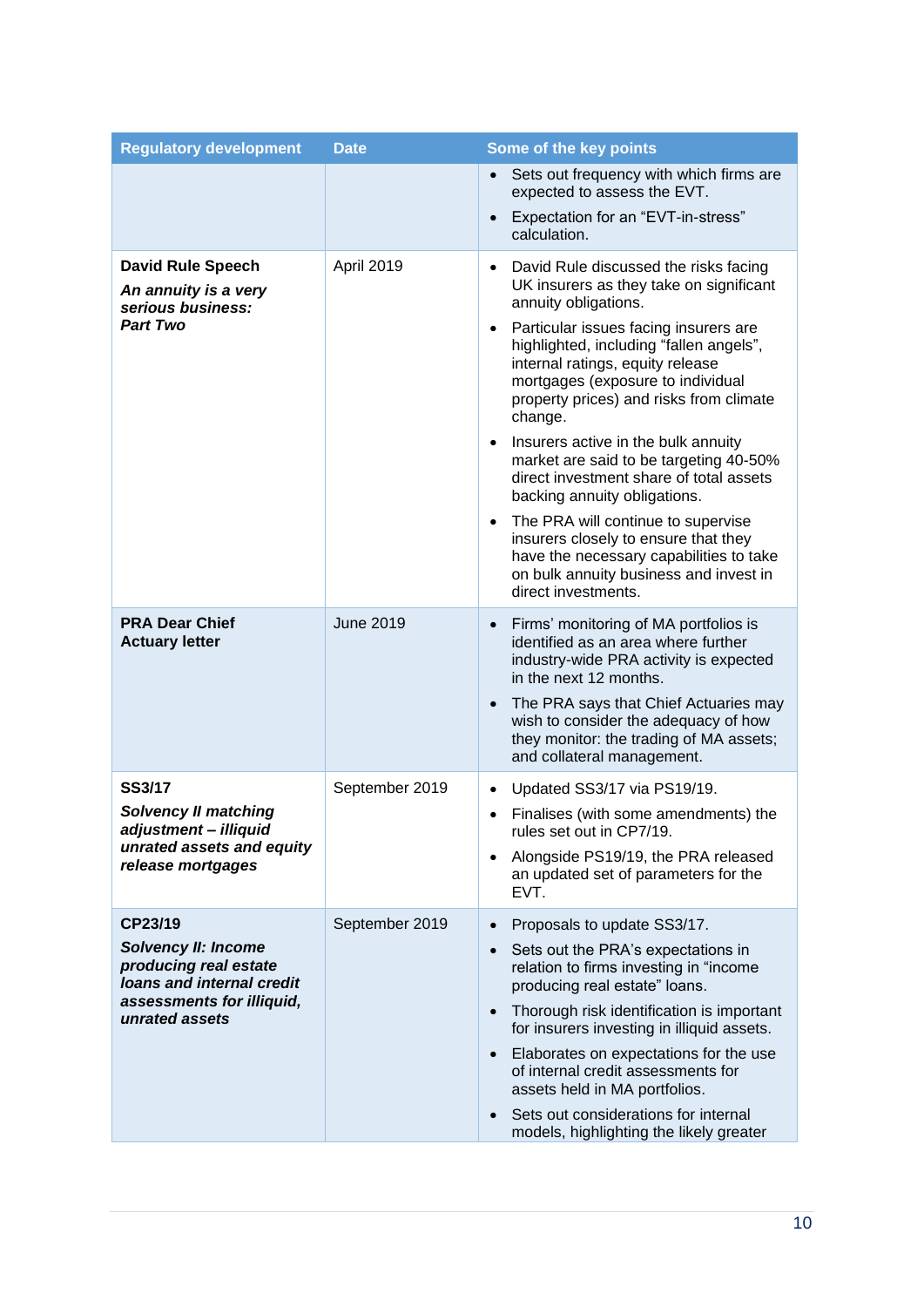| Regulatory development | Date | Some of the key points |
|---|---|---|
| | | • Sets out frequency with which firms are expected to assess the EVT.<br>• Expectation for an "EVT-in-stress" calculation. |
| **David Rule Speech**<br>***An annuity is a very serious business: Part Two*** | April 2019 | • David Rule discussed the risks facing UK insurers as they take on significant annuity obligations.<br>• Particular issues facing insurers are highlighted, including "fallen angels", internal ratings, equity release mortgages (exposure to individual property prices) and risks from climate change.<br>• Insurers active in the bulk annuity market are said to be targeting 40-50% direct investment share of total assets backing annuity obligations.<br>• The PRA will continue to supervise insurers closely to ensure that they have the necessary capabilities to take on bulk annuity business and invest in direct investments. |
| **PRA Dear Chief Actuary letter** | June 2019 | • Firms' monitoring of MA portfolios is identified as an area where further industry-wide PRA activity is expected in the next 12 months.<br>• The PRA says that Chief Actuaries may wish to consider the adequacy of how they monitor: the trading of MA assets; and collateral management. |
| **SS3/17**<br>***Solvency II matching adjustment – illiquid unrated assets and equity release mortgages*** | September 2019 | • Updated SS3/17 via PS19/19.<br>• Finalises (with some amendments) the rules set out in CP7/19.<br>• Alongside PS19/19, the PRA released an updated set of parameters for the EVT. |
| **CP23/19**<br>***Solvency II: Income producing real estate loans and internal credit assessments for illiquid, unrated assets*** | September 2019 | • Proposals to update SS3/17.<br>• Sets out the PRA's expectations in relation to firms investing in "income producing real estate" loans.<br>• Thorough risk identification is important for insurers investing in illiquid assets.<br>• Elaborates on expectations for the use of internal credit assessments for assets held in MA portfolios.<br>• Sets out considerations for internal models, highlighting the likely greater |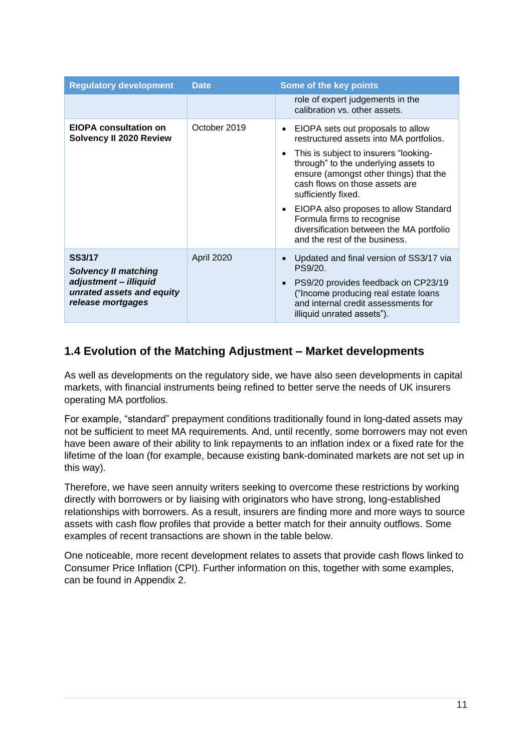| Regulatory development | Date | Some of the key points |
|---|---|---|
| | | role of expert judgements in the calibration vs. other assets. |
| **EIOPA consultation on Solvency II 2020 Review** | October 2019 | • EIOPA sets out proposals to allow restructured assets into MA portfolios.<br>• This is subject to insurers “looking-through” to the underlying assets to ensure (amongst other things) that the cash flows on those assets are sufficiently fixed.<br>• EIOPA also proposes to allow Standard Formula firms to recognise diversification between the MA portfolio and the rest of the business. |
| **SS3/17**<br>***Solvency II matching adjustment – illiquid unrated assets and equity release mortgages*** | April 2020 | • Updated and final version of SS3/17 via PS9/20.<br>• PS9/20 provides feedback on CP23/19 (“Income producing real estate loans and internal credit assessments for illiquid unrated assets”). |

## 1.4 Evolution of the Matching Adjustment – Market developments

As well as developments on the regulatory side, we have also seen developments in capital markets, with financial instruments being refined to better serve the needs of UK insurers operating MA portfolios.

For example, “standard” prepayment conditions traditionally found in long-dated assets may not be sufficient to meet MA requirements. And, until recently, some borrowers may not even have been aware of their ability to link repayments to an inflation index or a fixed rate for the lifetime of the loan (for example, because existing bank-dominated markets are not set up in this way).

Therefore, we have seen annuity writers seeking to overcome these restrictions by working directly with borrowers or by liaising with originators who have strong, long-established relationships with borrowers. As a result, insurers are finding more and more ways to source assets with cash flow profiles that provide a better match for their annuity outflows. Some examples of recent transactions are shown in the table below.

One noticeable, more recent development relates to assets that provide cash flows linked to Consumer Price Inflation (CPI). Further information on this, together with some examples, can be found in Appendix 2.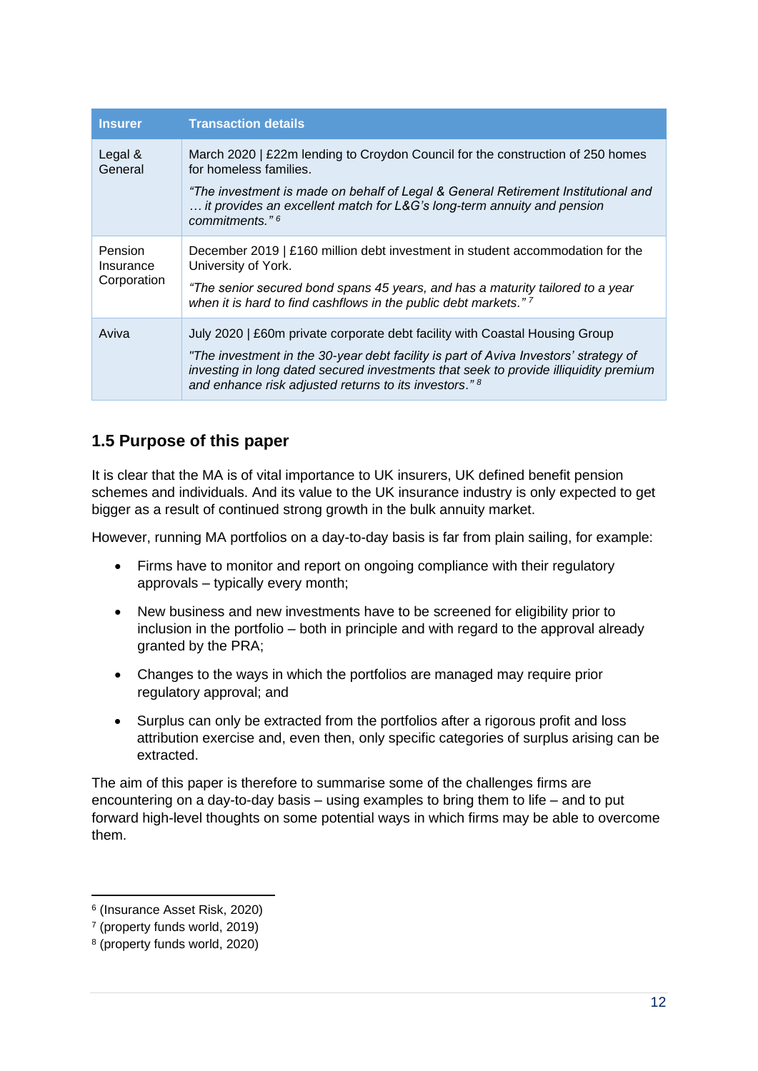| Insurer | Transaction details |
|---|---|
| Legal & General | March 2020 \| £22m lending to Croydon Council for the construction of 250 homes for homeless families.<br><br>*"The investment is made on behalf of Legal & General Retirement Institutional and … it provides an excellent match for L&G's long-term annuity and pension commitments."* [6] |
| Pension Insurance Corporation | December 2019 \| £160 million debt investment in student accommodation for the University of York.<br><br>*"The senior secured bond spans 45 years, and has a maturity tailored to a year when it is hard to find cashflows in the public debt markets."* [7] |
| Aviva | July 2020 \| £60m private corporate debt facility with Coastal Housing Group<br><br>*"The investment in the 30-year debt facility is part of Aviva Investors' strategy of investing in long dated secured investments that seek to provide illiquidity premium and enhance risk adjusted returns to its investors."* [8] |

## 1.5 Purpose of this paper

It is clear that the MA is of vital importance to UK insurers, UK defined benefit pension schemes and individuals. And its value to the UK insurance industry is only expected to get bigger as a result of continued strong growth in the bulk annuity market.

However, running MA portfolios on a day-to-day basis is far from plain sailing, for example:

- Firms have to monitor and report on ongoing compliance with their regulatory approvals – typically every month;
- New business and new investments have to be screened for eligibility prior to inclusion in the portfolio – both in principle and with regard to the approval already granted by the PRA;
- Changes to the ways in which the portfolios are managed may require prior regulatory approval; and
- Surplus can only be extracted from the portfolios after a rigorous profit and loss attribution exercise and, even then, only specific categories of surplus arising can be extracted.

The aim of this paper is therefore to summarise some of the challenges firms are encountering on a day-to-day basis – using examples to bring them to life – and to put forward high-level thoughts on some potential ways in which firms may be able to overcome them.

---

[6] (Insurance Asset Risk, 2020)

[7] (property funds world, 2019)

[8] (property funds world, 2020)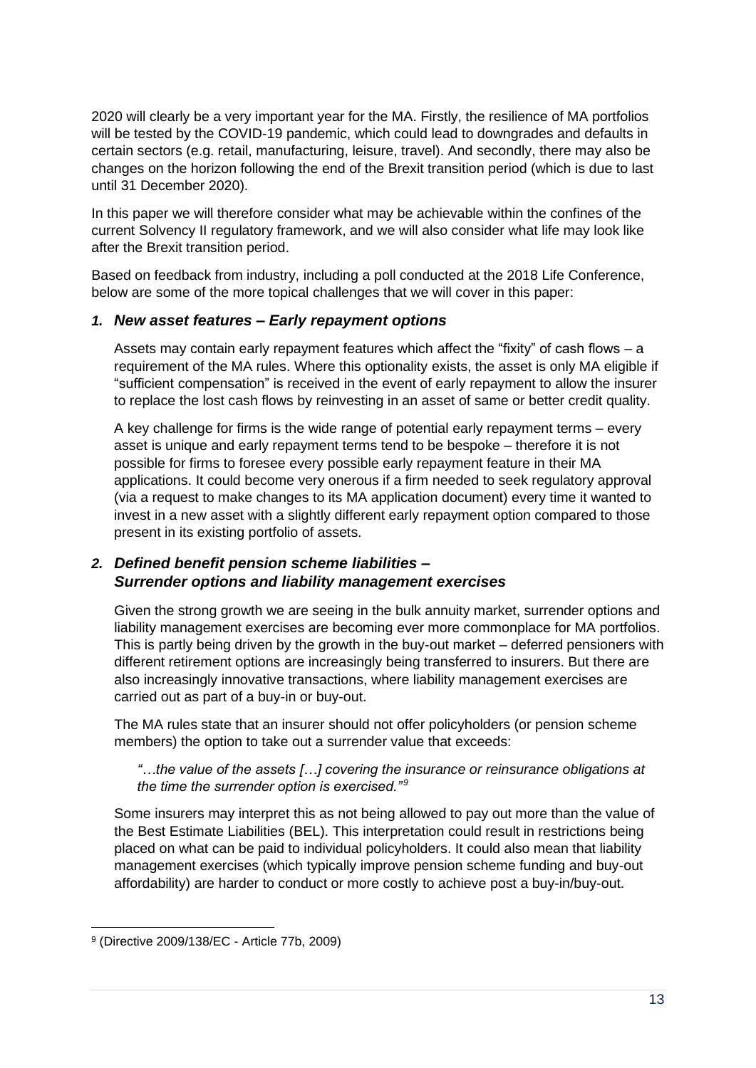2020 will clearly be a very important year for the MA. Firstly, the resilience of MA portfolios will be tested by the COVID-19 pandemic, which could lead to downgrades and defaults in certain sectors (e.g. retail, manufacturing, leisure, travel). And secondly, there may also be changes on the horizon following the end of the Brexit transition period (which is due to last until 31 December 2020).

In this paper we will therefore consider what may be achievable within the confines of the current Solvency II regulatory framework, and we will also consider what life may look like after the Brexit transition period.

Based on feedback from industry, including a poll conducted at the 2018 Life Conference, below are some of the more topical challenges that we will cover in this paper:

### *1. New asset features – Early repayment options*

Assets may contain early repayment features which affect the "fixity" of cash flows – a requirement of the MA rules. Where this optionality exists, the asset is only MA eligible if "sufficient compensation" is received in the event of early repayment to allow the insurer to replace the lost cash flows by reinvesting in an asset of same or better credit quality.

A key challenge for firms is the wide range of potential early repayment terms – every asset is unique and early repayment terms tend to be bespoke – therefore it is not possible for firms to foresee every possible early repayment feature in their MA applications. It could become very onerous if a firm needed to seek regulatory approval (via a request to make changes to its MA application document) every time it wanted to invest in a new asset with a slightly different early repayment option compared to those present in its existing portfolio of assets.

### *2. Defined benefit pension scheme liabilities – Surrender options and liability management exercises*

Given the strong growth we are seeing in the bulk annuity market, surrender options and liability management exercises are becoming ever more commonplace for MA portfolios. This is partly being driven by the growth in the buy-out market – deferred pensioners with different retirement options are increasingly being transferred to insurers. But there are also increasingly innovative transactions, where liability management exercises are carried out as part of a buy-in or buy-out.

The MA rules state that an insurer should not offer policyholders (or pension scheme members) the option to take out a surrender value that exceeds:

> *"…the value of the assets […] covering the insurance or reinsurance obligations at the time the surrender option is exercised."*[9]

Some insurers may interpret this as not being allowed to pay out more than the value of the Best Estimate Liabilities (BEL). This interpretation could result in restrictions being placed on what can be paid to individual policyholders. It could also mean that liability management exercises (which typically improve pension scheme funding and buy-out affordability) are harder to conduct or more costly to achieve post a buy-in/buy-out.

[9] (Directive 2009/138/EC - Article 77b, 2009)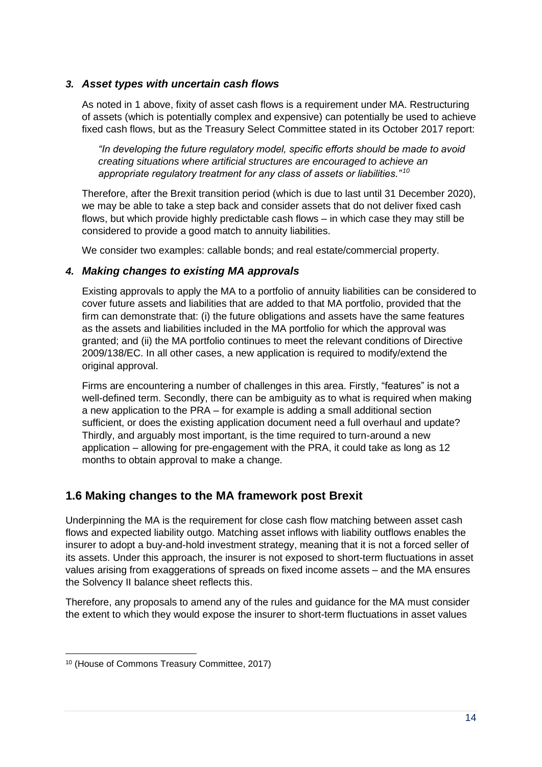### *3. Asset types with uncertain cash flows*

As noted in 1 above, fixity of asset cash flows is a requirement under MA. Restructuring of assets (which is potentially complex and expensive) can potentially be used to achieve fixed cash flows, but as the Treasury Select Committee stated in its October 2017 report:

> *"In developing the future regulatory model, specific efforts should be made to avoid creating situations where artificial structures are encouraged to achieve an appropriate regulatory treatment for any class of assets or liabilities."*[10]

Therefore, after the Brexit transition period (which is due to last until 31 December 2020), we may be able to take a step back and consider assets that do not deliver fixed cash flows, but which provide highly predictable cash flows – in which case they may still be considered to provide a good match to annuity liabilities.

We consider two examples: callable bonds; and real estate/commercial property.

### *4. Making changes to existing MA approvals*

Existing approvals to apply the MA to a portfolio of annuity liabilities can be considered to cover future assets and liabilities that are added to that MA portfolio, provided that the firm can demonstrate that: (i) the future obligations and assets have the same features as the assets and liabilities included in the MA portfolio for which the approval was granted; and (ii) the MA portfolio continues to meet the relevant conditions of Directive 2009/138/EC. In all other cases, a new application is required to modify/extend the original approval.

Firms are encountering a number of challenges in this area. Firstly, "features" is not a well-defined term. Secondly, there can be ambiguity as to what is required when making a new application to the PRA – for example is adding a small additional section sufficient, or does the existing application document need a full overhaul and update? Thirdly, and arguably most important, is the time required to turn-around a new application – allowing for pre-engagement with the PRA, it could take as long as 12 months to obtain approval to make a change.

## 1.6 Making changes to the MA framework post Brexit

Underpinning the MA is the requirement for close cash flow matching between asset cash flows and expected liability outgo. Matching asset inflows with liability outflows enables the insurer to adopt a buy-and-hold investment strategy, meaning that it is not a forced seller of its assets. Under this approach, the insurer is not exposed to short-term fluctuations in asset values arising from exaggerations of spreads on fixed income assets – and the MA ensures the Solvency II balance sheet reflects this.

Therefore, any proposals to amend any of the rules and guidance for the MA must consider the extent to which they would expose the insurer to short-term fluctuations in asset values

---

[10] (House of Commons Treasury Committee, 2017)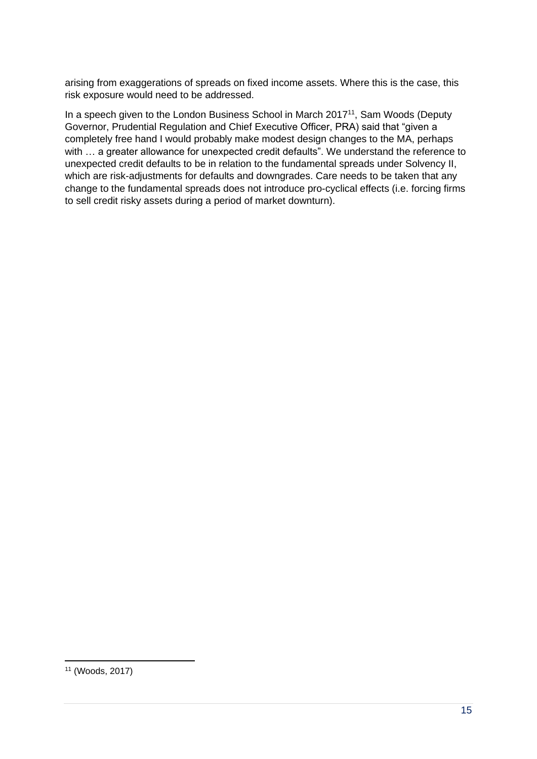arising from exaggerations of spreads on fixed income assets. Where this is the case, this risk exposure would need to be addressed.

In a speech given to the London Business School in March 2017[11], Sam Woods (Deputy Governor, Prudential Regulation and Chief Executive Officer, PRA) said that "given a completely free hand I would probably make modest design changes to the MA, perhaps with … a greater allowance for unexpected credit defaults". We understand the reference to unexpected credit defaults to be in relation to the fundamental spreads under Solvency II, which are risk-adjustments for defaults and downgrades. Care needs to be taken that any change to the fundamental spreads does not introduce pro-cyclical effects (i.e. forcing firms to sell credit risky assets during a period of market downturn).

[11] (Woods, 2017)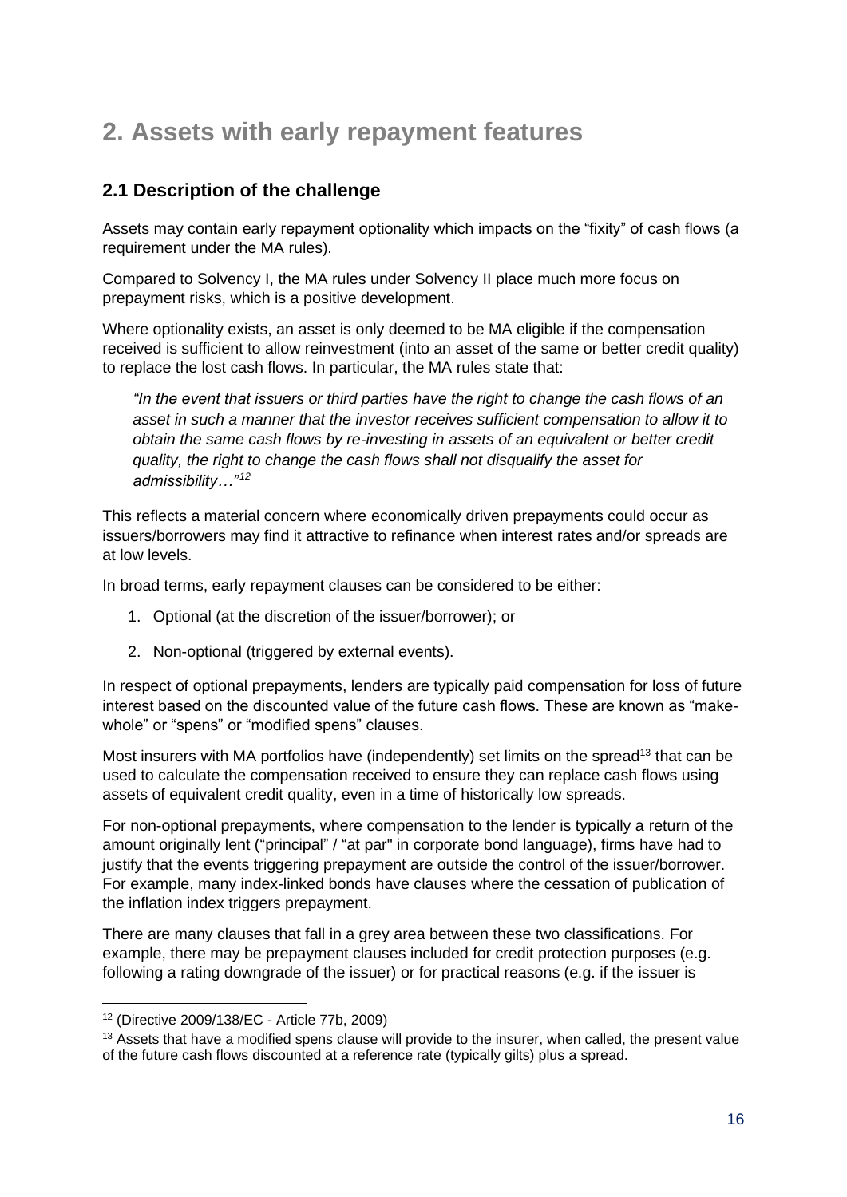# 2. Assets with early repayment features

## 2.1 Description of the challenge

Assets may contain early repayment optionality which impacts on the "fixity" of cash flows (a requirement under the MA rules).

Compared to Solvency I, the MA rules under Solvency II place much more focus on prepayment risks, which is a positive development.

Where optionality exists, an asset is only deemed to be MA eligible if the compensation received is sufficient to allow reinvestment (into an asset of the same or better credit quality) to replace the lost cash flows. In particular, the MA rules state that:

> *"In the event that issuers or third parties have the right to change the cash flows of an asset in such a manner that the investor receives sufficient compensation to allow it to obtain the same cash flows by re-investing in assets of an equivalent or better credit quality, the right to change the cash flows shall not disqualify the asset for admissibility…"*[12]

This reflects a material concern where economically driven prepayments could occur as issuers/borrowers may find it attractive to refinance when interest rates and/or spreads are at low levels.

In broad terms, early repayment clauses can be considered to be either:

1. Optional (at the discretion of the issuer/borrower); or
2. Non-optional (triggered by external events).

In respect of optional prepayments, lenders are typically paid compensation for loss of future interest based on the discounted value of the future cash flows. These are known as "make-whole" or "spens" or "modified spens" clauses.

Most insurers with MA portfolios have (independently) set limits on the spread[13] that can be used to calculate the compensation received to ensure they can replace cash flows using assets of equivalent credit quality, even in a time of historically low spreads.

For non-optional prepayments, where compensation to the lender is typically a return of the amount originally lent ("principal" / "at par" in corporate bond language), firms have had to justify that the events triggering prepayment are outside the control of the issuer/borrower. For example, many index-linked bonds have clauses where the cessation of publication of the inflation index triggers prepayment.

There are many clauses that fall in a grey area between these two classifications. For example, there may be prepayment clauses included for credit protection purposes (e.g. following a rating downgrade of the issuer) or for practical reasons (e.g. if the issuer is

[12] (Directive 2009/138/EC - Article 77b, 2009)

[13] Assets that have a modified spens clause will provide to the insurer, when called, the present value of the future cash flows discounted at a reference rate (typically gilts) plus a spread.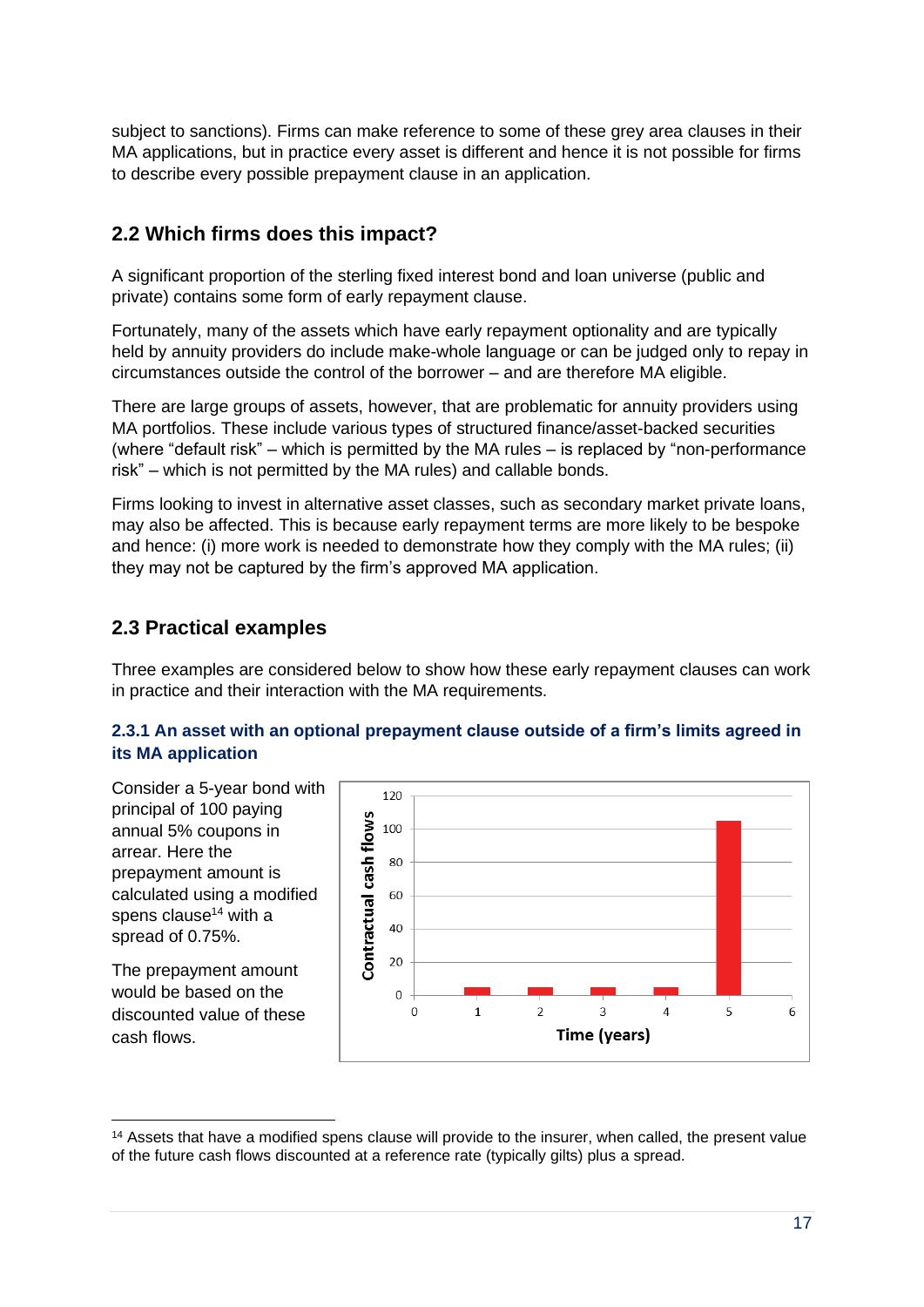subject to sanctions). Firms can make reference to some of these grey area clauses in their MA applications, but in practice every asset is different and hence it is not possible for firms to describe every possible prepayment clause in an application.

## 2.2 Which firms does this impact?

A significant proportion of the sterling fixed interest bond and loan universe (public and private) contains some form of early repayment clause.

Fortunately, many of the assets which have early repayment optionality and are typically held by annuity providers do include make-whole language or can be judged only to repay in circumstances outside the control of the borrower – and are therefore MA eligible.

There are large groups of assets, however, that are problematic for annuity providers using MA portfolios. These include various types of structured finance/asset-backed securities (where "default risk" – which is permitted by the MA rules – is replaced by "non-performance risk" – which is not permitted by the MA rules) and callable bonds.

Firms looking to invest in alternative asset classes, such as secondary market private loans, may also be affected. This is because early repayment terms are more likely to be bespoke and hence: (i) more work is needed to demonstrate how they comply with the MA rules; (ii) they may not be captured by the firm's approved MA application.

## 2.3 Practical examples

Three examples are considered below to show how these early repayment clauses can work in practice and their interaction with the MA requirements.

### 2.3.1 An asset with an optional prepayment clause outside of a firm's limits agreed in its MA application

Consider a 5-year bond with principal of 100 paying annual 5% coupons in arrear. Here the prepayment amount is calculated using a modified spens clause[14] with a spread of 0.75%.

The prepayment amount would be based on the discounted value of these cash flows.

[14] Assets that have a modified spens clause will provide to the insurer, when called, the present value of the future cash flows discounted at a reference rate (typically gilts) plus a spread.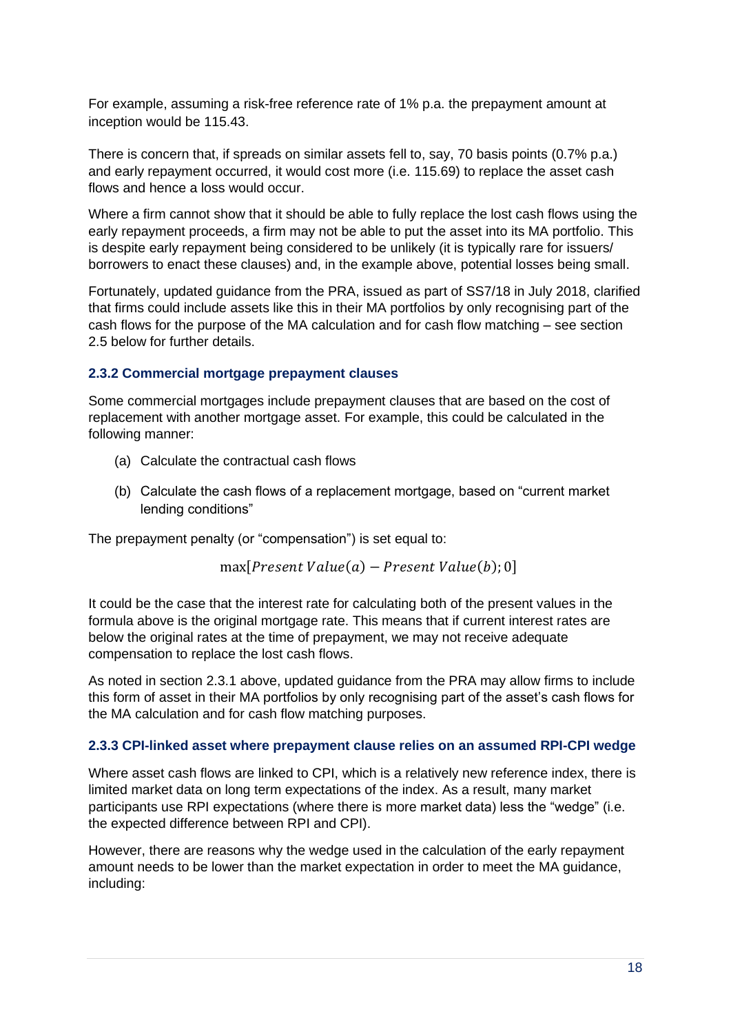For example, assuming a risk-free reference rate of 1% p.a. the prepayment amount at inception would be 115.43.

There is concern that, if spreads on similar assets fell to, say, 70 basis points (0.7% p.a.) and early repayment occurred, it would cost more (i.e. 115.69) to replace the asset cash flows and hence a loss would occur.

Where a firm cannot show that it should be able to fully replace the lost cash flows using the early repayment proceeds, a firm may not be able to put the asset into its MA portfolio. This is despite early repayment being considered to be unlikely (it is typically rare for issuers/ borrowers to enact these clauses) and, in the example above, potential losses being small.

Fortunately, updated guidance from the PRA, issued as part of SS7/18 in July 2018, clarified that firms could include assets like this in their MA portfolios by only recognising part of the cash flows for the purpose of the MA calculation and for cash flow matching – see section 2.5 below for further details.

### 2.3.2 Commercial mortgage prepayment clauses

Some commercial mortgages include prepayment clauses that are based on the cost of replacement with another mortgage asset. For example, this could be calculated in the following manner:

(a) Calculate the contractual cash flows

(b) Calculate the cash flows of a replacement mortgage, based on "current market lending conditions"

The prepayment penalty (or "compensation") is set equal to:

$$\max[Present\ Value(a) - Present\ Value(b); 0]$$

It could be the case that the interest rate for calculating both of the present values in the formula above is the original mortgage rate. This means that if current interest rates are below the original rates at the time of prepayment, we may not receive adequate compensation to replace the lost cash flows.

As noted in section 2.3.1 above, updated guidance from the PRA may allow firms to include this form of asset in their MA portfolios by only recognising part of the asset's cash flows for the MA calculation and for cash flow matching purposes.

### 2.3.3 CPI-linked asset where prepayment clause relies on an assumed RPI-CPI wedge

Where asset cash flows are linked to CPI, which is a relatively new reference index, there is limited market data on long term expectations of the index. As a result, many market participants use RPI expectations (where there is more market data) less the "wedge" (i.e. the expected difference between RPI and CPI).

However, there are reasons why the wedge used in the calculation of the early repayment amount needs to be lower than the market expectation in order to meet the MA guidance, including: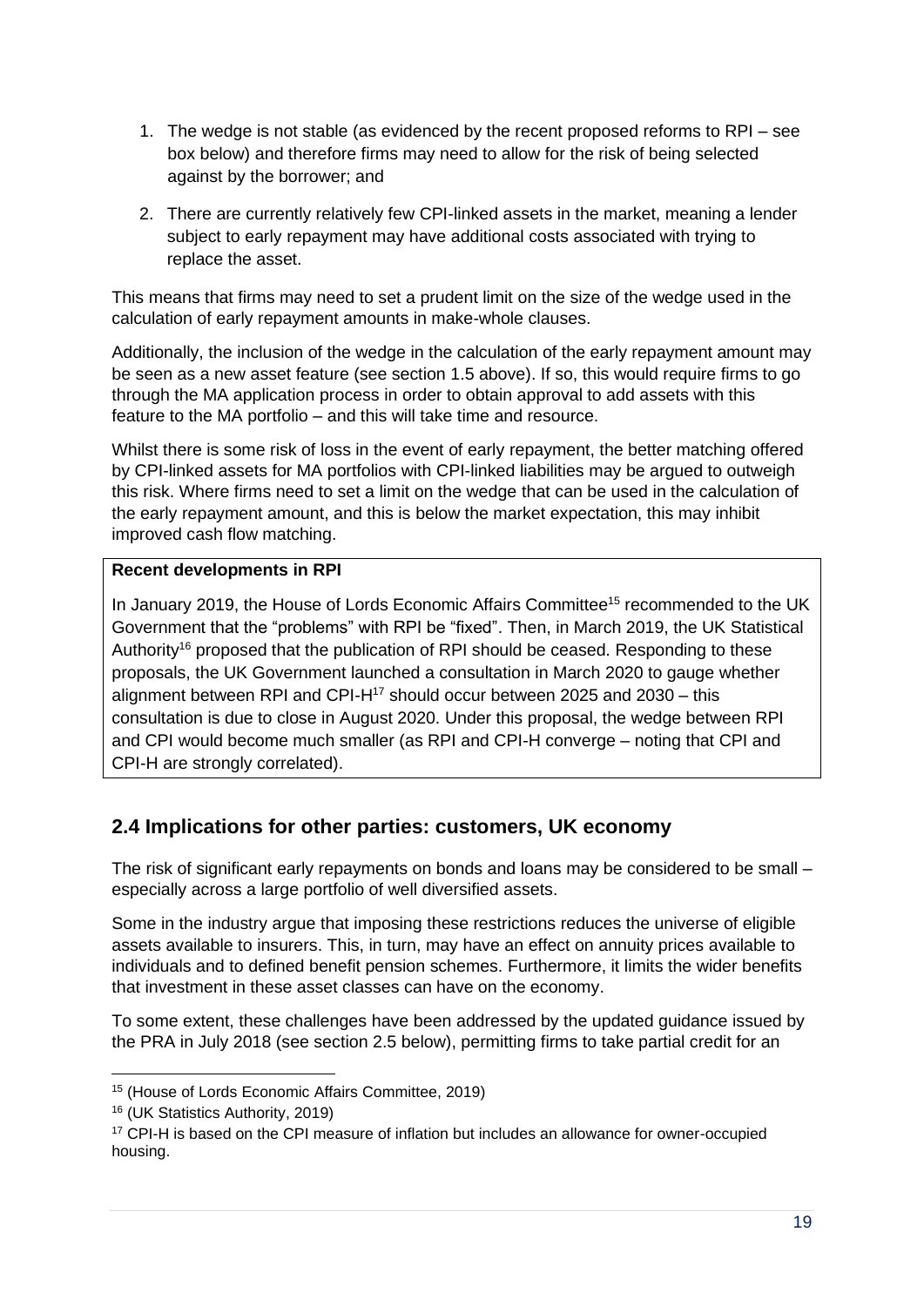1. The wedge is not stable (as evidenced by the recent proposed reforms to RPI – see box below) and therefore firms may need to allow for the risk of being selected against by the borrower; and
2. There are currently relatively few CPI-linked assets in the market, meaning a lender subject to early repayment may have additional costs associated with trying to replace the asset.

This means that firms may need to set a prudent limit on the size of the wedge used in the calculation of early repayment amounts in make-whole clauses.

Additionally, the inclusion of the wedge in the calculation of the early repayment amount may be seen as a new asset feature (see section 1.5 above). If so, this would require firms to go through the MA application process in order to obtain approval to add assets with this feature to the MA portfolio – and this will take time and resource.

Whilst there is some risk of loss in the event of early repayment, the better matching offered by CPI-linked assets for MA portfolios with CPI-linked liabilities may be argued to outweigh this risk. Where firms need to set a limit on the wedge that can be used in the calculation of the early repayment amount, and this is below the market expectation, this may inhibit improved cash flow matching.

**Recent developments in RPI**

In January 2019, the House of Lords Economic Affairs Committee[15] recommended to the UK Government that the "problems" with RPI be "fixed". Then, in March 2019, the UK Statistical Authority[16] proposed that the publication of RPI should be ceased. Responding to these proposals, the UK Government launched a consultation in March 2020 to gauge whether alignment between RPI and CPI-H[17] should occur between 2025 and 2030 – this consultation is due to close in August 2020. Under this proposal, the wedge between RPI and CPI would become much smaller (as RPI and CPI-H converge – noting that CPI and CPI-H are strongly correlated).

## 2.4 Implications for other parties: customers, UK economy

The risk of significant early repayments on bonds and loans may be considered to be small – especially across a large portfolio of well diversified assets.

Some in the industry argue that imposing these restrictions reduces the universe of eligible assets available to insurers. This, in turn, may have an effect on annuity prices available to individuals and to defined benefit pension schemes. Furthermore, it limits the wider benefits that investment in these asset classes can have on the economy.

To some extent, these challenges have been addressed by the updated guidance issued by the PRA in July 2018 (see section 2.5 below), permitting firms to take partial credit for an

[15] (House of Lords Economic Affairs Committee, 2019)

[16] (UK Statistics Authority, 2019)

[17] CPI-H is based on the CPI measure of inflation but includes an allowance for owner-occupied housing.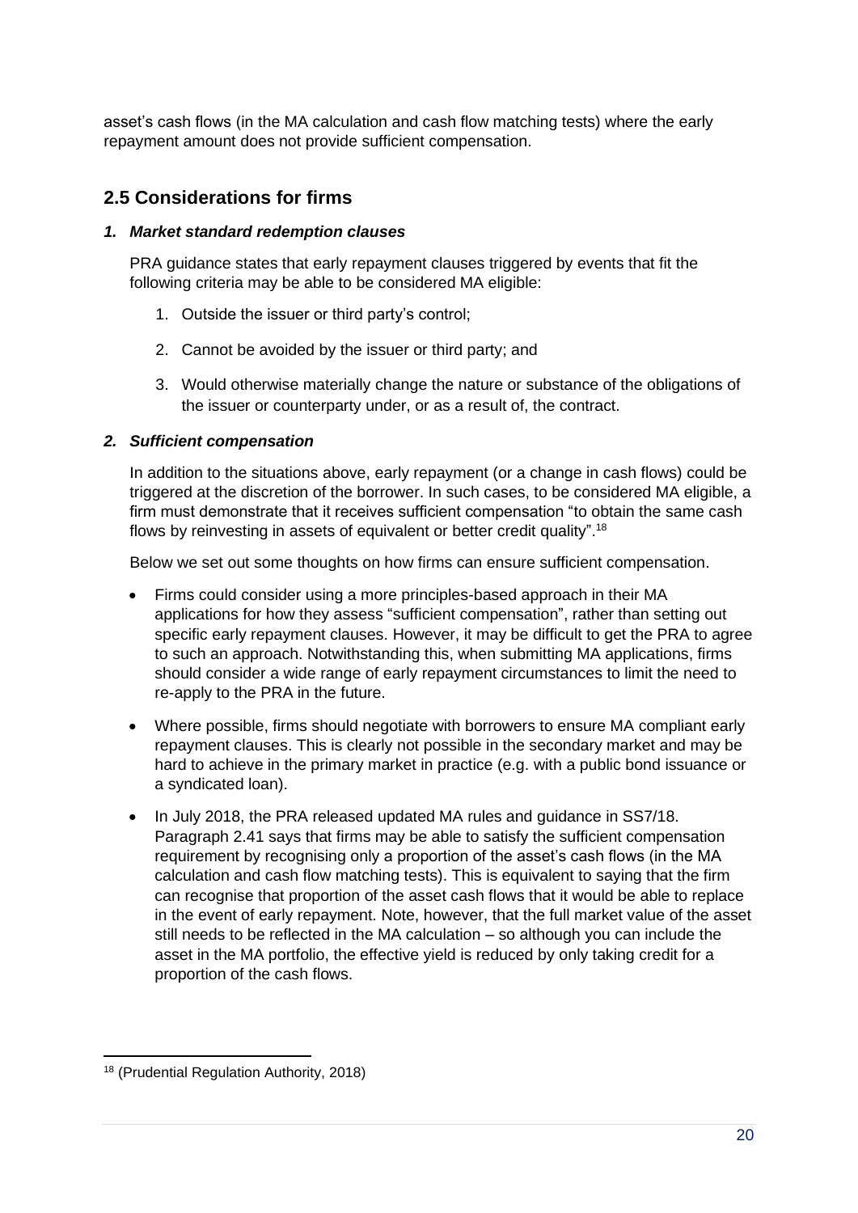asset's cash flows (in the MA calculation and cash flow matching tests) where the early repayment amount does not provide sufficient compensation.

## 2.5 Considerations for firms

### *1. Market standard redemption clauses*

PRA guidance states that early repayment clauses triggered by events that fit the following criteria may be able to be considered MA eligible:

1. Outside the issuer or third party's control;
2. Cannot be avoided by the issuer or third party; and
3. Would otherwise materially change the nature or substance of the obligations of the issuer or counterparty under, or as a result of, the contract.

### *2. Sufficient compensation*

In addition to the situations above, early repayment (or a change in cash flows) could be triggered at the discretion of the borrower. In such cases, to be considered MA eligible, a firm must demonstrate that it receives sufficient compensation "to obtain the same cash flows by reinvesting in assets of equivalent or better credit quality".[18]

Below we set out some thoughts on how firms can ensure sufficient compensation.

- Firms could consider using a more principles-based approach in their MA applications for how they assess "sufficient compensation", rather than setting out specific early repayment clauses. However, it may be difficult to get the PRA to agree to such an approach. Notwithstanding this, when submitting MA applications, firms should consider a wide range of early repayment circumstances to limit the need to re-apply to the PRA in the future.
- Where possible, firms should negotiate with borrowers to ensure MA compliant early repayment clauses. This is clearly not possible in the secondary market and may be hard to achieve in the primary market in practice (e.g. with a public bond issuance or a syndicated loan).
- In July 2018, the PRA released updated MA rules and guidance in SS7/18. Paragraph 2.41 says that firms may be able to satisfy the sufficient compensation requirement by recognising only a proportion of the asset's cash flows (in the MA calculation and cash flow matching tests). This is equivalent to saying that the firm can recognise that proportion of the asset cash flows that it would be able to replace in the event of early repayment. Note, however, that the full market value of the asset still needs to be reflected in the MA calculation – so although you can include the asset in the MA portfolio, the effective yield is reduced by only taking credit for a proportion of the cash flows.

---

[18] (Prudential Regulation Authority, 2018)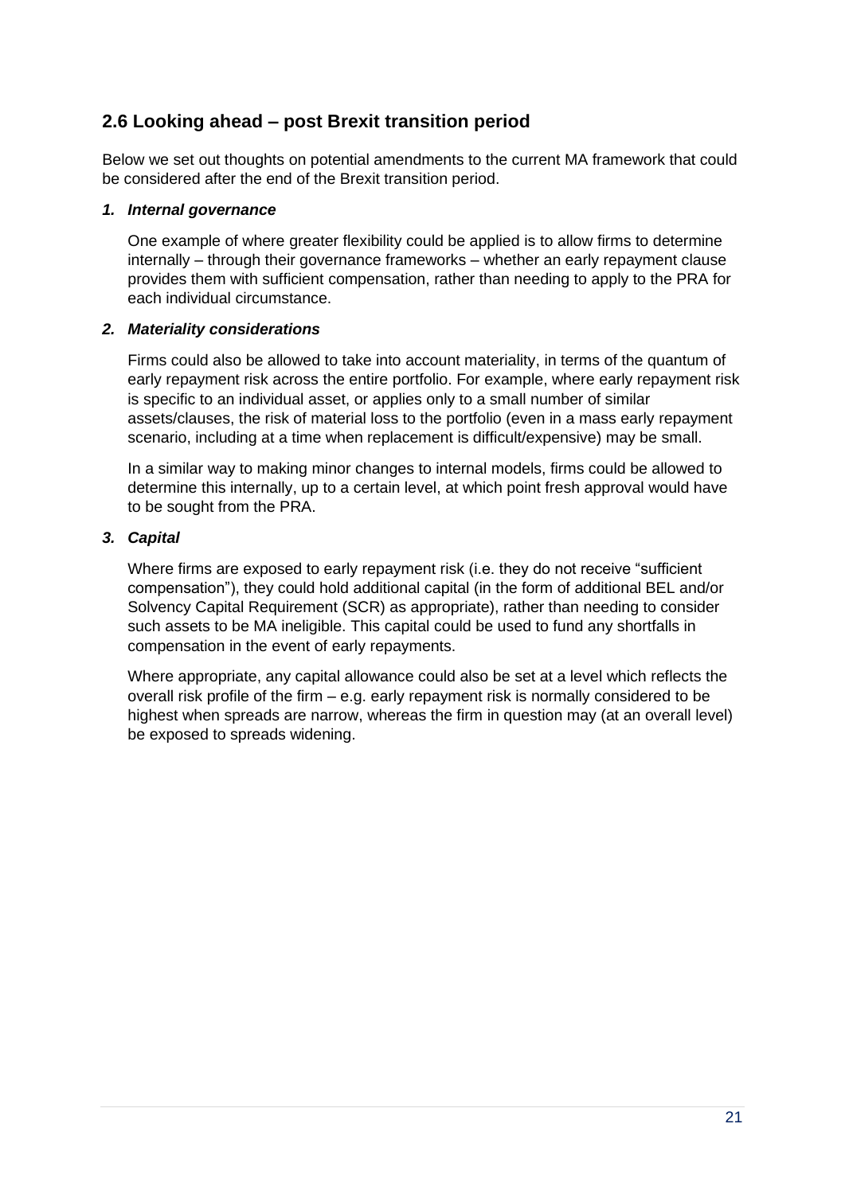## 2.6 Looking ahead – post Brexit transition period

Below we set out thoughts on potential amendments to the current MA framework that could be considered after the end of the Brexit transition period.

1. ***Internal governance***

   One example of where greater flexibility could be applied is to allow firms to determine internally – through their governance frameworks – whether an early repayment clause provides them with sufficient compensation, rather than needing to apply to the PRA for each individual circumstance.

2. ***Materiality considerations***

   Firms could also be allowed to take into account materiality, in terms of the quantum of early repayment risk across the entire portfolio. For example, where early repayment risk is specific to an individual asset, or applies only to a small number of similar assets/clauses, the risk of material loss to the portfolio (even in a mass early repayment scenario, including at a time when replacement is difficult/expensive) may be small.

   In a similar way to making minor changes to internal models, firms could be allowed to determine this internally, up to a certain level, at which point fresh approval would have to be sought from the PRA.

3. ***Capital***

   Where firms are exposed to early repayment risk (i.e. they do not receive "sufficient compensation"), they could hold additional capital (in the form of additional BEL and/or Solvency Capital Requirement (SCR) as appropriate), rather than needing to consider such assets to be MA ineligible. This capital could be used to fund any shortfalls in compensation in the event of early repayments.

   Where appropriate, any capital allowance could also be set at a level which reflects the overall risk profile of the firm – e.g. early repayment risk is normally considered to be highest when spreads are narrow, whereas the firm in question may (at an overall level) be exposed to spreads widening.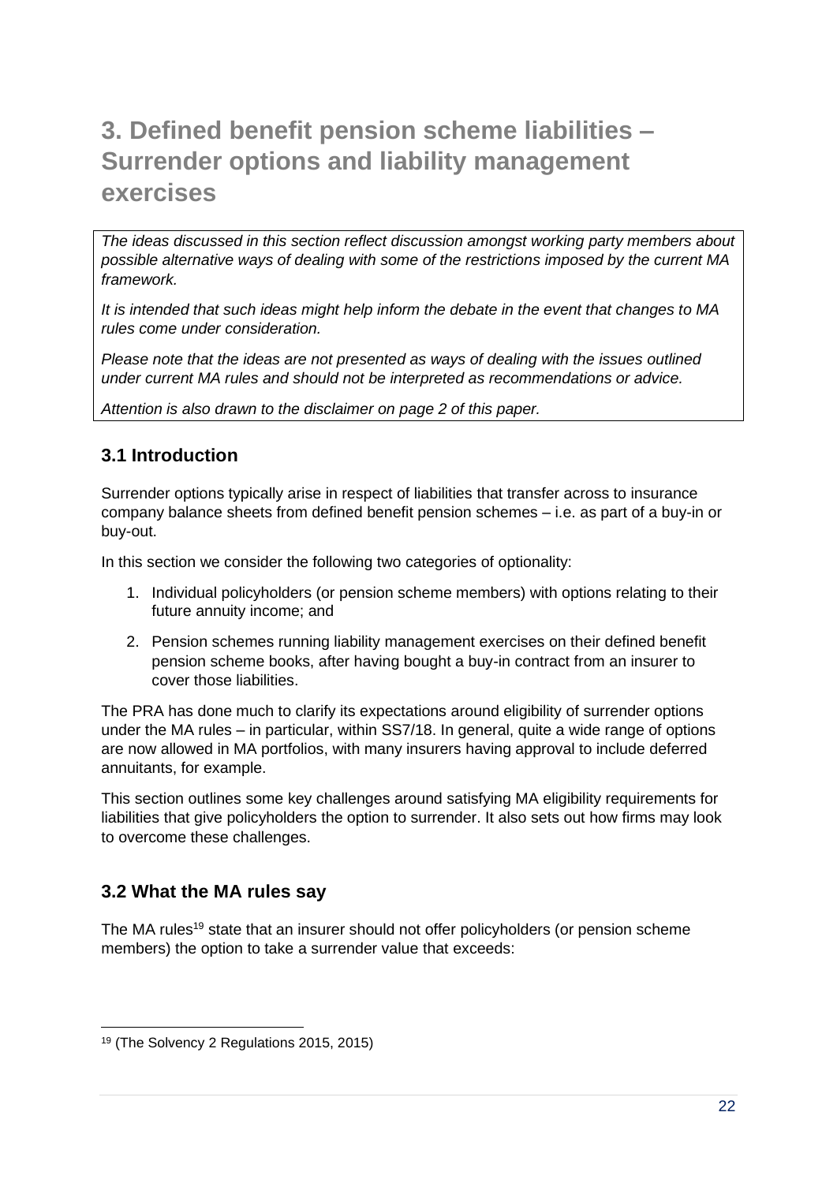# 3. Defined benefit pension scheme liabilities – Surrender options and liability management exercises

*The ideas discussed in this section reflect discussion amongst working party members about possible alternative ways of dealing with some of the restrictions imposed by the current MA framework.*

*It is intended that such ideas might help inform the debate in the event that changes to MA rules come under consideration.*

*Please note that the ideas are not presented as ways of dealing with the issues outlined under current MA rules and should not be interpreted as recommendations or advice.*

*Attention is also drawn to the disclaimer on page 2 of this paper.*

## 3.1 Introduction

Surrender options typically arise in respect of liabilities that transfer across to insurance company balance sheets from defined benefit pension schemes – i.e. as part of a buy-in or buy-out.

In this section we consider the following two categories of optionality:

1. Individual policyholders (or pension scheme members) with options relating to their future annuity income; and
2. Pension schemes running liability management exercises on their defined benefit pension scheme books, after having bought a buy-in contract from an insurer to cover those liabilities.

The PRA has done much to clarify its expectations around eligibility of surrender options under the MA rules – in particular, within SS7/18. In general, quite a wide range of options are now allowed in MA portfolios, with many insurers having approval to include deferred annuitants, for example.

This section outlines some key challenges around satisfying MA eligibility requirements for liabilities that give policyholders the option to surrender. It also sets out how firms may look to overcome these challenges.

## 3.2 What the MA rules say

The MA rules[19] state that an insurer should not offer policyholders (or pension scheme members) the option to take a surrender value that exceeds:

[19] (The Solvency 2 Regulations 2015, 2015)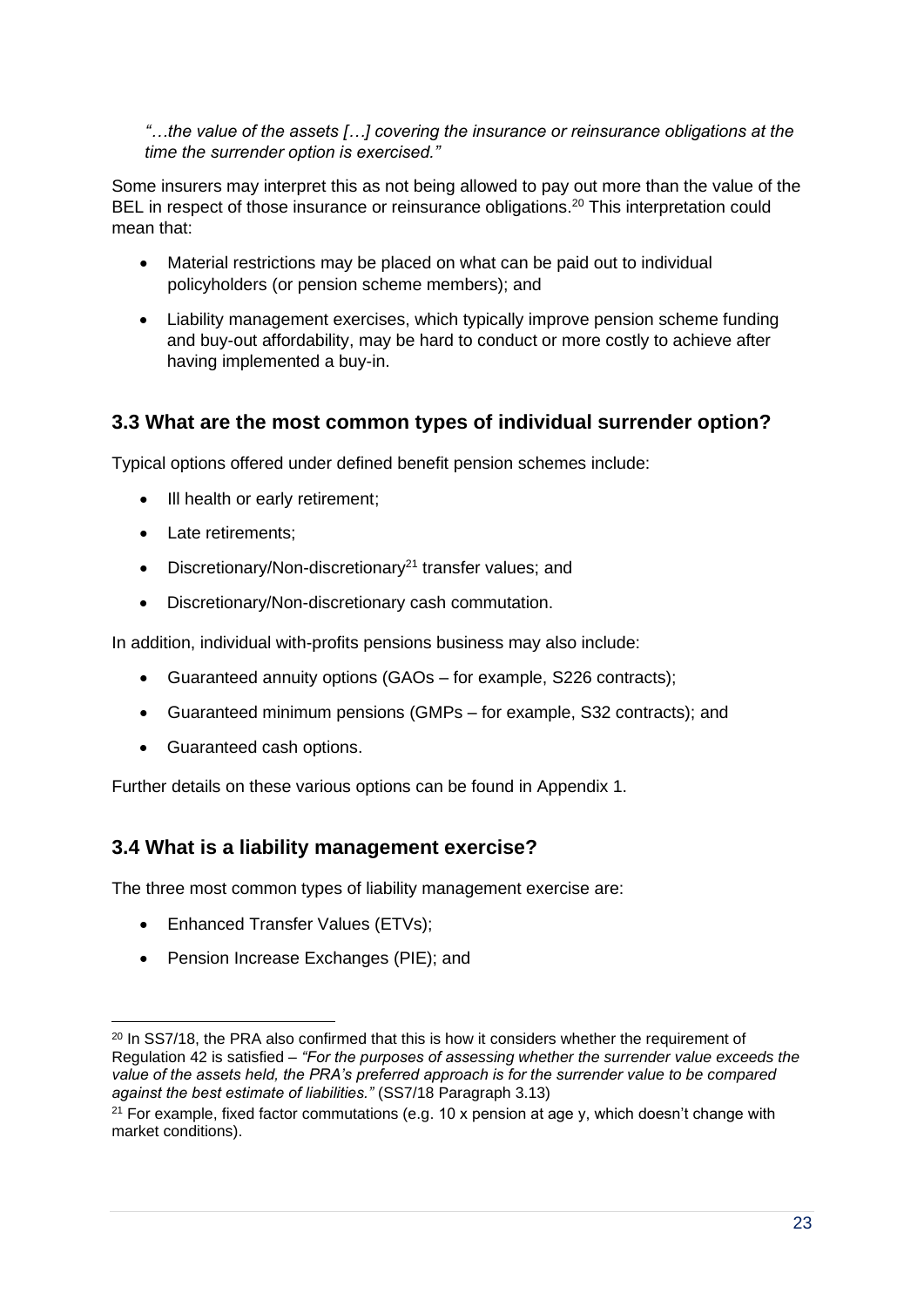*"…the value of the assets […] covering the insurance or reinsurance obligations at the time the surrender option is exercised."*

Some insurers may interpret this as not being allowed to pay out more than the value of the BEL in respect of those insurance or reinsurance obligations.[20] This interpretation could mean that:

- Material restrictions may be placed on what can be paid out to individual policyholders (or pension scheme members); and
- Liability management exercises, which typically improve pension scheme funding and buy-out affordability, may be hard to conduct or more costly to achieve after having implemented a buy-in.

## 3.3 What are the most common types of individual surrender option?

Typical options offered under defined benefit pension schemes include:

- Ill health or early retirement;
- Late retirements;
- Discretionary/Non-discretionary[21] transfer values; and
- Discretionary/Non-discretionary cash commutation.

In addition, individual with-profits pensions business may also include:

- Guaranteed annuity options (GAOs – for example, S226 contracts);
- Guaranteed minimum pensions (GMPs – for example, S32 contracts); and
- Guaranteed cash options.

Further details on these various options can be found in Appendix 1.

## 3.4 What is a liability management exercise?

The three most common types of liability management exercise are:

- Enhanced Transfer Values (ETVs);
- Pension Increase Exchanges (PIE); and

---

[20] In SS7/18, the PRA also confirmed that this is how it considers whether the requirement of Regulation 42 is satisfied – *"For the purposes of assessing whether the surrender value exceeds the value of the assets held, the PRA's preferred approach is for the surrender value to be compared against the best estimate of liabilities."* (SS7/18 Paragraph 3.13)

[21] For example, fixed factor commutations (e.g. 10 x pension at age y, which doesn't change with market conditions).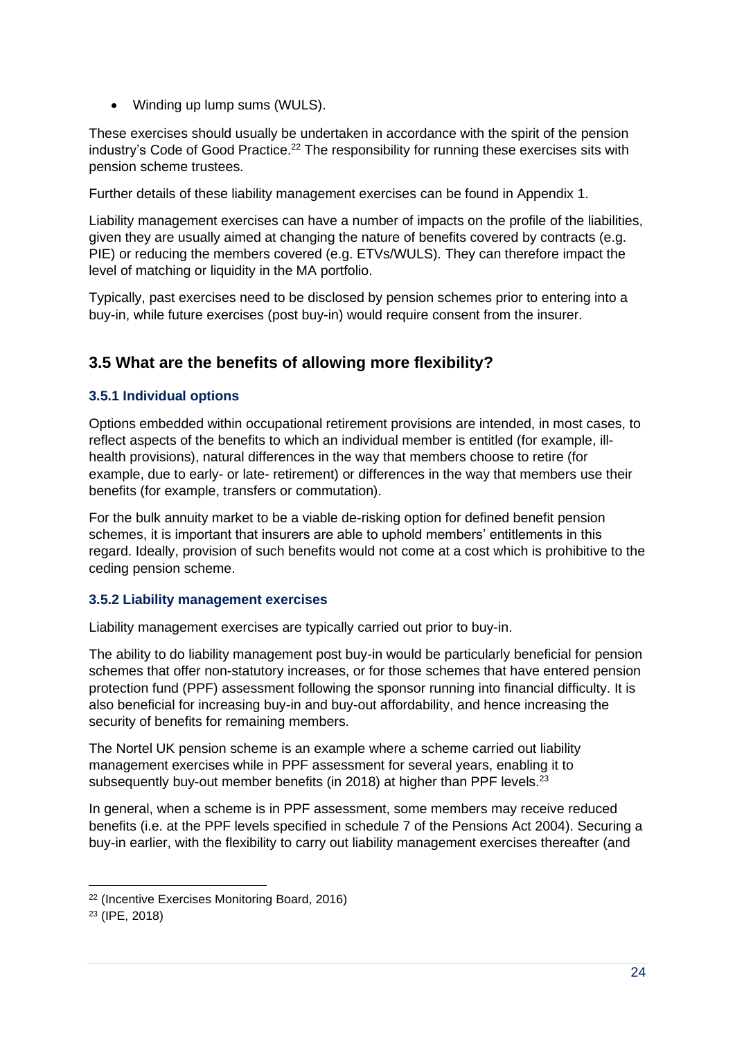- Winding up lump sums (WULS).

These exercises should usually be undertaken in accordance with the spirit of the pension industry's Code of Good Practice.[22] The responsibility for running these exercises sits with pension scheme trustees.

Further details of these liability management exercises can be found in Appendix 1.

Liability management exercises can have a number of impacts on the profile of the liabilities, given they are usually aimed at changing the nature of benefits covered by contracts (e.g. PIE) or reducing the members covered (e.g. ETVs/WULS). They can therefore impact the level of matching or liquidity in the MA portfolio.

Typically, past exercises need to be disclosed by pension schemes prior to entering into a buy-in, while future exercises (post buy-in) would require consent from the insurer.

## 3.5 What are the benefits of allowing more flexibility?

### 3.5.1 Individual options

Options embedded within occupational retirement provisions are intended, in most cases, to reflect aspects of the benefits to which an individual member is entitled (for example, ill-health provisions), natural differences in the way that members choose to retire (for example, due to early- or late- retirement) or differences in the way that members use their benefits (for example, transfers or commutation).

For the bulk annuity market to be a viable de-risking option for defined benefit pension schemes, it is important that insurers are able to uphold members' entitlements in this regard. Ideally, provision of such benefits would not come at a cost which is prohibitive to the ceding pension scheme.

### 3.5.2 Liability management exercises

Liability management exercises are typically carried out prior to buy-in.

The ability to do liability management post buy-in would be particularly beneficial for pension schemes that offer non-statutory increases, or for those schemes that have entered pension protection fund (PPF) assessment following the sponsor running into financial difficulty. It is also beneficial for increasing buy-in and buy-out affordability, and hence increasing the security of benefits for remaining members.

The Nortel UK pension scheme is an example where a scheme carried out liability management exercises while in PPF assessment for several years, enabling it to subsequently buy-out member benefits (in 2018) at higher than PPF levels.[23]

In general, when a scheme is in PPF assessment, some members may receive reduced benefits (i.e. at the PPF levels specified in schedule 7 of the Pensions Act 2004). Securing a buy-in earlier, with the flexibility to carry out liability management exercises thereafter (and

---

[22] (Incentive Exercises Monitoring Board, 2016)

[23] (IPE, 2018)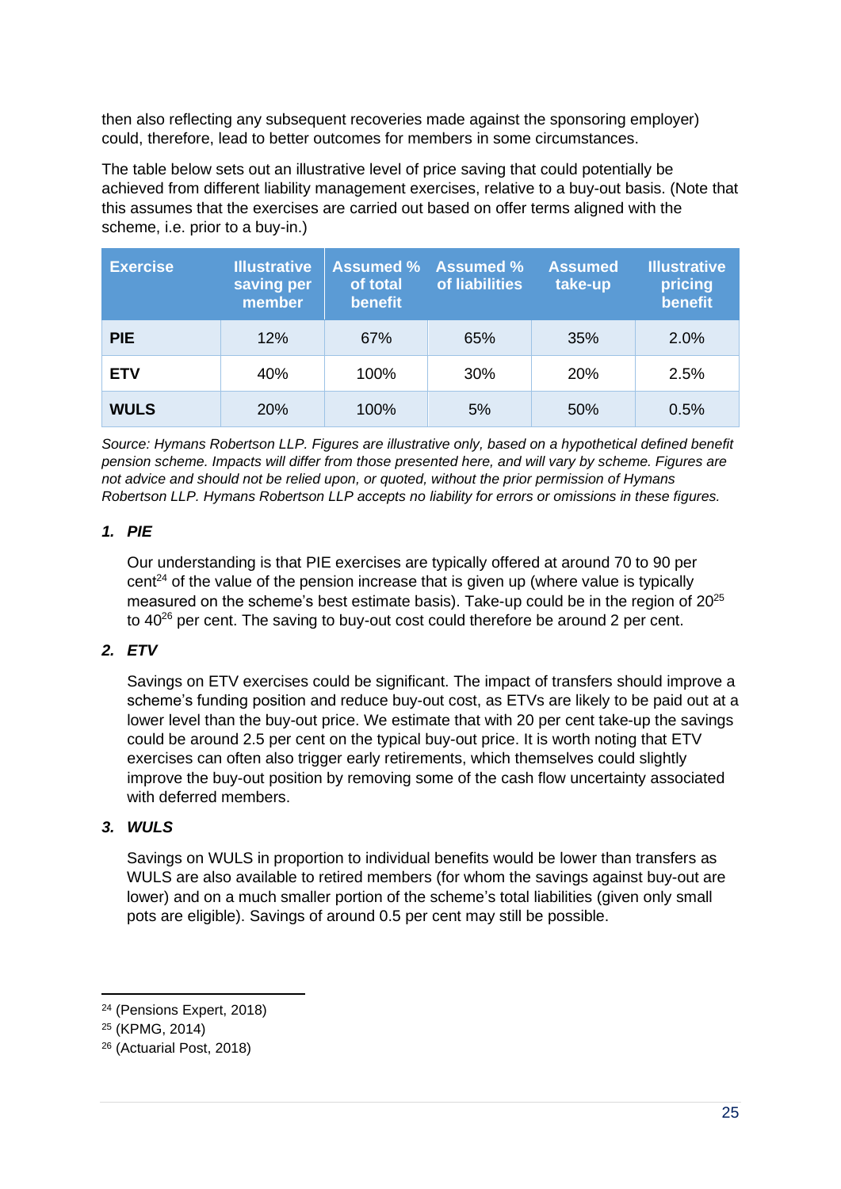then also reflecting any subsequent recoveries made against the sponsoring employer) could, therefore, lead to better outcomes for members in some circumstances.

The table below sets out an illustrative level of price saving that could potentially be achieved from different liability management exercises, relative to a buy-out basis. (Note that this assumes that the exercises are carried out based on offer terms aligned with the scheme, i.e. prior to a buy-in.)

| Exercise | Illustrative saving per member | Assumed % of total benefit | Assumed % of liabilities | Assumed take-up | Illustrative pricing benefit |
|---|---|---|---|---|---|
| **PIE** | 12% | 67% | 65% | 35% | 2.0% |
| **ETV** | 40% | 100% | 30% | 20% | 2.5% |
| **WULS** | 20% | 100% | 5% | 50% | 0.5% |

*Source: Hymans Robertson LLP. Figures are illustrative only, based on a hypothetical defined benefit pension scheme. Impacts will differ from those presented here, and will vary by scheme. Figures are not advice and should not be relied upon, or quoted, without the prior permission of Hymans Robertson LLP. Hymans Robertson LLP accepts no liability for errors or omissions in these figures.*

### 1. *PIE*

Our understanding is that PIE exercises are typically offered at around 70 to 90 per cent[24] of the value of the pension increase that is given up (where value is typically measured on the scheme's best estimate basis). Take-up could be in the region of 20[25] to 40[26] per cent. The saving to buy-out cost could therefore be around 2 per cent.

### 2. *ETV*

Savings on ETV exercises could be significant. The impact of transfers should improve a scheme's funding position and reduce buy-out cost, as ETVs are likely to be paid out at a lower level than the buy-out price. We estimate that with 20 per cent take-up the savings could be around 2.5 per cent on the typical buy-out price. It is worth noting that ETV exercises can often also trigger early retirements, which themselves could slightly improve the buy-out position by removing some of the cash flow uncertainty associated with deferred members.

### 3. *WULS*

Savings on WULS in proportion to individual benefits would be lower than transfers as WULS are also available to retired members (for whom the savings against buy-out are lower) and on a much smaller portion of the scheme's total liabilities (given only small pots are eligible). Savings of around 0.5 per cent may still be possible.

---

[24] (Pensions Expert, 2018)

[25] (KPMG, 2014)

[26] (Actuarial Post, 2018)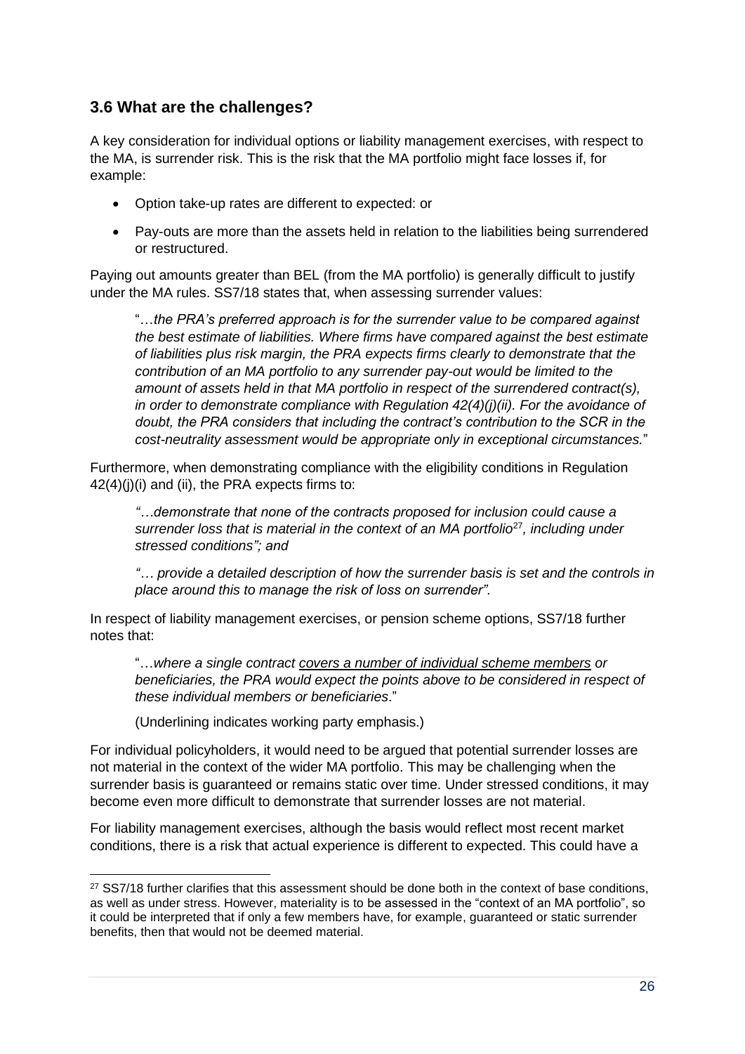## 3.6 What are the challenges?

A key consideration for individual options or liability management exercises, with respect to the MA, is surrender risk. This is the risk that the MA portfolio might face losses if, for example:

- Option take-up rates are different to expected: or
- Pay-outs are more than the assets held in relation to the liabilities being surrendered or restructured.

Paying out amounts greater than BEL (from the MA portfolio) is generally difficult to justify under the MA rules. SS7/18 states that, when assessing surrender values:

> "…*the PRA's preferred approach is for the surrender value to be compared against the best estimate of liabilities. Where firms have compared against the best estimate of liabilities plus risk margin, the PRA expects firms clearly to demonstrate that the contribution of an MA portfolio to any surrender pay-out would be limited to the amount of assets held in that MA portfolio in respect of the surrendered contract(s), in order to demonstrate compliance with Regulation 42(4)(j)(ii). For the avoidance of doubt, the PRA considers that including the contract's contribution to the SCR in the cost-neutrality assessment would be appropriate only in exceptional circumstances.*"

Furthermore, when demonstrating compliance with the eligibility conditions in Regulation 42(4)(j)(i) and (ii), the PRA expects firms to:

> *"…demonstrate that none of the contracts proposed for inclusion could cause a surrender loss that is material in the context of an MA portfolio*[27]*, including under stressed conditions"; and*
>
> *"… provide a detailed description of how the surrender basis is set and the controls in place around this to manage the risk of loss on surrender".*

In respect of liability management exercises, or pension scheme options, SS7/18 further notes that:

> "…*where a single contract <u>covers a number of individual scheme members</u> or beneficiaries, the PRA would expect the points above to be considered in respect of these individual members or beneficiaries*."
>
> (Underlining indicates working party emphasis.)

For individual policyholders, it would need to be argued that potential surrender losses are not material in the context of the wider MA portfolio. This may be challenging when the surrender basis is guaranteed or remains static over time. Under stressed conditions, it may become even more difficult to demonstrate that surrender losses are not material.

For liability management exercises, although the basis would reflect most recent market conditions, there is a risk that actual experience is different to expected. This could have a

[27] SS7/18 further clarifies that this assessment should be done both in the context of base conditions, as well as under stress. However, materiality is to be assessed in the "context of an MA portfolio", so it could be interpreted that if only a few members have, for example, guaranteed or static surrender benefits, then that would not be deemed material.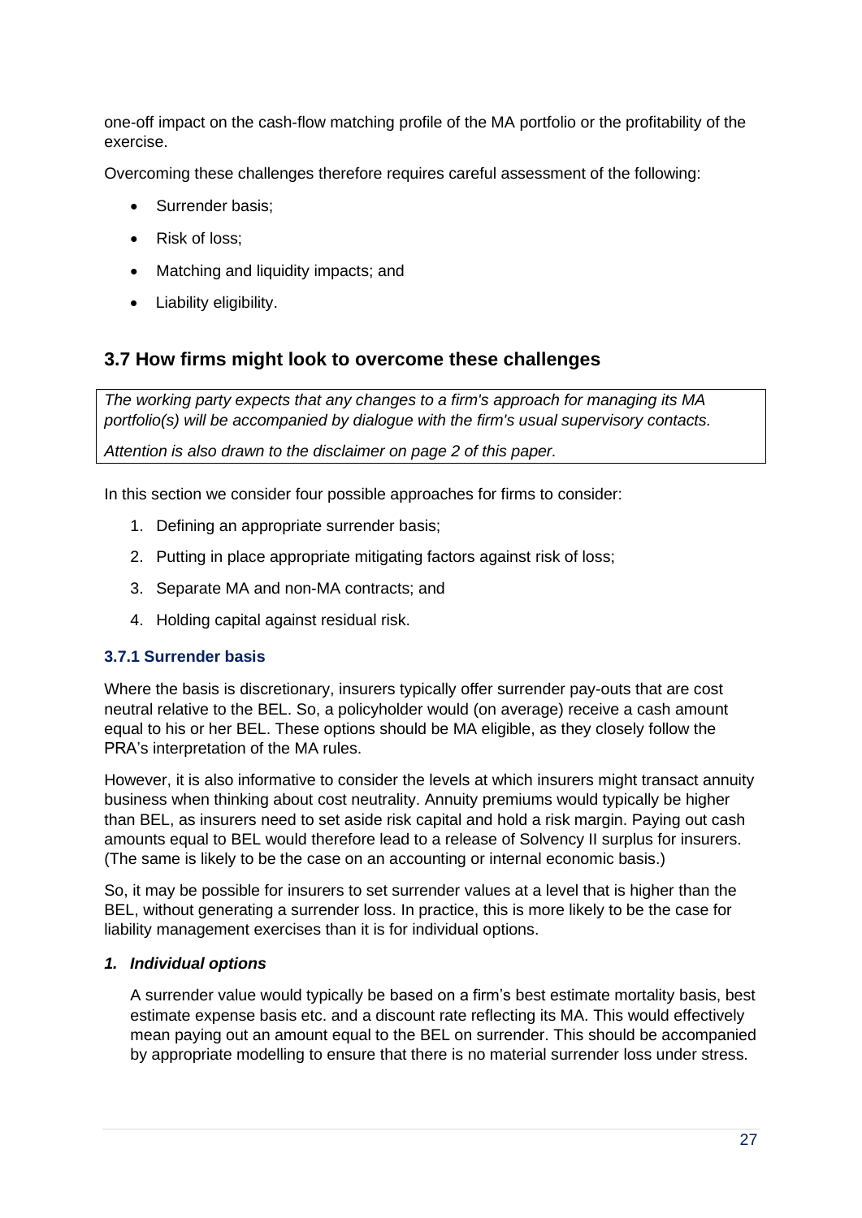one-off impact on the cash-flow matching profile of the MA portfolio or the profitability of the exercise.

Overcoming these challenges therefore requires careful assessment of the following:

- Surrender basis;
- Risk of loss;
- Matching and liquidity impacts; and
- Liability eligibility.

## 3.7 How firms might look to overcome these challenges

*The working party expects that any changes to a firm's approach for managing its MA portfolio(s) will be accompanied by dialogue with the firm's usual supervisory contacts.*

*Attention is also drawn to the disclaimer on page 2 of this paper.*

In this section we consider four possible approaches for firms to consider:

1. Defining an appropriate surrender basis;
2. Putting in place appropriate mitigating factors against risk of loss;
3. Separate MA and non-MA contracts; and
4. Holding capital against residual risk.

### 3.7.1 Surrender basis

Where the basis is discretionary, insurers typically offer surrender pay-outs that are cost neutral relative to the BEL. So, a policyholder would (on average) receive a cash amount equal to his or her BEL. These options should be MA eligible, as they closely follow the PRA's interpretation of the MA rules.

However, it is also informative to consider the levels at which insurers might transact annuity business when thinking about cost neutrality. Annuity premiums would typically be higher than BEL, as insurers need to set aside risk capital and hold a risk margin. Paying out cash amounts equal to BEL would therefore lead to a release of Solvency II surplus for insurers. (The same is likely to be the case on an accounting or internal economic basis.)

So, it may be possible for insurers to set surrender values at a level that is higher than the BEL, without generating a surrender loss. In practice, this is more likely to be the case for liability management exercises than it is for individual options.

***1. Individual options***

A surrender value would typically be based on a firm's best estimate mortality basis, best estimate expense basis etc. and a discount rate reflecting its MA. This would effectively mean paying out an amount equal to the BEL on surrender. This should be accompanied by appropriate modelling to ensure that there is no material surrender loss under stress.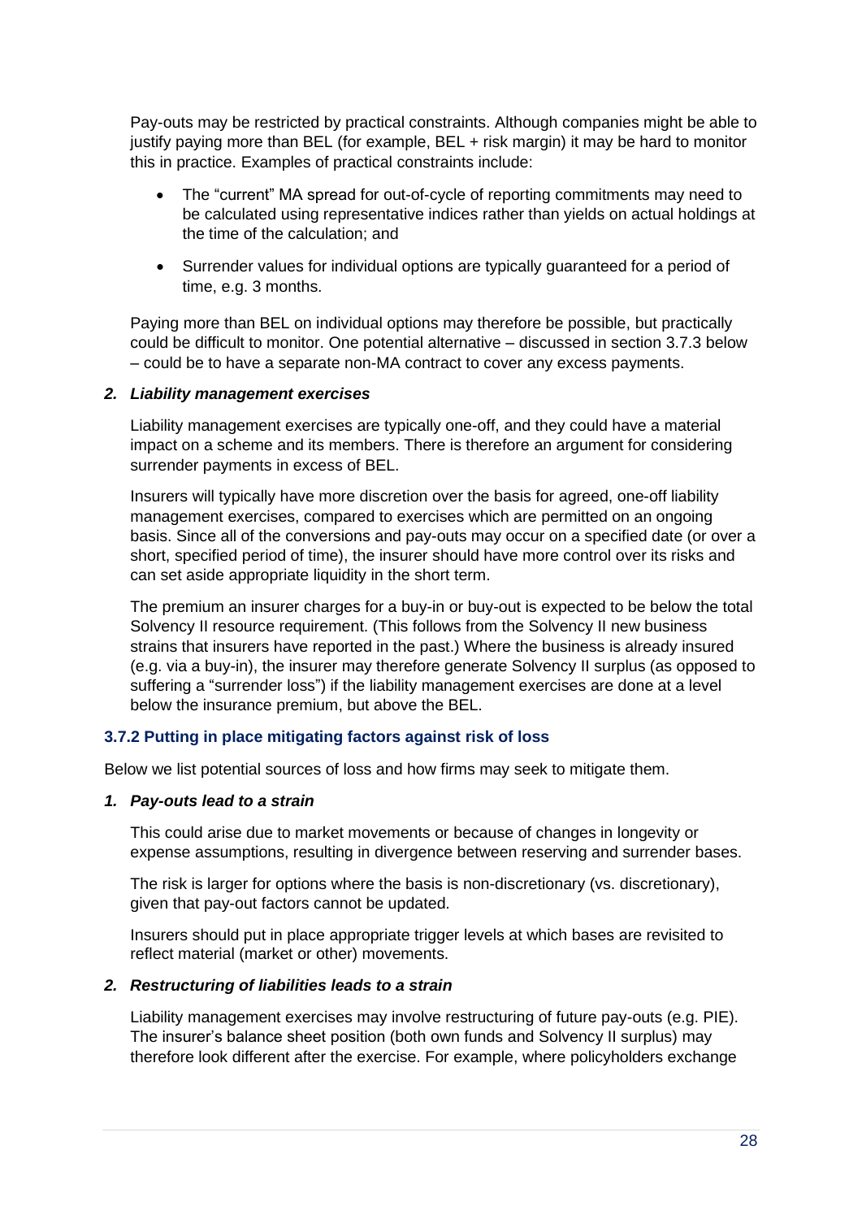Pay-outs may be restricted by practical constraints. Although companies might be able to justify paying more than BEL (for example, BEL + risk margin) it may be hard to monitor this in practice. Examples of practical constraints include:

- The "current" MA spread for out-of-cycle of reporting commitments may need to be calculated using representative indices rather than yields on actual holdings at the time of the calculation; and
- Surrender values for individual options are typically guaranteed for a period of time, e.g. 3 months.

Paying more than BEL on individual options may therefore be possible, but practically could be difficult to monitor. One potential alternative – discussed in section 3.7.3 below – could be to have a separate non-MA contract to cover any excess payments.

2. ***Liability management exercises***

Liability management exercises are typically one-off, and they could have a material impact on a scheme and its members. There is therefore an argument for considering surrender payments in excess of BEL.

Insurers will typically have more discretion over the basis for agreed, one-off liability management exercises, compared to exercises which are permitted on an ongoing basis. Since all of the conversions and pay-outs may occur on a specified date (or over a short, specified period of time), the insurer should have more control over its risks and can set aside appropriate liquidity in the short term.

The premium an insurer charges for a buy-in or buy-out is expected to be below the total Solvency II resource requirement. (This follows from the Solvency II new business strains that insurers have reported in the past.) Where the business is already insured (e.g. via a buy-in), the insurer may therefore generate Solvency II surplus (as opposed to suffering a "surrender loss") if the liability management exercises are done at a level below the insurance premium, but above the BEL.

### 3.7.2 Putting in place mitigating factors against risk of loss

Below we list potential sources of loss and how firms may seek to mitigate them.

1. ***Pay-outs lead to a strain***

This could arise due to market movements or because of changes in longevity or expense assumptions, resulting in divergence between reserving and surrender bases.

The risk is larger for options where the basis is non-discretionary (vs. discretionary), given that pay-out factors cannot be updated.

Insurers should put in place appropriate trigger levels at which bases are revisited to reflect material (market or other) movements.

2. ***Restructuring of liabilities leads to a strain***

Liability management exercises may involve restructuring of future pay-outs (e.g. PIE). The insurer's balance sheet position (both own funds and Solvency II surplus) may therefore look different after the exercise. For example, where policyholders exchange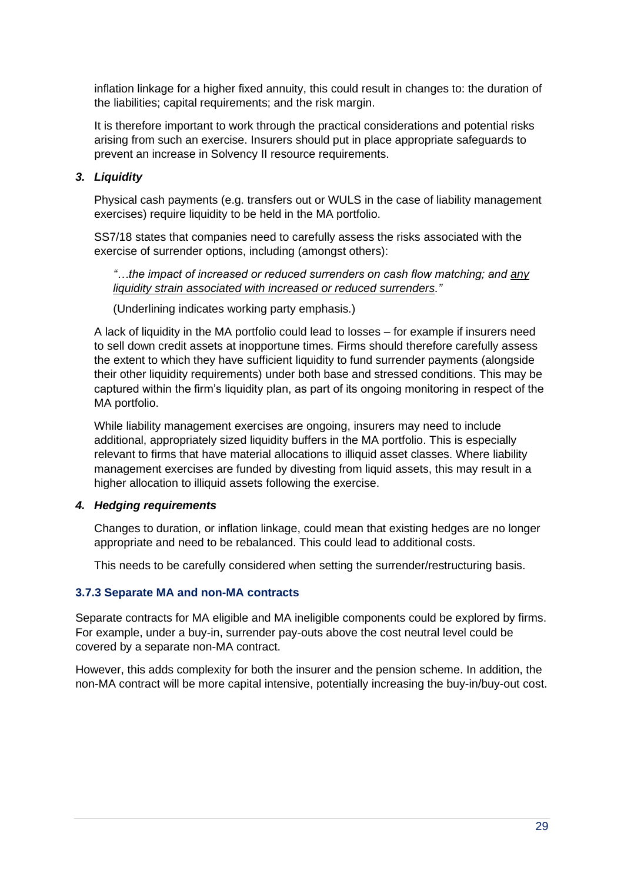inflation linkage for a higher fixed annuity, this could result in changes to: the duration of the liabilities; capital requirements; and the risk margin.

It is therefore important to work through the practical considerations and potential risks arising from such an exercise. Insurers should put in place appropriate safeguards to prevent an increase in Solvency II resource requirements.

***3. Liquidity***

Physical cash payments (e.g. transfers out or WULS in the case of liability management exercises) require liquidity to be held in the MA portfolio.

SS7/18 states that companies need to carefully assess the risks associated with the exercise of surrender options, including (amongst others):

> *"…the impact of increased or reduced surrenders on cash flow matching; and <u>any liquidity strain associated with increased or reduced surrenders</u>."*
>
> (Underlining indicates working party emphasis.)

A lack of liquidity in the MA portfolio could lead to losses – for example if insurers need to sell down credit assets at inopportune times. Firms should therefore carefully assess the extent to which they have sufficient liquidity to fund surrender payments (alongside their other liquidity requirements) under both base and stressed conditions. This may be captured within the firm's liquidity plan, as part of its ongoing monitoring in respect of the MA portfolio.

While liability management exercises are ongoing, insurers may need to include additional, appropriately sized liquidity buffers in the MA portfolio. This is especially relevant to firms that have material allocations to illiquid asset classes. Where liability management exercises are funded by divesting from liquid assets, this may result in a higher allocation to illiquid assets following the exercise.

***4. Hedging requirements***

Changes to duration, or inflation linkage, could mean that existing hedges are no longer appropriate and need to be rebalanced. This could lead to additional costs.

This needs to be carefully considered when setting the surrender/restructuring basis.

### 3.7.3 Separate MA and non-MA contracts

Separate contracts for MA eligible and MA ineligible components could be explored by firms. For example, under a buy-in, surrender pay-outs above the cost neutral level could be covered by a separate non-MA contract.

However, this adds complexity for both the insurer and the pension scheme. In addition, the non-MA contract will be more capital intensive, potentially increasing the buy-in/buy-out cost.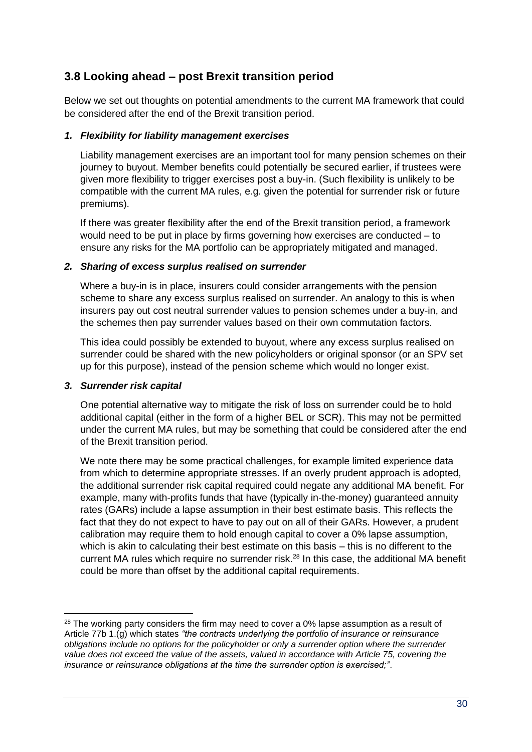## 3.8 Looking ahead – post Brexit transition period

Below we set out thoughts on potential amendments to the current MA framework that could be considered after the end of the Brexit transition period.

1. ***Flexibility for liability management exercises***

   Liability management exercises are an important tool for many pension schemes on their journey to buyout. Member benefits could potentially be secured earlier, if trustees were given more flexibility to trigger exercises post a buy-in. (Such flexibility is unlikely to be compatible with the current MA rules, e.g. given the potential for surrender risk or future premiums).

   If there was greater flexibility after the end of the Brexit transition period, a framework would need to be put in place by firms governing how exercises are conducted – to ensure any risks for the MA portfolio can be appropriately mitigated and managed.

2. ***Sharing of excess surplus realised on surrender***

   Where a buy-in is in place, insurers could consider arrangements with the pension scheme to share any excess surplus realised on surrender. An analogy to this is when insurers pay out cost neutral surrender values to pension schemes under a buy-in, and the schemes then pay surrender values based on their own commutation factors.

   This idea could possibly be extended to buyout, where any excess surplus realised on surrender could be shared with the new policyholders or original sponsor (or an SPV set up for this purpose), instead of the pension scheme which would no longer exist.

3. ***Surrender risk capital***

   One potential alternative way to mitigate the risk of loss on surrender could be to hold additional capital (either in the form of a higher BEL or SCR). This may not be permitted under the current MA rules, but may be something that could be considered after the end of the Brexit transition period.

   We note there may be some practical challenges, for example limited experience data from which to determine appropriate stresses. If an overly prudent approach is adopted, the additional surrender risk capital required could negate any additional MA benefit. For example, many with-profits funds that have (typically in-the-money) guaranteed annuity rates (GARs) include a lapse assumption in their best estimate basis. This reflects the fact that they do not expect to have to pay out on all of their GARs. However, a prudent calibration may require them to hold enough capital to cover a 0% lapse assumption, which is akin to calculating their best estimate on this basis – this is no different to the current MA rules which require no surrender risk.[28] In this case, the additional MA benefit could be more than offset by the additional capital requirements.

---

[28] The working party considers the firm may need to cover a 0% lapse assumption as a result of Article 77b 1.(g) which states *"the contracts underlying the portfolio of insurance or reinsurance obligations include no options for the policyholder or only a surrender option where the surrender value does not exceed the value of the assets, valued in accordance with Article 75, covering the insurance or reinsurance obligations at the time the surrender option is exercised;"*.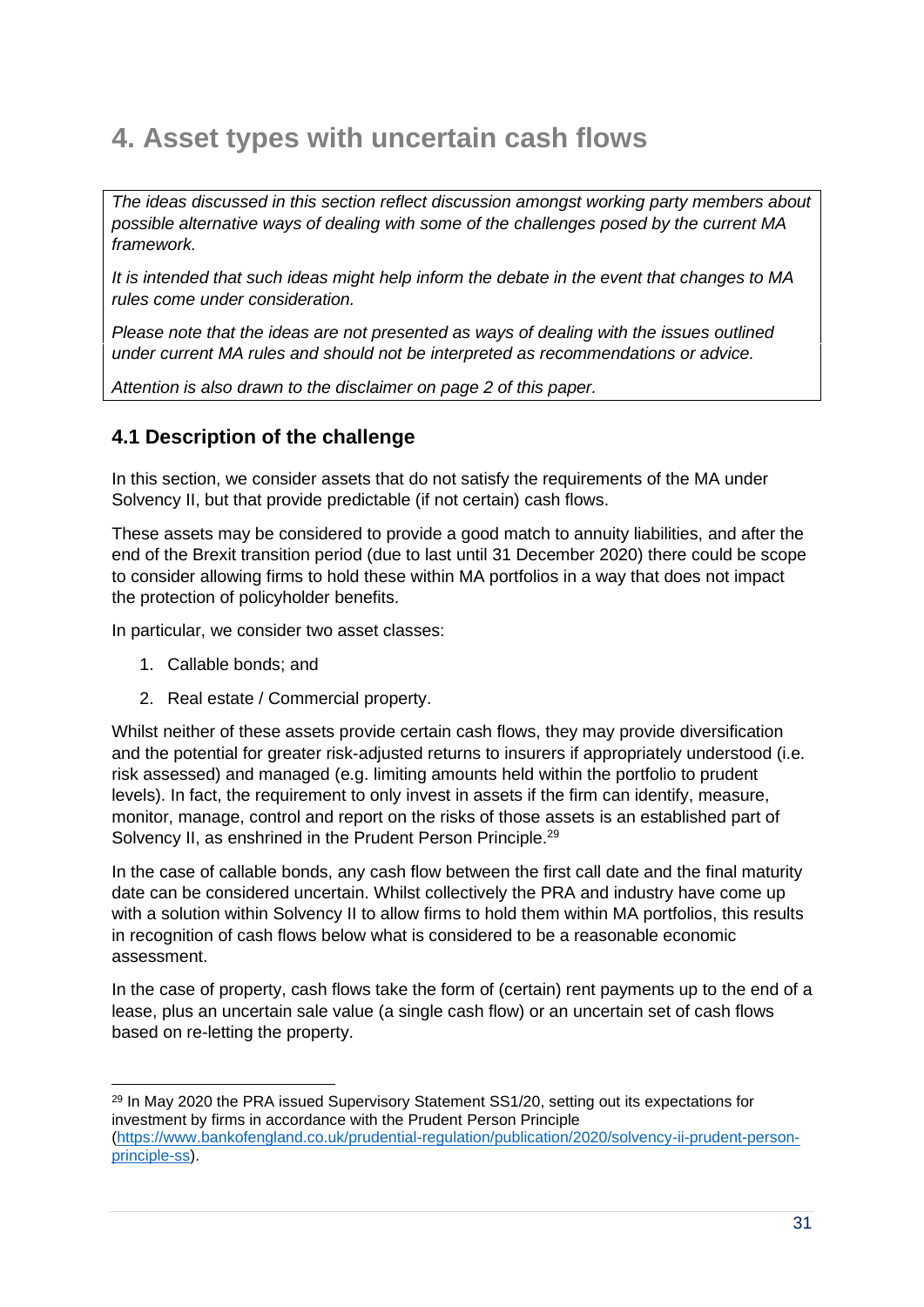# 4. Asset types with uncertain cash flows

*The ideas discussed in this section reflect discussion amongst working party members about possible alternative ways of dealing with some of the challenges posed by the current MA framework.*

*It is intended that such ideas might help inform the debate in the event that changes to MA rules come under consideration.*

*Please note that the ideas are not presented as ways of dealing with the issues outlined under current MA rules and should not be interpreted as recommendations or advice.*

*Attention is also drawn to the disclaimer on page 2 of this paper.*

## 4.1 Description of the challenge

In this section, we consider assets that do not satisfy the requirements of the MA under Solvency II, but that provide predictable (if not certain) cash flows.

These assets may be considered to provide a good match to annuity liabilities, and after the end of the Brexit transition period (due to last until 31 December 2020) there could be scope to consider allowing firms to hold these within MA portfolios in a way that does not impact the protection of policyholder benefits.

In particular, we consider two asset classes:

1. Callable bonds; and
2. Real estate / Commercial property.

Whilst neither of these assets provide certain cash flows, they may provide diversification and the potential for greater risk-adjusted returns to insurers if appropriately understood (i.e. risk assessed) and managed (e.g. limiting amounts held within the portfolio to prudent levels). In fact, the requirement to only invest in assets if the firm can identify, measure, monitor, manage, control and report on the risks of those assets is an established part of Solvency II, as enshrined in the Prudent Person Principle.[29]

In the case of callable bonds, any cash flow between the first call date and the final maturity date can be considered uncertain. Whilst collectively the PRA and industry have come up with a solution within Solvency II to allow firms to hold them within MA portfolios, this results in recognition of cash flows below what is considered to be a reasonable economic assessment.

In the case of property, cash flows take the form of (certain) rent payments up to the end of a lease, plus an uncertain sale value (a single cash flow) or an uncertain set of cash flows based on re-letting the property.

[29] In May 2020 the PRA issued Supervisory Statement SS1/20, setting out its expectations for investment by firms in accordance with the Prudent Person Principle (https://www.bankofengland.co.uk/prudential-regulation/publication/2020/solvency-ii-prudent-person-principle-ss).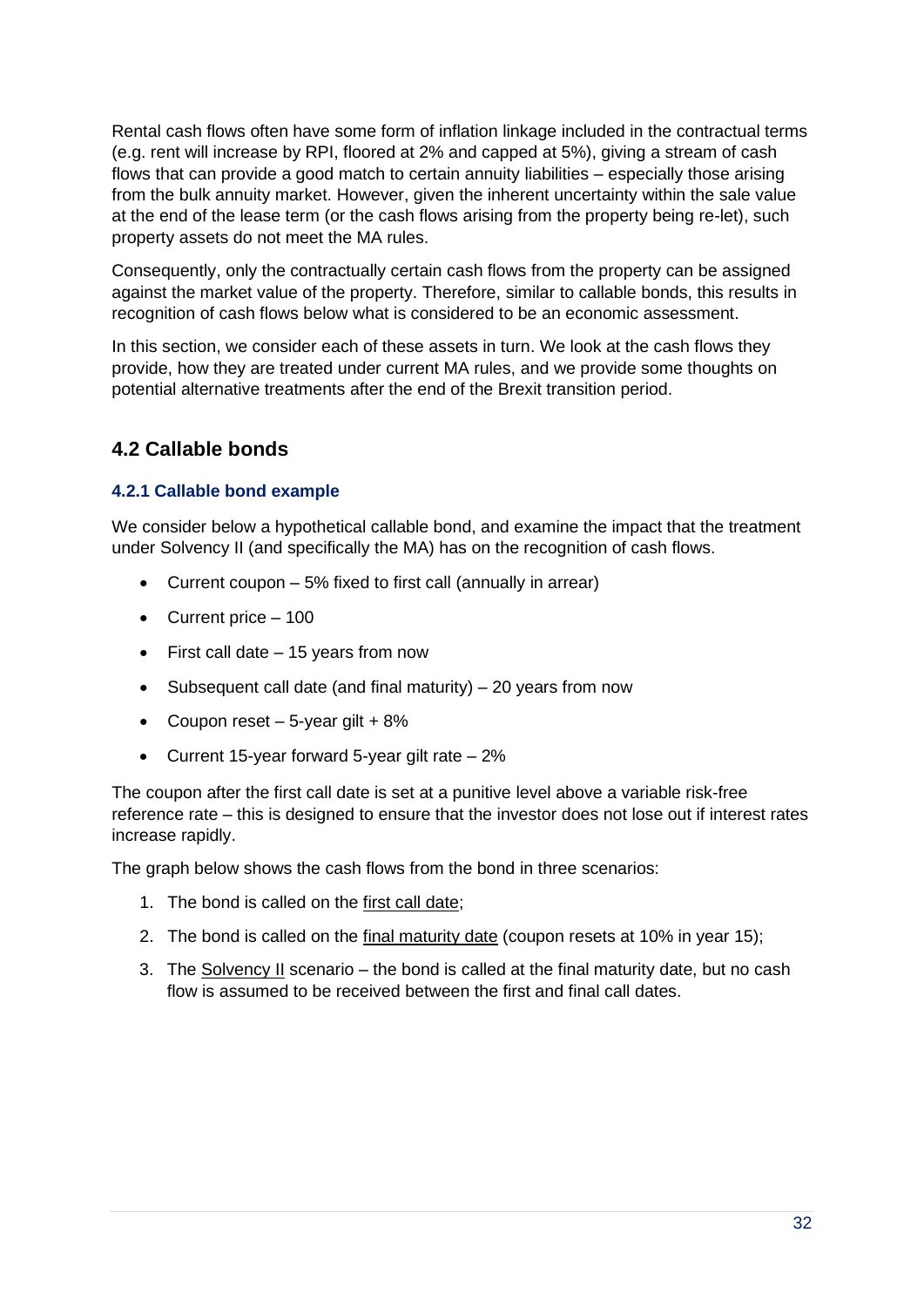Rental cash flows often have some form of inflation linkage included in the contractual terms (e.g. rent will increase by RPI, floored at 2% and capped at 5%), giving a stream of cash flows that can provide a good match to certain annuity liabilities – especially those arising from the bulk annuity market. However, given the inherent uncertainty within the sale value at the end of the lease term (or the cash flows arising from the property being re-let), such property assets do not meet the MA rules.

Consequently, only the contractually certain cash flows from the property can be assigned against the market value of the property. Therefore, similar to callable bonds, this results in recognition of cash flows below what is considered to be an economic assessment.

In this section, we consider each of these assets in turn. We look at the cash flows they provide, how they are treated under current MA rules, and we provide some thoughts on potential alternative treatments after the end of the Brexit transition period.

## 4.2 Callable bonds

### 4.2.1 Callable bond example

We consider below a hypothetical callable bond, and examine the impact that the treatment under Solvency II (and specifically the MA) has on the recognition of cash flows.

- Current coupon – 5% fixed to first call (annually in arrear)
- Current price – 100
- First call date – 15 years from now
- Subsequent call date (and final maturity) – 20 years from now
- Coupon reset – 5-year gilt + 8%
- Current 15-year forward 5-year gilt rate – 2%

The coupon after the first call date is set at a punitive level above a variable risk-free reference rate – this is designed to ensure that the investor does not lose out if interest rates increase rapidly.

The graph below shows the cash flows from the bond in three scenarios:

1. The bond is called on the first call date;
2. The bond is called on the final maturity date (coupon resets at 10% in year 15);
3. The Solvency II scenario – the bond is called at the final maturity date, but no cash flow is assumed to be received between the first and final call dates.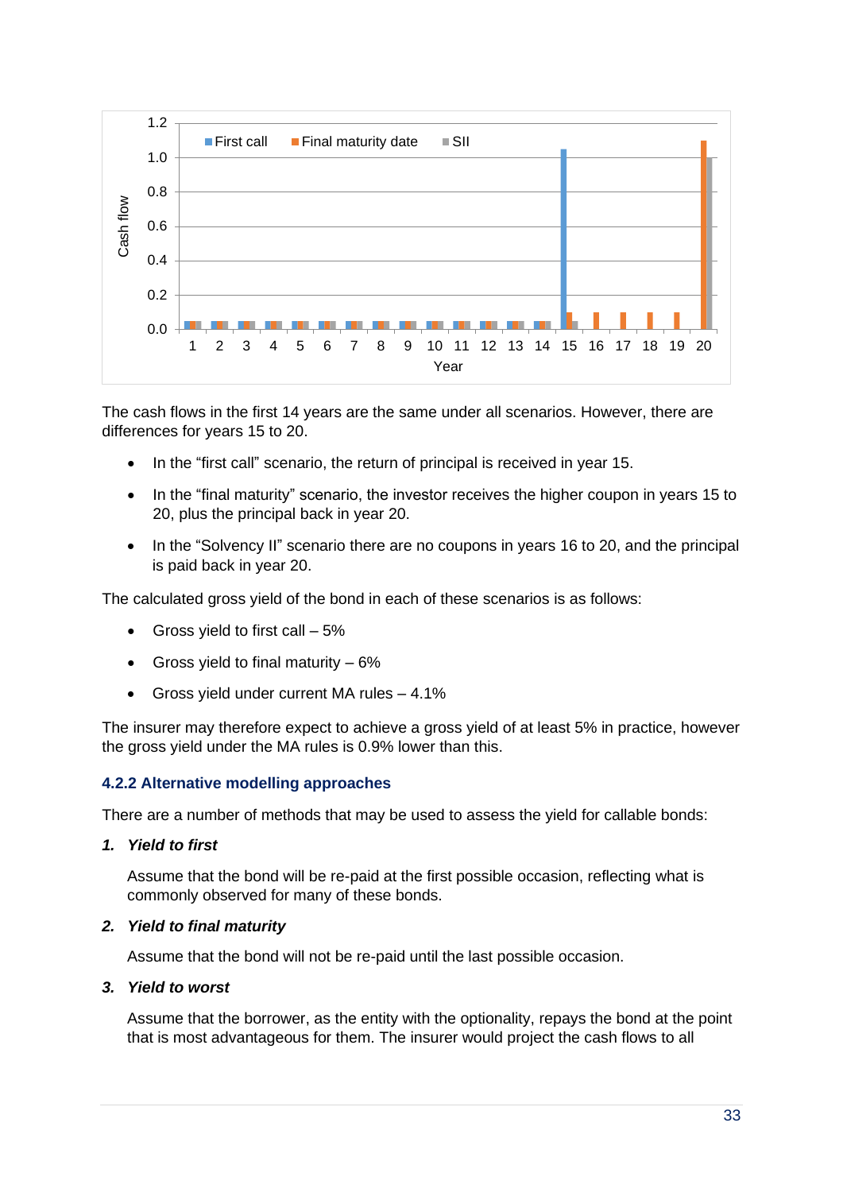The cash flows in the first 14 years are the same under all scenarios. However, there are differences for years 15 to 20.

- In the "first call" scenario, the return of principal is received in year 15.
- In the "final maturity" scenario, the investor receives the higher coupon in years 15 to 20, plus the principal back in year 20.
- In the "Solvency II" scenario there are no coupons in years 16 to 20, and the principal is paid back in year 20.

The calculated gross yield of the bond in each of these scenarios is as follows:

- Gross yield to first call – 5%
- Gross yield to final maturity – 6%
- Gross yield under current MA rules – 4.1%

The insurer may therefore expect to achieve a gross yield of at least 5% in practice, however the gross yield under the MA rules is 0.9% lower than this.

### 4.2.2 Alternative modelling approaches

There are a number of methods that may be used to assess the yield for callable bonds:

1. ***Yield to first***

   Assume that the bond will be re-paid at the first possible occasion, reflecting what is commonly observed for many of these bonds.

2. ***Yield to final maturity***

   Assume that the bond will not be re-paid until the last possible occasion.

3. ***Yield to worst***

   Assume that the borrower, as the entity with the optionality, repays the bond at the point that is most advantageous for them. The insurer would project the cash flows to all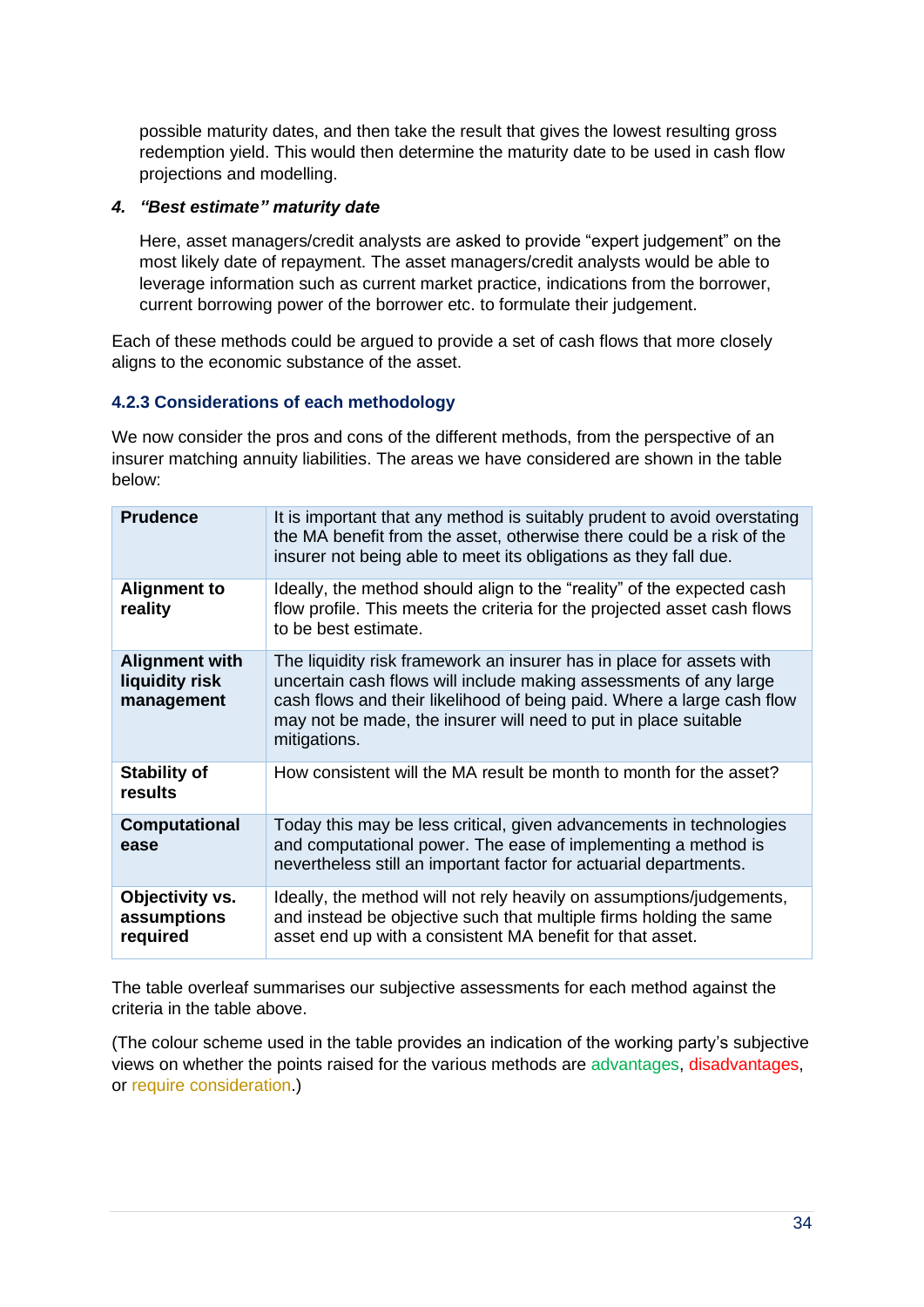possible maturity dates, and then take the result that gives the lowest resulting gross redemption yield. This would then determine the maturity date to be used in cash flow projections and modelling.

4. ***"Best estimate" maturity date***

   Here, asset managers/credit analysts are asked to provide "expert judgement" on the most likely date of repayment. The asset managers/credit analysts would be able to leverage information such as current market practice, indications from the borrower, current borrowing power of the borrower etc. to formulate their judgement.

Each of these methods could be argued to provide a set of cash flows that more closely aligns to the economic substance of the asset.

### 4.2.3 Considerations of each methodology

We now consider the pros and cons of the different methods, from the perspective of an insurer matching annuity liabilities. The areas we have considered are shown in the table below:

| | |
|---|---|
| **Prudence** | It is important that any method is suitably prudent to avoid overstating the MA benefit from the asset, otherwise there could be a risk of the insurer not being able to meet its obligations as they fall due. |
| **Alignment to reality** | Ideally, the method should align to the "reality" of the expected cash flow profile. This meets the criteria for the projected asset cash flows to be best estimate. |
| **Alignment with liquidity risk management** | The liquidity risk framework an insurer has in place for assets with uncertain cash flows will include making assessments of any large cash flows and their likelihood of being paid. Where a large cash flow may not be made, the insurer will need to put in place suitable mitigations. |
| **Stability of results** | How consistent will the MA result be month to month for the asset? |
| **Computational ease** | Today this may be less critical, given advancements in technologies and computational power. The ease of implementing a method is nevertheless still an important factor for actuarial departments. |
| **Objectivity vs. assumptions required** | Ideally, the method will not rely heavily on assumptions/judgements, and instead be objective such that multiple firms holding the same asset end up with a consistent MA benefit for that asset. |

The table overleaf summarises our subjective assessments for each method against the criteria in the table above.

(The colour scheme used in the table provides an indication of the working party's subjective views on whether the points raised for the various methods are advantages, disadvantages, or require consideration.)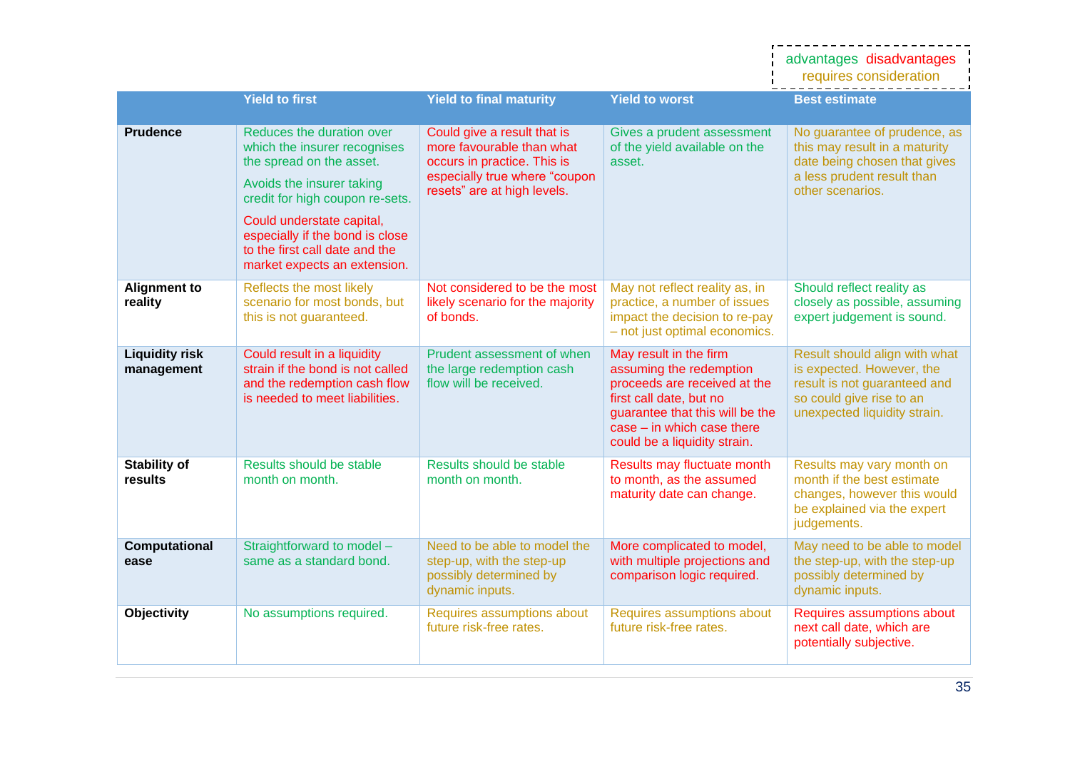advantages disadvantages requires consideration

| | Yield to first | Yield to final maturity | Yield to worst | Best estimate |
|---|---|---|---|---|
| **Prudence** | Reduces the duration over which the insurer recognises the spread on the asset.<br><br>Avoids the insurer taking credit for high coupon re-sets.<br><br>Could understate capital, especially if the bond is close to the first call date and the market expects an extension. | Could give a result that is more favourable than what occurs in practice. This is especially true where "coupon resets" are at high levels. | Gives a prudent assessment of the yield available on the asset. | No guarantee of prudence, as this may result in a maturity date being chosen that gives a less prudent result than other scenarios. |
| **Alignment to reality** | Reflects the most likely scenario for most bonds, but this is not guaranteed. | Not considered to be the most likely scenario for the majority of bonds. | May not reflect reality as, in practice, a number of issues impact the decision to re-pay – not just optimal economics. | Should reflect reality as closely as possible, assuming expert judgement is sound. |
| **Liquidity risk management** | Could result in a liquidity strain if the bond is not called and the redemption cash flow is needed to meet liabilities. | Prudent assessment of when the large redemption cash flow will be received. | May result in the firm assuming the redemption proceeds are received at the first call date, but no guarantee that this will be the case – in which case there could be a liquidity strain. | Result should align with what is expected. However, the result is not guaranteed and so could give rise to an unexpected liquidity strain. |
| **Stability of results** | Results should be stable month on month. | Results should be stable month on month. | Results may fluctuate month to month, as the assumed maturity date can change. | Results may vary month on month if the best estimate changes, however this would be explained via the expert judgements. |
| **Computational ease** | Straightforward to model – same as a standard bond. | Need to be able to model the step-up, with the step-up possibly determined by dynamic inputs. | More complicated to model, with multiple projections and comparison logic required. | May need to be able to model the step-up, with the step-up possibly determined by dynamic inputs. |
| **Objectivity** | No assumptions required. | Requires assumptions about future risk-free rates. | Requires assumptions about future risk-free rates. | Requires assumptions about next call date, which are potentially subjective. |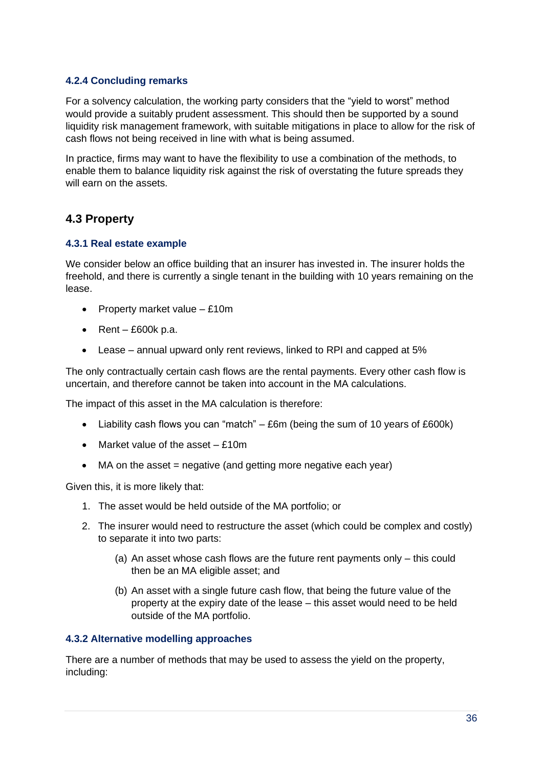#### 4.2.4 Concluding remarks

For a solvency calculation, the working party considers that the "yield to worst" method would provide a suitably prudent assessment. This should then be supported by a sound liquidity risk management framework, with suitable mitigations in place to allow for the risk of cash flows not being received in line with what is being assumed.

In practice, firms may want to have the flexibility to use a combination of the methods, to enable them to balance liquidity risk against the risk of overstating the future spreads they will earn on the assets.

## 4.3 Property

#### 4.3.1 Real estate example

We consider below an office building that an insurer has invested in. The insurer holds the freehold, and there is currently a single tenant in the building with 10 years remaining on the lease.

- Property market value – £10m
- Rent – £600k p.a.
- Lease – annual upward only rent reviews, linked to RPI and capped at 5%

The only contractually certain cash flows are the rental payments. Every other cash flow is uncertain, and therefore cannot be taken into account in the MA calculations.

The impact of this asset in the MA calculation is therefore:

- Liability cash flows you can "match" – £6m (being the sum of 10 years of £600k)
- Market value of the asset – £10m
- MA on the asset = negative (and getting more negative each year)

Given this, it is more likely that:

1. The asset would be held outside of the MA portfolio; or
2. The insurer would need to restructure the asset (which could be complex and costly) to separate it into two parts:
    (a) An asset whose cash flows are the future rent payments only – this could then be an MA eligible asset; and
    (b) An asset with a single future cash flow, that being the future value of the property at the expiry date of the lease – this asset would need to be held outside of the MA portfolio.

#### 4.3.2 Alternative modelling approaches

There are a number of methods that may be used to assess the yield on the property, including: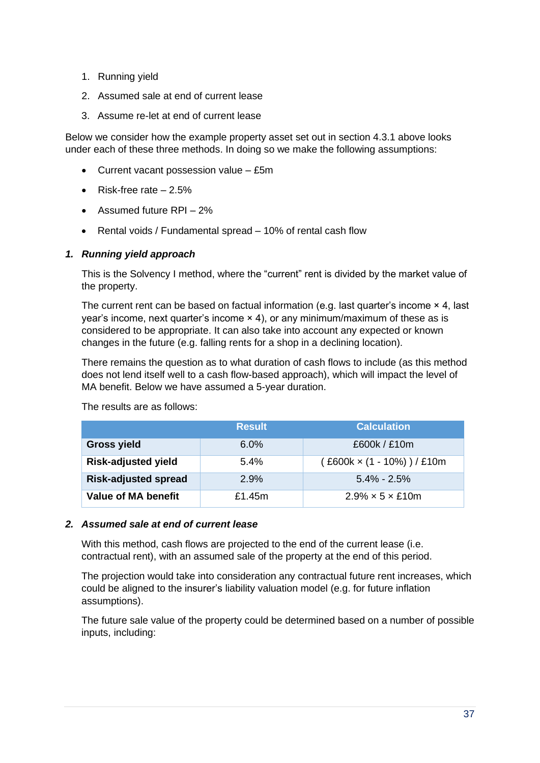1. Running yield
2. Assumed sale at end of current lease
3. Assume re-let at end of current lease

Below we consider how the example property asset set out in section 4.3.1 above looks under each of these three methods. In doing so we make the following assumptions:

- Current vacant possession value – £5m
- Risk-free rate – 2.5%
- Assumed future RPI – 2%
- Rental voids / Fundamental spread – 10% of rental cash flow

***1. Running yield approach***

This is the Solvency I method, where the "current" rent is divided by the market value of the property.

The current rent can be based on factual information (e.g. last quarter's income × 4, last year's income, next quarter's income × 4), or any minimum/maximum of these as is considered to be appropriate. It can also take into account any expected or known changes in the future (e.g. falling rents for a shop in a declining location).

There remains the question as to what duration of cash flows to include (as this method does not lend itself well to a cash flow-based approach), which will impact the level of MA benefit. Below we have assumed a 5-year duration.

The results are as follows:

| | Result | Calculation |
|---|---|---|
| **Gross yield** | 6.0% | £600k / £10m |
| **Risk-adjusted yield** | 5.4% | ( £600k × (1 - 10%) ) / £10m |
| **Risk-adjusted spread** | 2.9% | 5.4% - 2.5% |
| **Value of MA benefit** | £1.45m | 2.9% × 5 × £10m |

***2. Assumed sale at end of current lease***

With this method, cash flows are projected to the end of the current lease (i.e. contractual rent), with an assumed sale of the property at the end of this period.

The projection would take into consideration any contractual future rent increases, which could be aligned to the insurer's liability valuation model (e.g. for future inflation assumptions).

The future sale value of the property could be determined based on a number of possible inputs, including: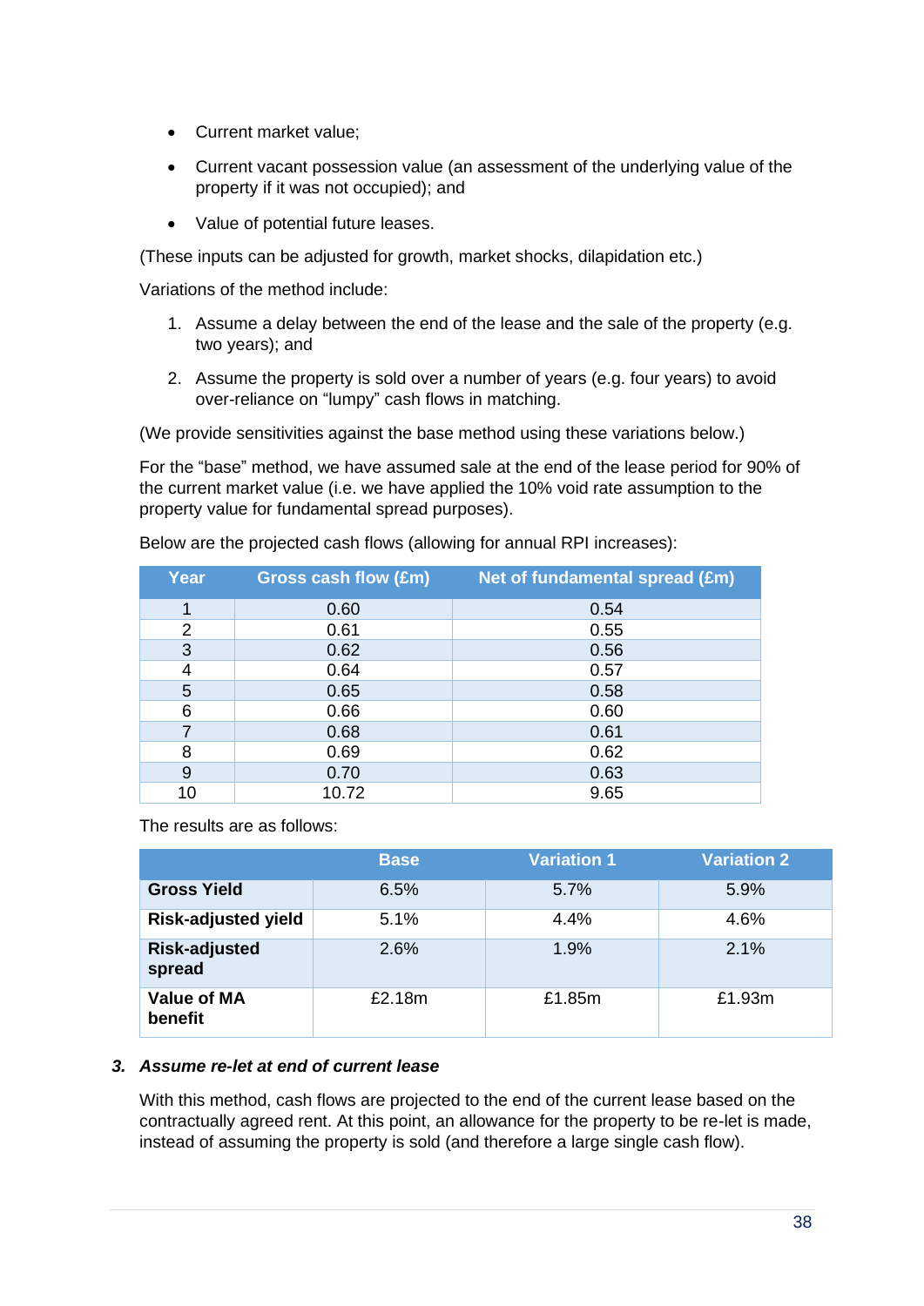- Current market value;
- Current vacant possession value (an assessment of the underlying value of the property if it was not occupied); and
- Value of potential future leases.

(These inputs can be adjusted for growth, market shocks, dilapidation etc.)

Variations of the method include:

1. Assume a delay between the end of the lease and the sale of the property (e.g. two years); and
2. Assume the property is sold over a number of years (e.g. four years) to avoid over-reliance on "lumpy" cash flows in matching.

(We provide sensitivities against the base method using these variations below.)

For the "base" method, we have assumed sale at the end of the lease period for 90% of the current market value (i.e. we have applied the 10% void rate assumption to the property value for fundamental spread purposes).

Below are the projected cash flows (allowing for annual RPI increases):

| Year | Gross cash flow (£m) | Net of fundamental spread (£m) |
|---|---|---|
| 1 | 0.60 | 0.54 |
| 2 | 0.61 | 0.55 |
| 3 | 0.62 | 0.56 |
| 4 | 0.64 | 0.57 |
| 5 | 0.65 | 0.58 |
| 6 | 0.66 | 0.60 |
| 7 | 0.68 | 0.61 |
| 8 | 0.69 | 0.62 |
| 9 | 0.70 | 0.63 |
| 10 | 10.72 | 9.65 |

The results are as follows:

| | Base | Variation 1 | Variation 2 |
|---|---|---|---|
| **Gross Yield** | 6.5% | 5.7% | 5.9% |
| **Risk-adjusted yield** | 5.1% | 4.4% | 4.6% |
| **Risk-adjusted spread** | 2.6% | 1.9% | 2.1% |
| **Value of MA benefit** | £2.18m | £1.85m | £1.93m |

### *3. Assume re-let at end of current lease*

With this method, cash flows are projected to the end of the current lease based on the contractually agreed rent. At this point, an allowance for the property to be re-let is made, instead of assuming the property is sold (and therefore a large single cash flow).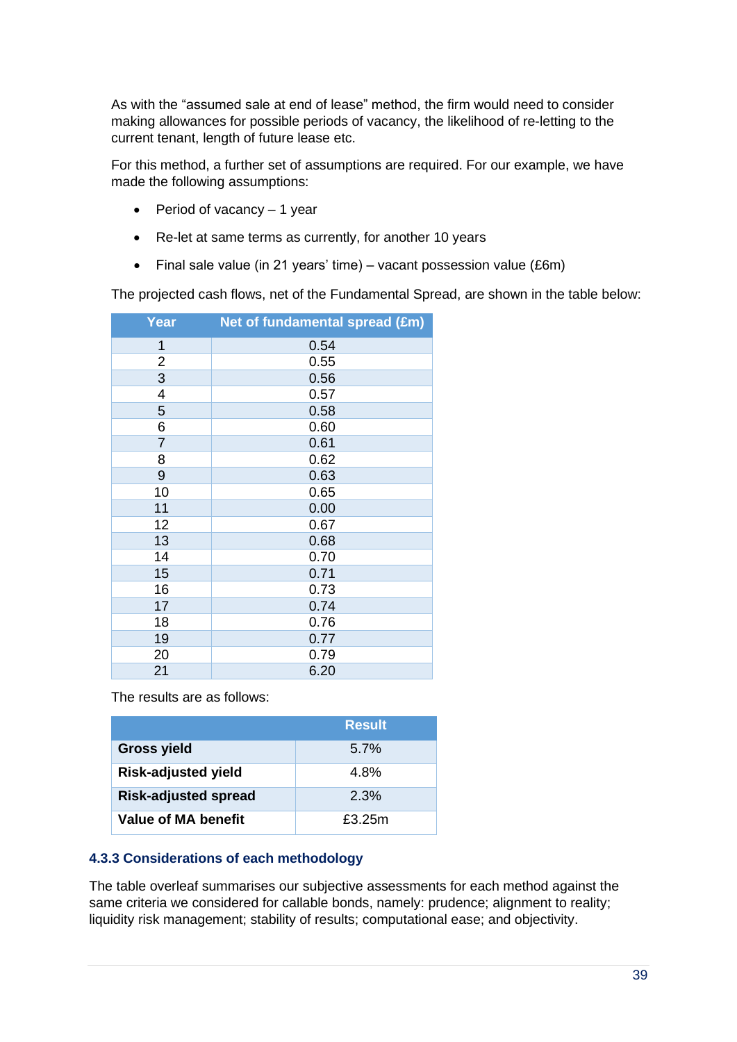As with the "assumed sale at end of lease" method, the firm would need to consider making allowances for possible periods of vacancy, the likelihood of re-letting to the current tenant, length of future lease etc.

For this method, a further set of assumptions are required. For our example, we have made the following assumptions:

- Period of vacancy – 1 year
- Re-let at same terms as currently, for another 10 years
- Final sale value (in 21 years' time) – vacant possession value (£6m)

The projected cash flows, net of the Fundamental Spread, are shown in the table below:

| Year | Net of fundamental spread (£m) |
|---|---|
| 1 | 0.54 |
| 2 | 0.55 |
| 3 | 0.56 |
| 4 | 0.57 |
| 5 | 0.58 |
| 6 | 0.60 |
| 7 | 0.61 |
| 8 | 0.62 |
| 9 | 0.63 |
| 10 | 0.65 |
| 11 | 0.00 |
| 12 | 0.67 |
| 13 | 0.68 |
| 14 | 0.70 |
| 15 | 0.71 |
| 16 | 0.73 |
| 17 | 0.74 |
| 18 | 0.76 |
| 19 | 0.77 |
| 20 | 0.79 |
| 21 | 6.20 |

The results are as follows:

| | Result |
|---|---|
| **Gross yield** | 5.7% |
| **Risk-adjusted yield** | 4.8% |
| **Risk-adjusted spread** | 2.3% |
| **Value of MA benefit** | £3.25m |

### 4.3.3 Considerations of each methodology

The table overleaf summarises our subjective assessments for each method against the same criteria we considered for callable bonds, namely: prudence; alignment to reality; liquidity risk management; stability of results; computational ease; and objectivity.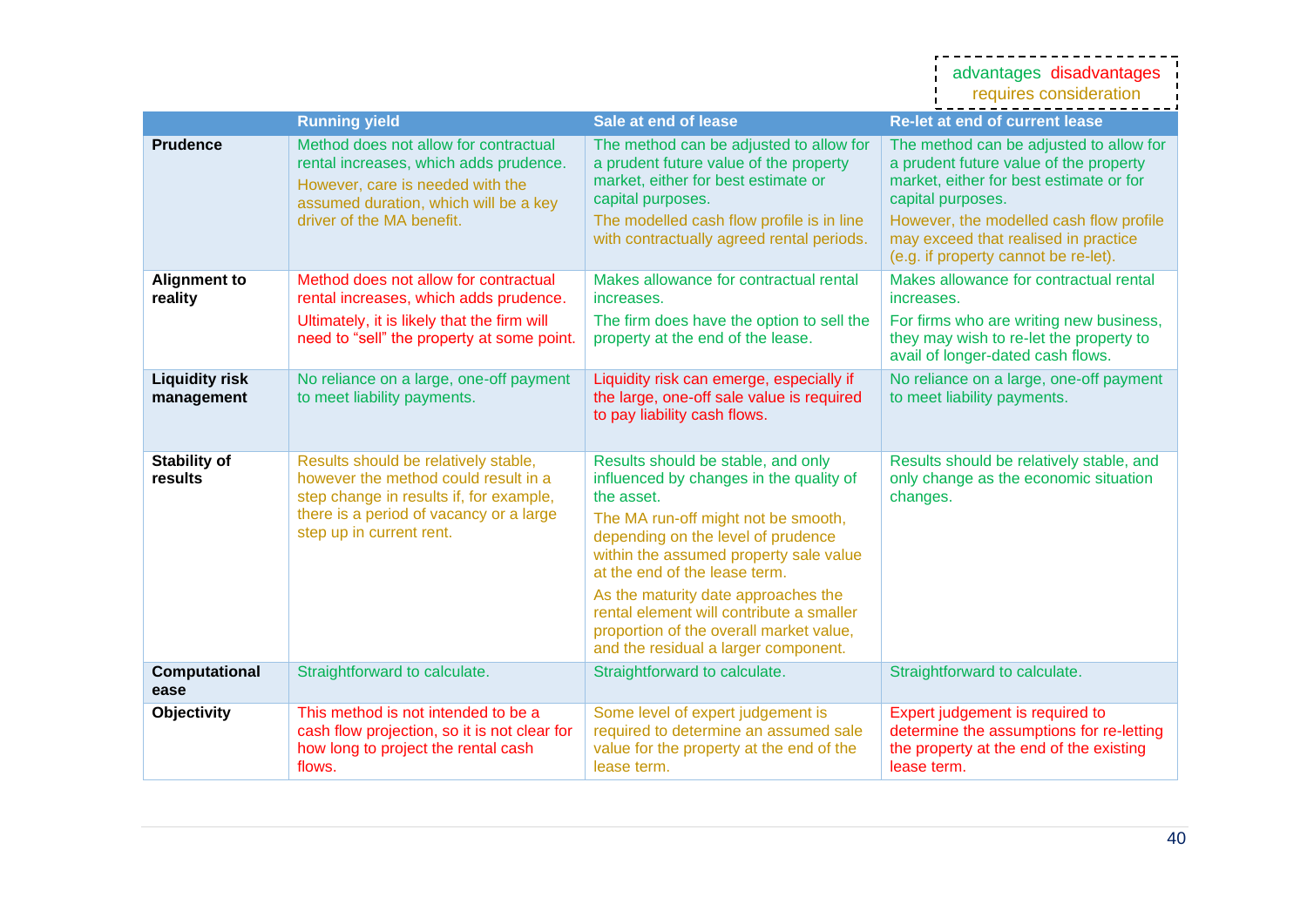advantages disadvantages
requires consideration

| | Running yield | Sale at end of lease | Re-let at end of current lease |
|---|---|---|---|
| **Prudence** | Method does not allow for contractual rental increases, which adds prudence. However, care is needed with the assumed duration, which will be a key driver of the MA benefit. | The method can be adjusted to allow for a prudent future value of the property market, either for best estimate or capital purposes. The modelled cash flow profile is in line with contractually agreed rental periods. | The method can be adjusted to allow for a prudent future value of the property market, either for best estimate or for capital purposes. However, the modelled cash flow profile may exceed that realised in practice (e.g. if property cannot be re-let). |
| **Alignment to reality** | Method does not allow for contractual rental increases, which adds prudence. Ultimately, it is likely that the firm will need to "sell" the property at some point. | Makes allowance for contractual rental increases. The firm does have the option to sell the property at the end of the lease. | Makes allowance for contractual rental increases. For firms who are writing new business, they may wish to re-let the property to avail of longer-dated cash flows. |
| **Liquidity risk management** | No reliance on a large, one-off payment to meet liability payments. | Liquidity risk can emerge, especially if the large, one-off sale value is required to pay liability cash flows. | No reliance on a large, one-off payment to meet liability payments. |
| **Stability of results** | Results should be relatively stable, however the method could result in a step change in results if, for example, there is a period of vacancy or a large step up in current rent. | Results should be stable, and only influenced by changes in the quality of the asset. The MA run-off might not be smooth, depending on the level of prudence within the assumed property sale value at the end of the lease term. As the maturity date approaches the rental element will contribute a smaller proportion of the overall market value, and the residual a larger component. | Results should be relatively stable, and only change as the economic situation changes. |
| **Computational ease** | Straightforward to calculate. | Straightforward to calculate. | Straightforward to calculate. |
| **Objectivity** | This method is not intended to be a cash flow projection, so it is not clear for how long to project the rental cash flows. | Some level of expert judgement is required to determine an assumed sale value for the property at the end of the lease term. | Expert judgement is required to determine the assumptions for re-letting the property at the end of the existing lease term. |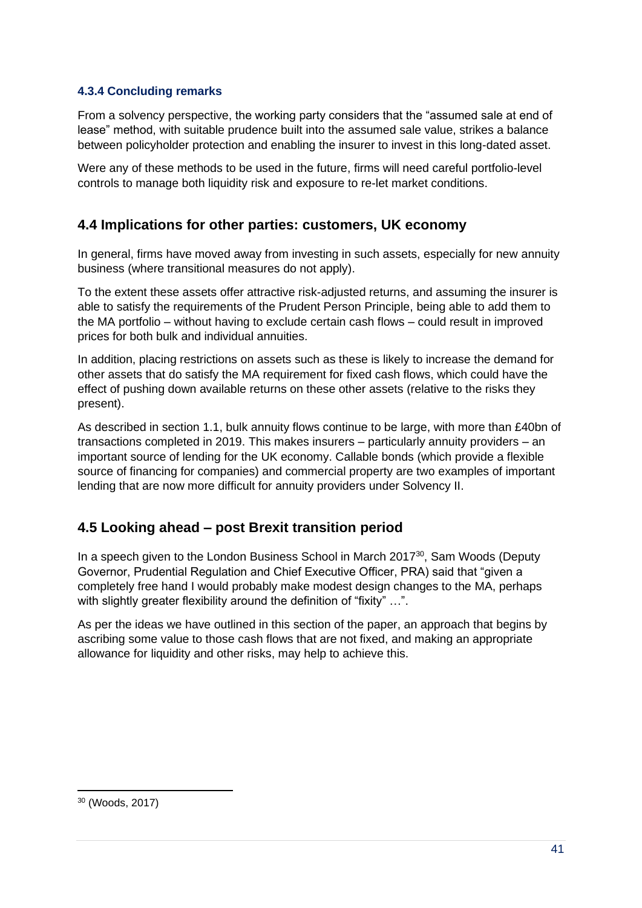#### 4.3.4 Concluding remarks

From a solvency perspective, the working party considers that the "assumed sale at end of lease" method, with suitable prudence built into the assumed sale value, strikes a balance between policyholder protection and enabling the insurer to invest in this long-dated asset.

Were any of these methods to be used in the future, firms will need careful portfolio-level controls to manage both liquidity risk and exposure to re-let market conditions.

### 4.4 Implications for other parties: customers, UK economy

In general, firms have moved away from investing in such assets, especially for new annuity business (where transitional measures do not apply).

To the extent these assets offer attractive risk-adjusted returns, and assuming the insurer is able to satisfy the requirements of the Prudent Person Principle, being able to add them to the MA portfolio – without having to exclude certain cash flows – could result in improved prices for both bulk and individual annuities.

In addition, placing restrictions on assets such as these is likely to increase the demand for other assets that do satisfy the MA requirement for fixed cash flows, which could have the effect of pushing down available returns on these other assets (relative to the risks they present).

As described in section 1.1, bulk annuity flows continue to be large, with more than £40bn of transactions completed in 2019. This makes insurers – particularly annuity providers – an important source of lending for the UK economy. Callable bonds (which provide a flexible source of financing for companies) and commercial property are two examples of important lending that are now more difficult for annuity providers under Solvency II.

### 4.5 Looking ahead – post Brexit transition period

In a speech given to the London Business School in March 2017[30], Sam Woods (Deputy Governor, Prudential Regulation and Chief Executive Officer, PRA) said that "given a completely free hand I would probably make modest design changes to the MA, perhaps with slightly greater flexibility around the definition of "fixity" …".

As per the ideas we have outlined in this section of the paper, an approach that begins by ascribing some value to those cash flows that are not fixed, and making an appropriate allowance for liquidity and other risks, may help to achieve this.

[30] (Woods, 2017)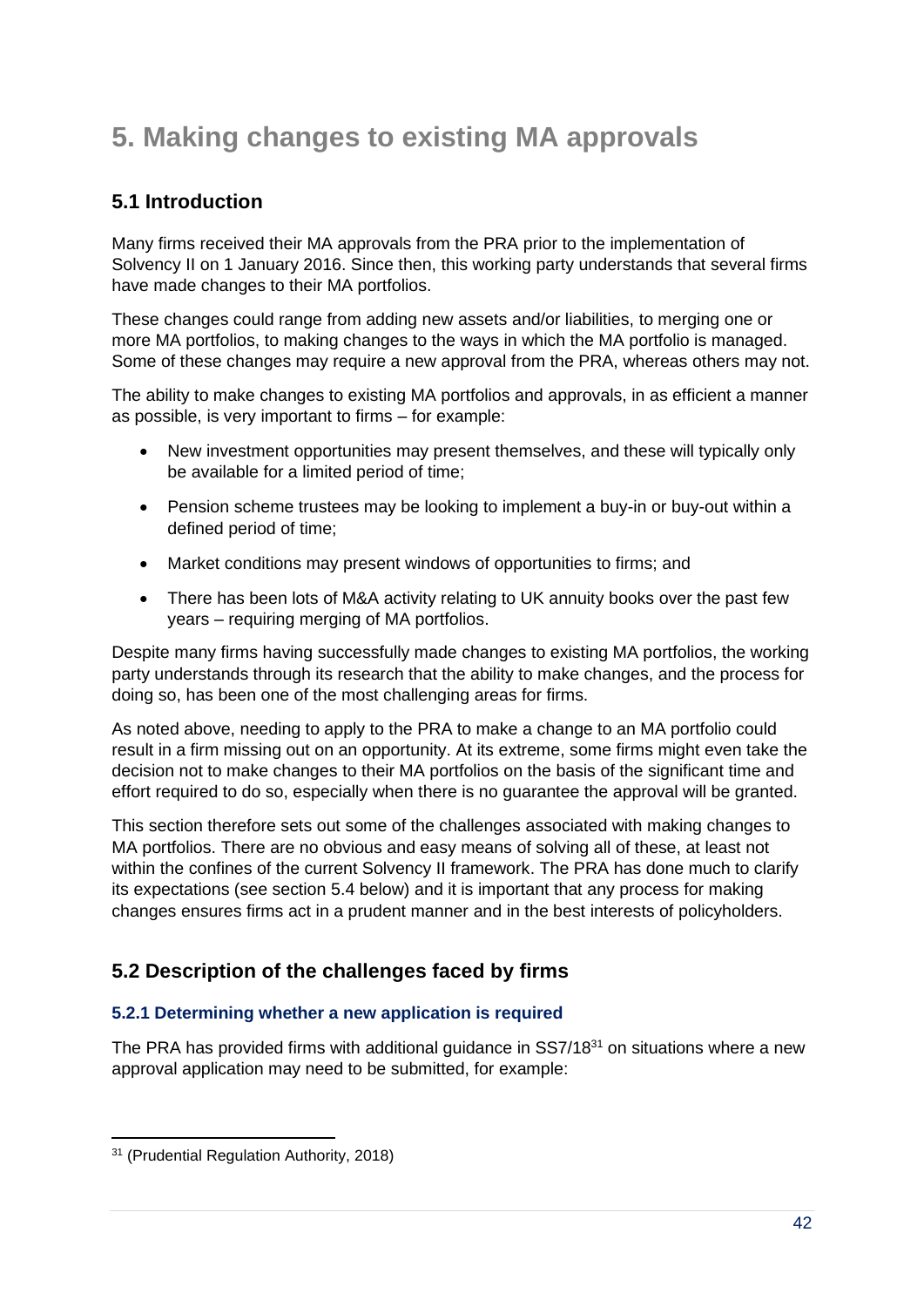# 5. Making changes to existing MA approvals

## 5.1 Introduction

Many firms received their MA approvals from the PRA prior to the implementation of Solvency II on 1 January 2016. Since then, this working party understands that several firms have made changes to their MA portfolios.

These changes could range from adding new assets and/or liabilities, to merging one or more MA portfolios, to making changes to the ways in which the MA portfolio is managed. Some of these changes may require a new approval from the PRA, whereas others may not.

The ability to make changes to existing MA portfolios and approvals, in as efficient a manner as possible, is very important to firms – for example:

- New investment opportunities may present themselves, and these will typically only be available for a limited period of time;
- Pension scheme trustees may be looking to implement a buy-in or buy-out within a defined period of time;
- Market conditions may present windows of opportunities to firms; and
- There has been lots of M&A activity relating to UK annuity books over the past few years – requiring merging of MA portfolios.

Despite many firms having successfully made changes to existing MA portfolios, the working party understands through its research that the ability to make changes, and the process for doing so, has been one of the most challenging areas for firms.

As noted above, needing to apply to the PRA to make a change to an MA portfolio could result in a firm missing out on an opportunity. At its extreme, some firms might even take the decision not to make changes to their MA portfolios on the basis of the significant time and effort required to do so, especially when there is no guarantee the approval will be granted.

This section therefore sets out some of the challenges associated with making changes to MA portfolios. There are no obvious and easy means of solving all of these, at least not within the confines of the current Solvency II framework. The PRA has done much to clarify its expectations (see section 5.4 below) and it is important that any process for making changes ensures firms act in a prudent manner and in the best interests of policyholders.

## 5.2 Description of the challenges faced by firms

### 5.2.1 Determining whether a new application is required

The PRA has provided firms with additional guidance in SS7/18[31] on situations where a new approval application may need to be submitted, for example:

[31] (Prudential Regulation Authority, 2018)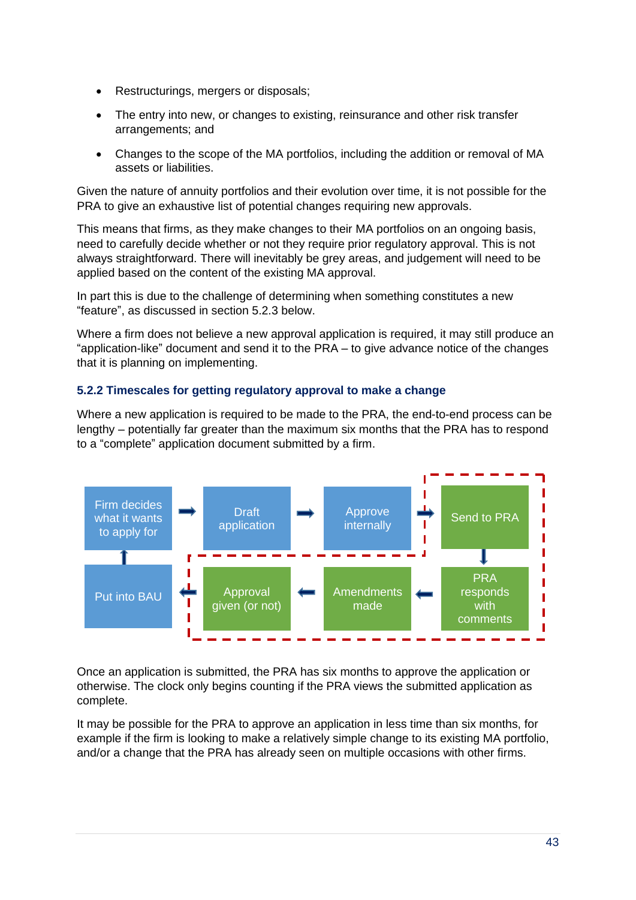- Restructurings, mergers or disposals;
- The entry into new, or changes to existing, reinsurance and other risk transfer arrangements; and
- Changes to the scope of the MA portfolios, including the addition or removal of MA assets or liabilities.

Given the nature of annuity portfolios and their evolution over time, it is not possible for the PRA to give an exhaustive list of potential changes requiring new approvals.

This means that firms, as they make changes to their MA portfolios on an ongoing basis, need to carefully decide whether or not they require prior regulatory approval. This is not always straightforward. There will inevitably be grey areas, and judgement will need to be applied based on the content of the existing MA approval.

In part this is due to the challenge of determining when something constitutes a new “feature”, as discussed in section 5.2.3 below.

Where a firm does not believe a new approval application is required, it may still produce an “application-like” document and send it to the PRA – to give advance notice of the changes that it is planning on implementing.

### 5.2.2 Timescales for getting regulatory approval to make a change

Where a new application is required to be made to the PRA, the end-to-end process can be lengthy – potentially far greater than the maximum six months that the PRA has to respond to a “complete” application document submitted by a firm.

Firm decides what it wants to apply for → Draft application → Approve internally → Send to PRA → PRA responds with comments → Amendments made → Approval given (or not) → Put into BAU → Firm decides what it wants to apply for

Once an application is submitted, the PRA has six months to approve the application or otherwise. The clock only begins counting if the PRA views the submitted application as complete.

It may be possible for the PRA to approve an application in less time than six months, for example if the firm is looking to make a relatively simple change to its existing MA portfolio, and/or a change that the PRA has already seen on multiple occasions with other firms.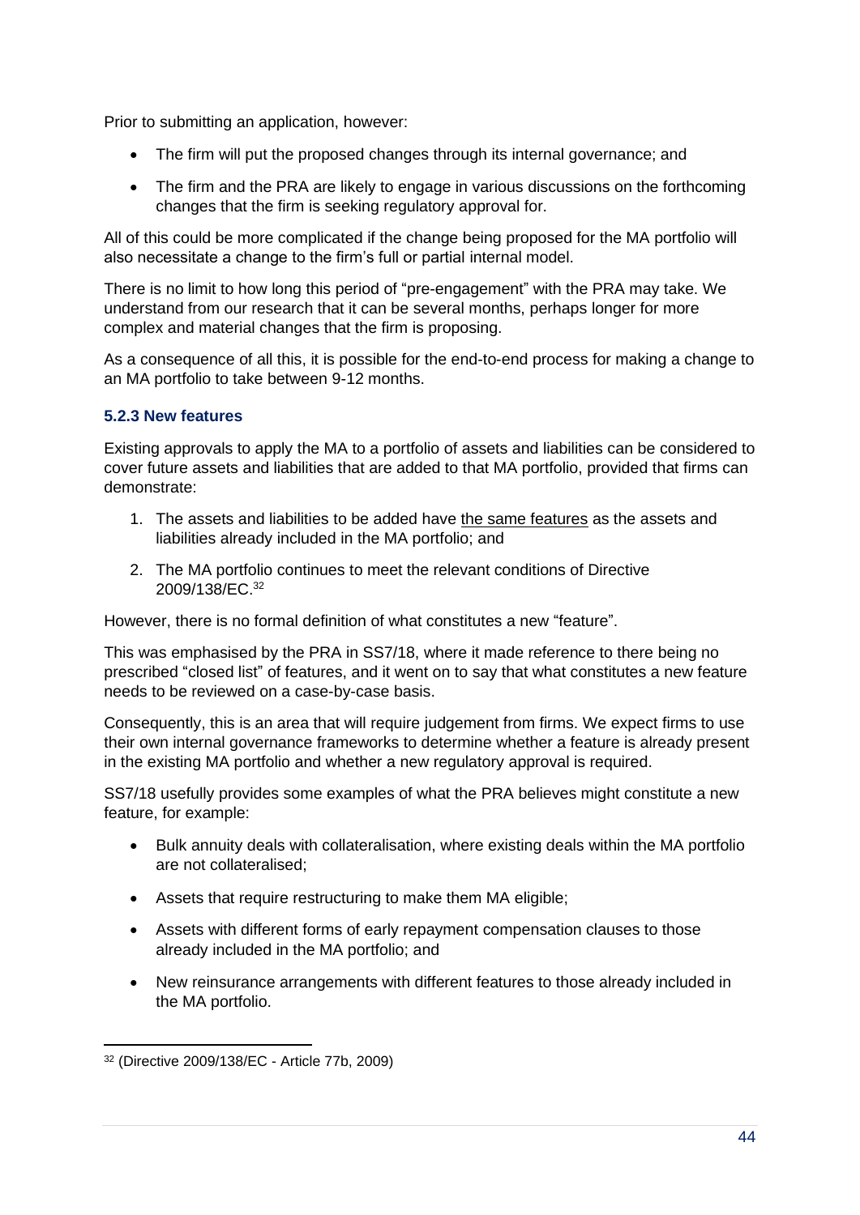Prior to submitting an application, however:

- The firm will put the proposed changes through its internal governance; and
- The firm and the PRA are likely to engage in various discussions on the forthcoming changes that the firm is seeking regulatory approval for.

All of this could be more complicated if the change being proposed for the MA portfolio will also necessitate a change to the firm's full or partial internal model.

There is no limit to how long this period of "pre-engagement" with the PRA may take. We understand from our research that it can be several months, perhaps longer for more complex and material changes that the firm is proposing.

As a consequence of all this, it is possible for the end-to-end process for making a change to an MA portfolio to take between 9-12 months.

### 5.2.3 New features

Existing approvals to apply the MA to a portfolio of assets and liabilities can be considered to cover future assets and liabilities that are added to that MA portfolio, provided that firms can demonstrate:

1. The assets and liabilities to be added have <u>the same features</u> as the assets and liabilities already included in the MA portfolio; and
2. The MA portfolio continues to meet the relevant conditions of Directive 2009/138/EC.[32]

However, there is no formal definition of what constitutes a new "feature".

This was emphasised by the PRA in SS7/18, where it made reference to there being no prescribed "closed list" of features, and it went on to say that what constitutes a new feature needs to be reviewed on a case-by-case basis.

Consequently, this is an area that will require judgement from firms. We expect firms to use their own internal governance frameworks to determine whether a feature is already present in the existing MA portfolio and whether a new regulatory approval is required.

SS7/18 usefully provides some examples of what the PRA believes might constitute a new feature, for example:

- Bulk annuity deals with collateralisation, where existing deals within the MA portfolio are not collateralised;
- Assets that require restructuring to make them MA eligible;
- Assets with different forms of early repayment compensation clauses to those already included in the MA portfolio; and
- New reinsurance arrangements with different features to those already included in the MA portfolio.

[32] (Directive 2009/138/EC - Article 77b, 2009)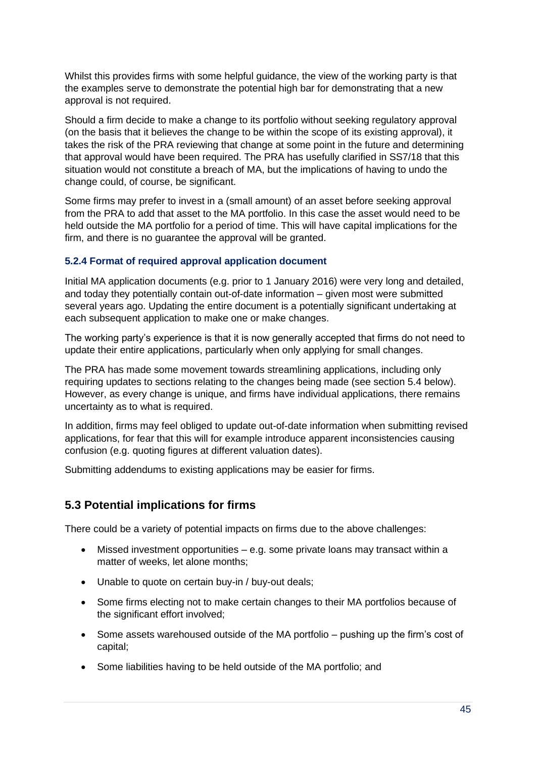Whilst this provides firms with some helpful guidance, the view of the working party is that the examples serve to demonstrate the potential high bar for demonstrating that a new approval is not required.

Should a firm decide to make a change to its portfolio without seeking regulatory approval (on the basis that it believes the change to be within the scope of its existing approval), it takes the risk of the PRA reviewing that change at some point in the future and determining that approval would have been required. The PRA has usefully clarified in SS7/18 that this situation would not constitute a breach of MA, but the implications of having to undo the change could, of course, be significant.

Some firms may prefer to invest in a (small amount) of an asset before seeking approval from the PRA to add that asset to the MA portfolio. In this case the asset would need to be held outside the MA portfolio for a period of time. This will have capital implications for the firm, and there is no guarantee the approval will be granted.

#### 5.2.4 Format of required approval application document

Initial MA application documents (e.g. prior to 1 January 2016) were very long and detailed, and today they potentially contain out-of-date information – given most were submitted several years ago. Updating the entire document is a potentially significant undertaking at each subsequent application to make one or make changes.

The working party's experience is that it is now generally accepted that firms do not need to update their entire applications, particularly when only applying for small changes.

The PRA has made some movement towards streamlining applications, including only requiring updates to sections relating to the changes being made (see section 5.4 below). However, as every change is unique, and firms have individual applications, there remains uncertainty as to what is required.

In addition, firms may feel obliged to update out-of-date information when submitting revised applications, for fear that this will for example introduce apparent inconsistencies causing confusion (e.g. quoting figures at different valuation dates).

Submitting addendums to existing applications may be easier for firms.

## 5.3 Potential implications for firms

There could be a variety of potential impacts on firms due to the above challenges:

- Missed investment opportunities – e.g. some private loans may transact within a matter of weeks, let alone months;
- Unable to quote on certain buy-in / buy-out deals;
- Some firms electing not to make certain changes to their MA portfolios because of the significant effort involved;
- Some assets warehoused outside of the MA portfolio – pushing up the firm's cost of capital;
- Some liabilities having to be held outside of the MA portfolio; and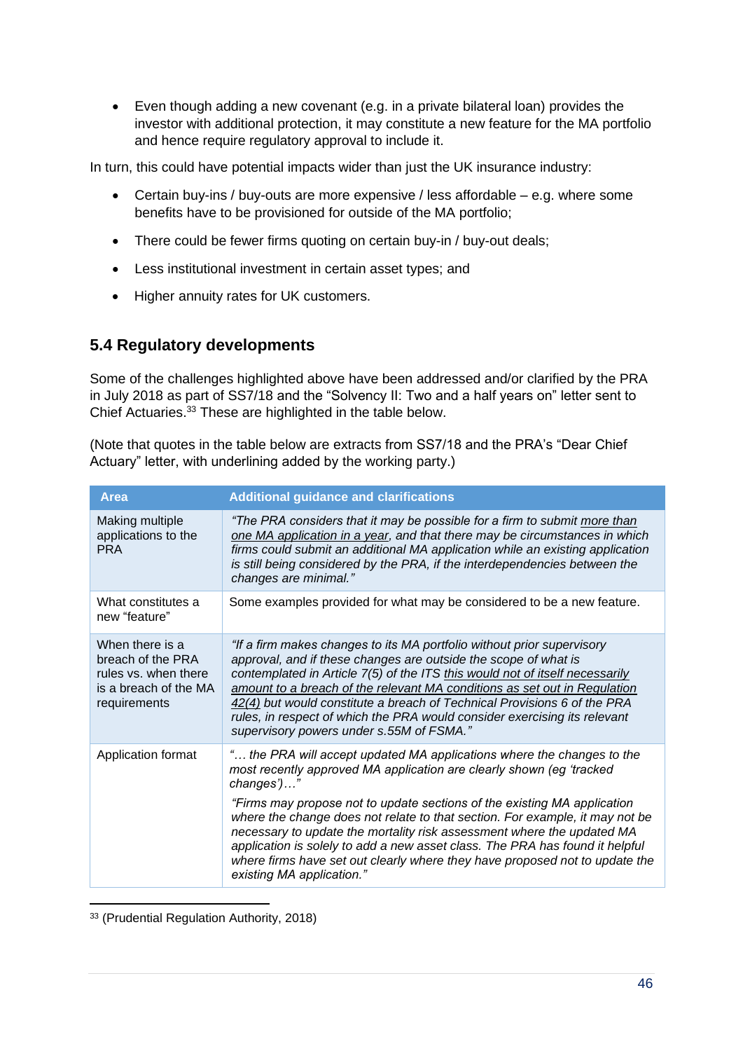- Even though adding a new covenant (e.g. in a private bilateral loan) provides the investor with additional protection, it may constitute a new feature for the MA portfolio and hence require regulatory approval to include it.

In turn, this could have potential impacts wider than just the UK insurance industry:

- Certain buy-ins / buy-outs are more expensive / less affordable – e.g. where some benefits have to be provisioned for outside of the MA portfolio;
- There could be fewer firms quoting on certain buy-in / buy-out deals;
- Less institutional investment in certain asset types; and
- Higher annuity rates for UK customers.

## 5.4 Regulatory developments

Some of the challenges highlighted above have been addressed and/or clarified by the PRA in July 2018 as part of SS7/18 and the "Solvency II: Two and a half years on" letter sent to Chief Actuaries.[33] These are highlighted in the table below.

(Note that quotes in the table below are extracts from SS7/18 and the PRA's "Dear Chief Actuary" letter, with underlining added by the working party.)

| Area | Additional guidance and clarifications |
|---|---|
| Making multiple applications to the PRA | *"The PRA considers that it may be possible for a firm to submit <u>more than one MA application in a year</u>, and that there may be circumstances in which firms could submit an additional MA application while an existing application is still being considered by the PRA, if the interdependencies between the changes are minimal."* |
| What constitutes a new "feature" | Some examples provided for what may be considered to be a new feature. |
| When there is a breach of the PRA rules vs. when there is a breach of the MA requirements | *"If a firm makes changes to its MA portfolio without prior supervisory approval, and if these changes are outside the scope of what is contemplated in Article 7(5) of the ITS <u>this would not of itself necessarily amount to a breach of the relevant MA conditions as set out in Regulation 42(4)</u> but would constitute a breach of Technical Provisions 6 of the PRA rules, in respect of which the PRA would consider exercising its relevant supervisory powers under s.55M of FSMA."* |
| Application format | *"… the PRA will accept updated MA applications where the changes to the most recently approved MA application are clearly shown (eg 'tracked changes')…"*<br><br>*"Firms may propose not to update sections of the existing MA application where the change does not relate to that section. For example, it may not be necessary to update the mortality risk assessment where the updated MA application is solely to add a new asset class. The PRA has found it helpful where firms have set out clearly where they have proposed not to update the existing MA application."* |

[33] (Prudential Regulation Authority, 2018)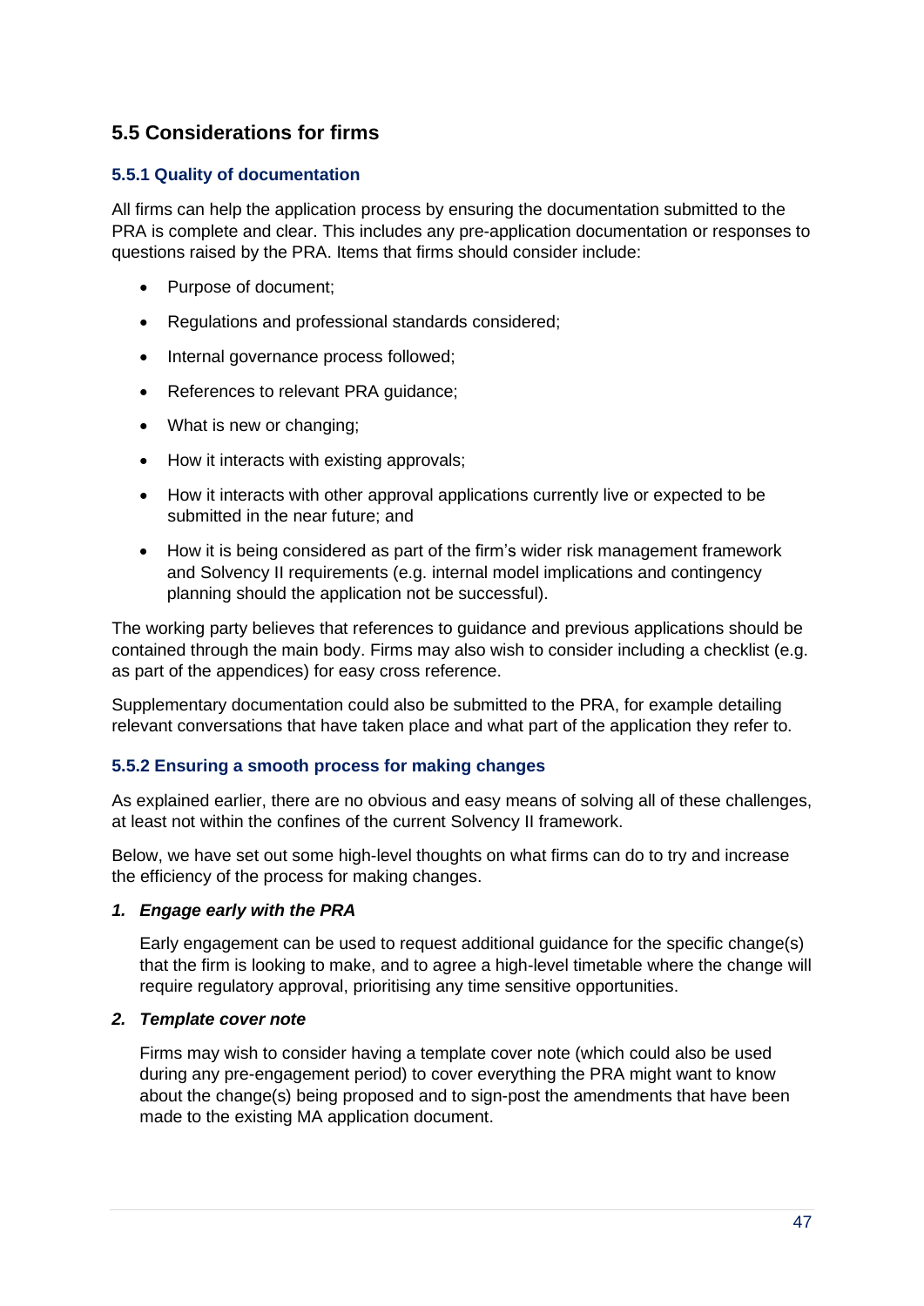## 5.5 Considerations for firms

### 5.5.1 Quality of documentation

All firms can help the application process by ensuring the documentation submitted to the PRA is complete and clear. This includes any pre-application documentation or responses to questions raised by the PRA. Items that firms should consider include:

- Purpose of document;
- Regulations and professional standards considered;
- Internal governance process followed;
- References to relevant PRA guidance;
- What is new or changing;
- How it interacts with existing approvals;
- How it interacts with other approval applications currently live or expected to be submitted in the near future; and
- How it is being considered as part of the firm's wider risk management framework and Solvency II requirements (e.g. internal model implications and contingency planning should the application not be successful).

The working party believes that references to guidance and previous applications should be contained through the main body. Firms may also wish to consider including a checklist (e.g. as part of the appendices) for easy cross reference.

Supplementary documentation could also be submitted to the PRA, for example detailing relevant conversations that have taken place and what part of the application they refer to.

### 5.5.2 Ensuring a smooth process for making changes

As explained earlier, there are no obvious and easy means of solving all of these challenges, at least not within the confines of the current Solvency II framework.

Below, we have set out some high-level thoughts on what firms can do to try and increase the efficiency of the process for making changes.

1. ***Engage early with the PRA***

   Early engagement can be used to request additional guidance for the specific change(s) that the firm is looking to make, and to agree a high-level timetable where the change will require regulatory approval, prioritising any time sensitive opportunities.

2. ***Template cover note***

   Firms may wish to consider having a template cover note (which could also be used during any pre-engagement period) to cover everything the PRA might want to know about the change(s) being proposed and to sign-post the amendments that have been made to the existing MA application document.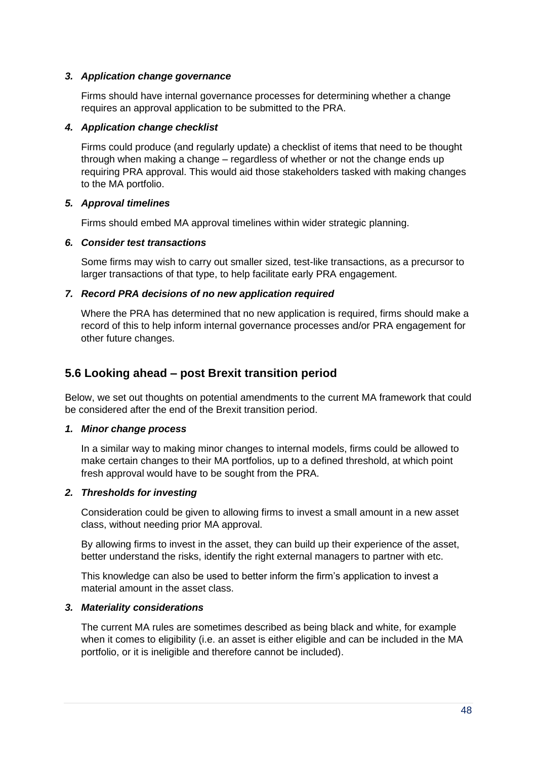***3. Application change governance***

Firms should have internal governance processes for determining whether a change requires an approval application to be submitted to the PRA.

***4. Application change checklist***

Firms could produce (and regularly update) a checklist of items that need to be thought through when making a change – regardless of whether or not the change ends up requiring PRA approval. This would aid those stakeholders tasked with making changes to the MA portfolio.

***5. Approval timelines***

Firms should embed MA approval timelines within wider strategic planning.

***6. Consider test transactions***

Some firms may wish to carry out smaller sized, test-like transactions, as a precursor to larger transactions of that type, to help facilitate early PRA engagement.

***7. Record PRA decisions of no new application required***

Where the PRA has determined that no new application is required, firms should make a record of this to help inform internal governance processes and/or PRA engagement for other future changes.

## 5.6 Looking ahead – post Brexit transition period

Below, we set out thoughts on potential amendments to the current MA framework that could be considered after the end of the Brexit transition period.

***1. Minor change process***

In a similar way to making minor changes to internal models, firms could be allowed to make certain changes to their MA portfolios, up to a defined threshold, at which point fresh approval would have to be sought from the PRA.

***2. Thresholds for investing***

Consideration could be given to allowing firms to invest a small amount in a new asset class, without needing prior MA approval.

By allowing firms to invest in the asset, they can build up their experience of the asset, better understand the risks, identify the right external managers to partner with etc.

This knowledge can also be used to better inform the firm's application to invest a material amount in the asset class.

***3. Materiality considerations***

The current MA rules are sometimes described as being black and white, for example when it comes to eligibility (i.e. an asset is either eligible and can be included in the MA portfolio, or it is ineligible and therefore cannot be included).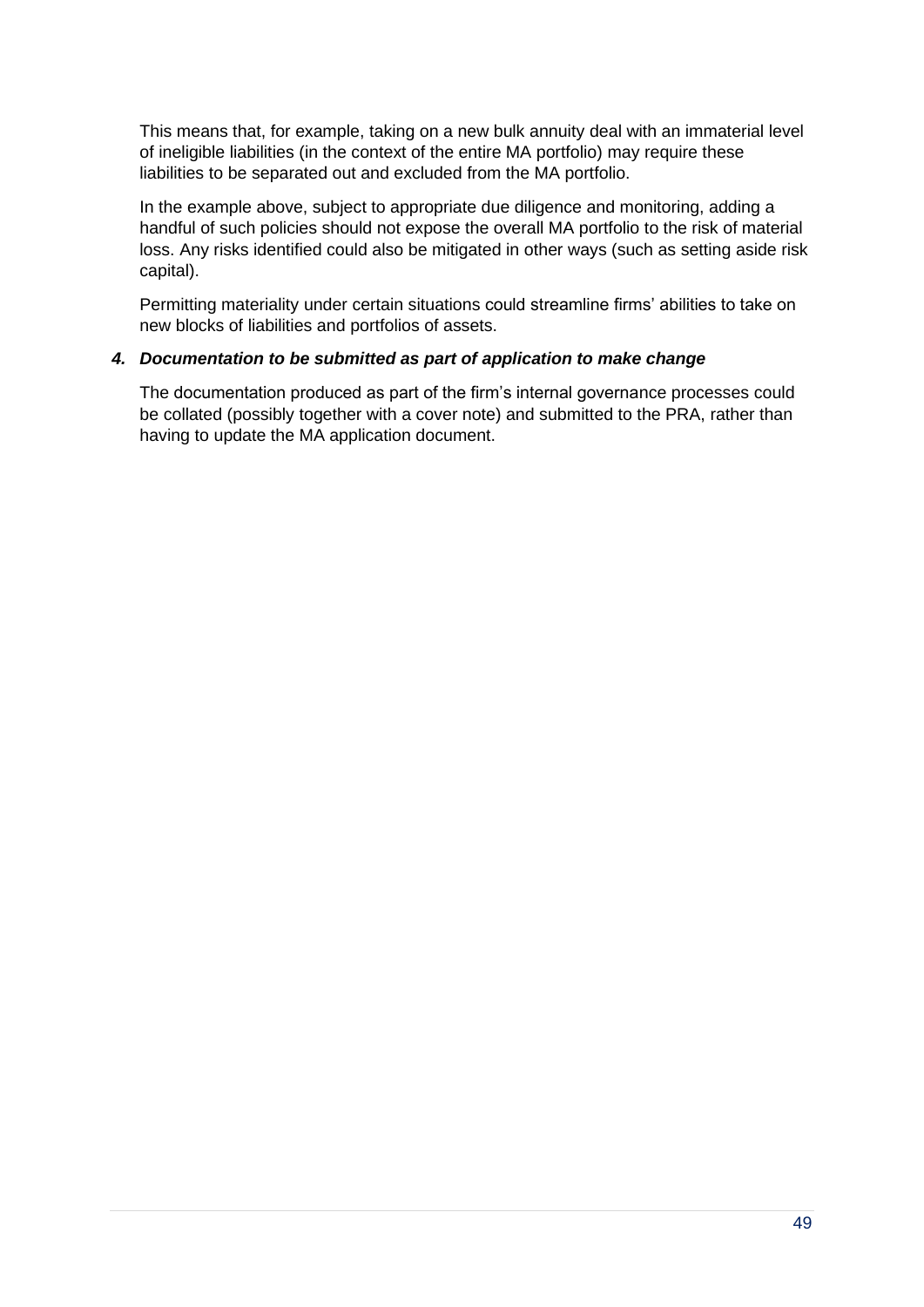This means that, for example, taking on a new bulk annuity deal with an immaterial level of ineligible liabilities (in the context of the entire MA portfolio) may require these liabilities to be separated out and excluded from the MA portfolio.

In the example above, subject to appropriate due diligence and monitoring, adding a handful of such policies should not expose the overall MA portfolio to the risk of material loss. Any risks identified could also be mitigated in other ways (such as setting aside risk capital).

Permitting materiality under certain situations could streamline firms' abilities to take on new blocks of liabilities and portfolios of assets.

**4. *Documentation to be submitted as part of application to make change***

The documentation produced as part of the firm's internal governance processes could be collated (possibly together with a cover note) and submitted to the PRA, rather than having to update the MA application document.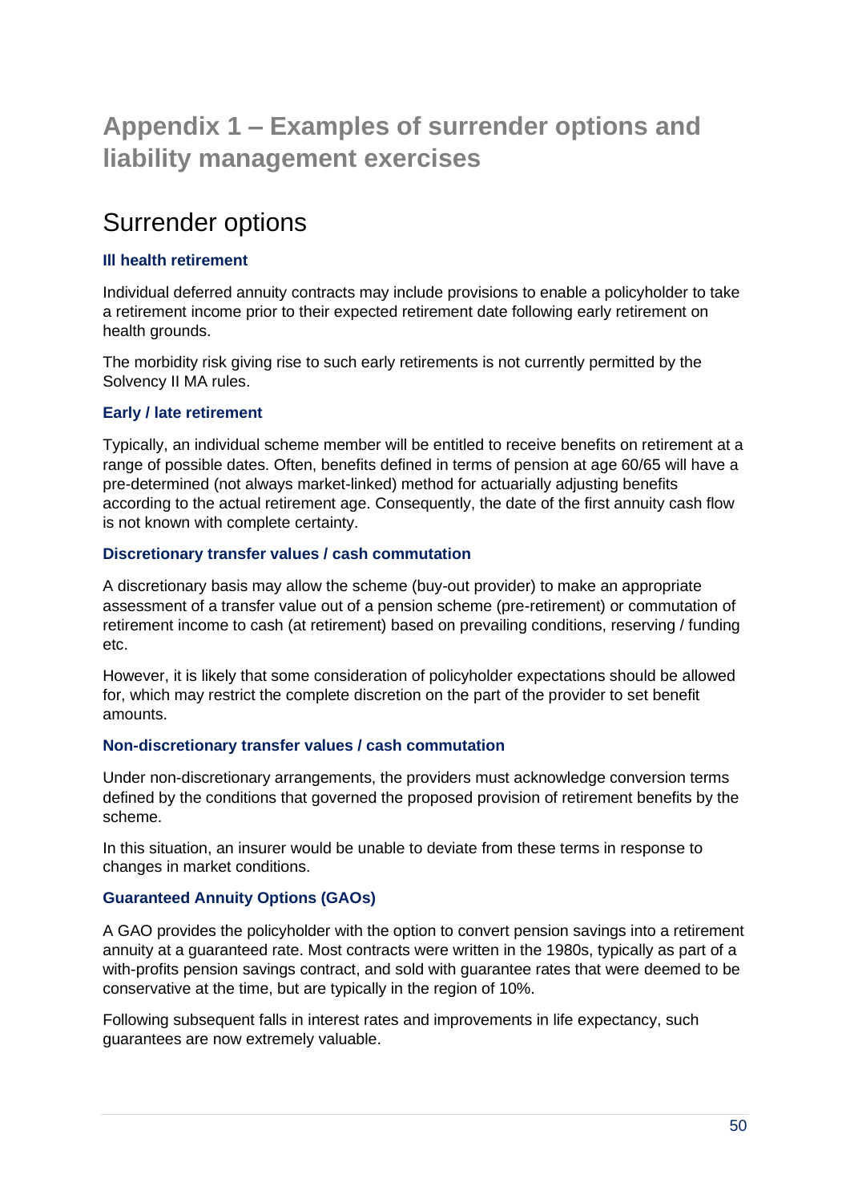# Appendix 1 – Examples of surrender options and liability management exercises

## Surrender options

### Ill health retirement

Individual deferred annuity contracts may include provisions to enable a policyholder to take a retirement income prior to their expected retirement date following early retirement on health grounds.

The morbidity risk giving rise to such early retirements is not currently permitted by the Solvency II MA rules.

### Early / late retirement

Typically, an individual scheme member will be entitled to receive benefits on retirement at a range of possible dates. Often, benefits defined in terms of pension at age 60/65 will have a pre-determined (not always market-linked) method for actuarially adjusting benefits according to the actual retirement age. Consequently, the date of the first annuity cash flow is not known with complete certainty.

### Discretionary transfer values / cash commutation

A discretionary basis may allow the scheme (buy-out provider) to make an appropriate assessment of a transfer value out of a pension scheme (pre-retirement) or commutation of retirement income to cash (at retirement) based on prevailing conditions, reserving / funding etc.

However, it is likely that some consideration of policyholder expectations should be allowed for, which may restrict the complete discretion on the part of the provider to set benefit amounts.

### Non-discretionary transfer values / cash commutation

Under non-discretionary arrangements, the providers must acknowledge conversion terms defined by the conditions that governed the proposed provision of retirement benefits by the scheme.

In this situation, an insurer would be unable to deviate from these terms in response to changes in market conditions.

### Guaranteed Annuity Options (GAOs)

A GAO provides the policyholder with the option to convert pension savings into a retirement annuity at a guaranteed rate. Most contracts were written in the 1980s, typically as part of a with-profits pension savings contract, and sold with guarantee rates that were deemed to be conservative at the time, but are typically in the region of 10%.

Following subsequent falls in interest rates and improvements in life expectancy, such guarantees are now extremely valuable.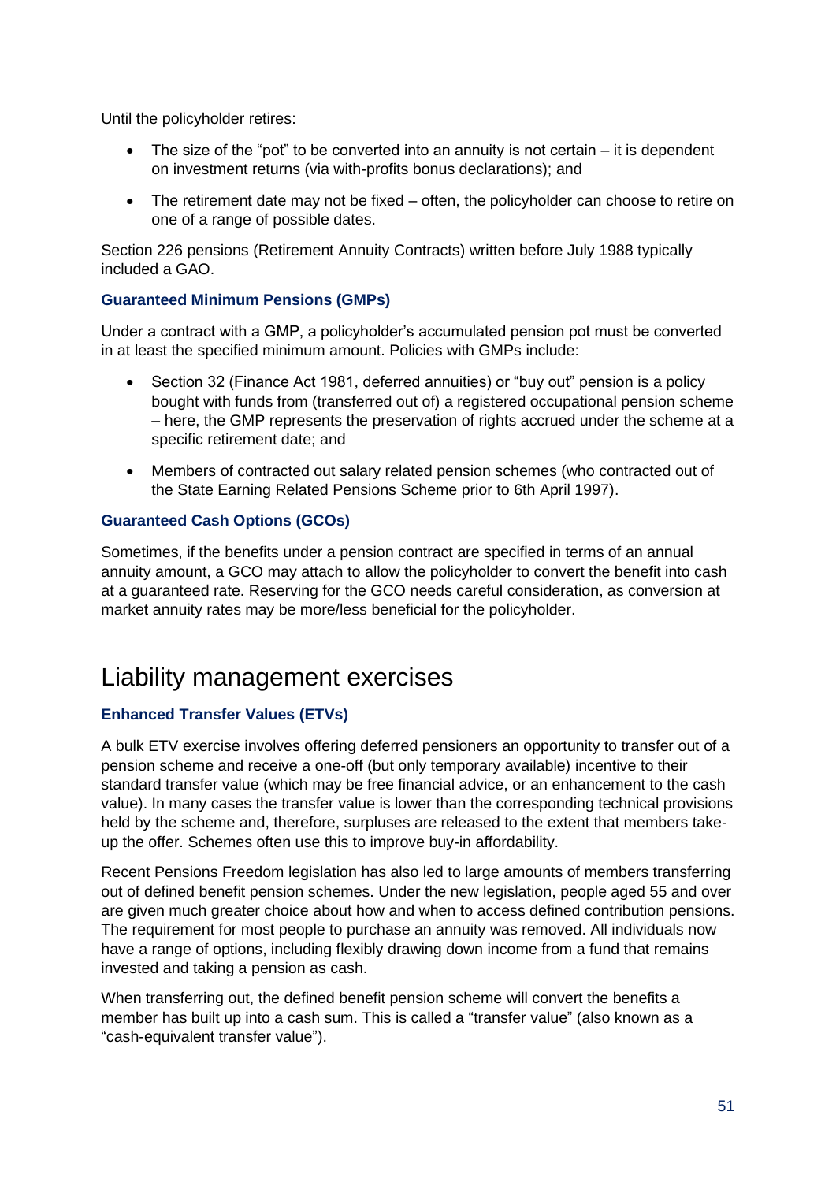Until the policyholder retires:

- The size of the "pot" to be converted into an annuity is not certain – it is dependent on investment returns (via with-profits bonus declarations); and
- The retirement date may not be fixed – often, the policyholder can choose to retire on one of a range of possible dates.

Section 226 pensions (Retirement Annuity Contracts) written before July 1988 typically included a GAO.

### Guaranteed Minimum Pensions (GMPs)

Under a contract with a GMP, a policyholder's accumulated pension pot must be converted in at least the specified minimum amount. Policies with GMPs include:

- Section 32 (Finance Act 1981, deferred annuities) or "buy out" pension is a policy bought with funds from (transferred out of) a registered occupational pension scheme – here, the GMP represents the preservation of rights accrued under the scheme at a specific retirement date; and
- Members of contracted out salary related pension schemes (who contracted out of the State Earning Related Pensions Scheme prior to 6th April 1997).

### Guaranteed Cash Options (GCOs)

Sometimes, if the benefits under a pension contract are specified in terms of an annual annuity amount, a GCO may attach to allow the policyholder to convert the benefit into cash at a guaranteed rate. Reserving for the GCO needs careful consideration, as conversion at market annuity rates may be more/less beneficial for the policyholder.

## Liability management exercises

### Enhanced Transfer Values (ETVs)

A bulk ETV exercise involves offering deferred pensioners an opportunity to transfer out of a pension scheme and receive a one-off (but only temporary available) incentive to their standard transfer value (which may be free financial advice, or an enhancement to the cash value). In many cases the transfer value is lower than the corresponding technical provisions held by the scheme and, therefore, surpluses are released to the extent that members take-up the offer. Schemes often use this to improve buy-in affordability.

Recent Pensions Freedom legislation has also led to large amounts of members transferring out of defined benefit pension schemes. Under the new legislation, people aged 55 and over are given much greater choice about how and when to access defined contribution pensions. The requirement for most people to purchase an annuity was removed. All individuals now have a range of options, including flexibly drawing down income from a fund that remains invested and taking a pension as cash.

When transferring out, the defined benefit pension scheme will convert the benefits a member has built up into a cash sum. This is called a "transfer value" (also known as a "cash-equivalent transfer value").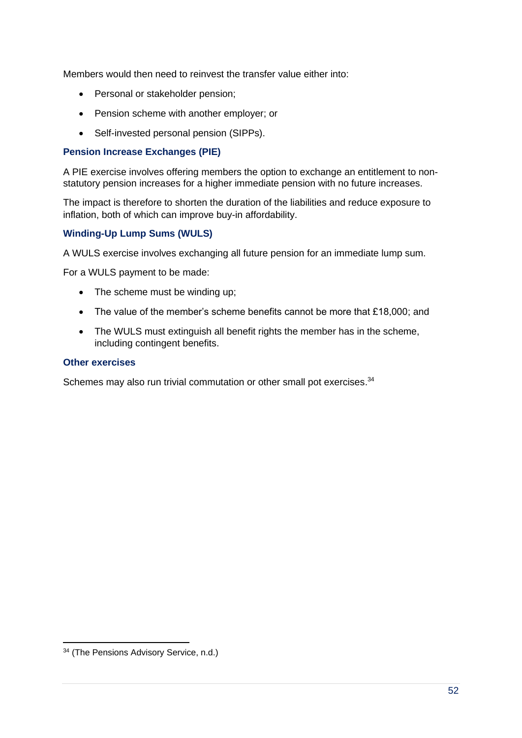Members would then need to reinvest the transfer value either into:

- Personal or stakeholder pension;
- Pension scheme with another employer; or
- Self-invested personal pension (SIPPs).

### Pension Increase Exchanges (PIE)

A PIE exercise involves offering members the option to exchange an entitlement to non-statutory pension increases for a higher immediate pension with no future increases.

The impact is therefore to shorten the duration of the liabilities and reduce exposure to inflation, both of which can improve buy-in affordability.

### Winding-Up Lump Sums (WULS)

A WULS exercise involves exchanging all future pension for an immediate lump sum.

For a WULS payment to be made:

- The scheme must be winding up;
- The value of the member's scheme benefits cannot be more that £18,000; and
- The WULS must extinguish all benefit rights the member has in the scheme, including contingent benefits.

### Other exercises

Schemes may also run trivial commutation or other small pot exercises.[34]

[34] (The Pensions Advisory Service, n.d.)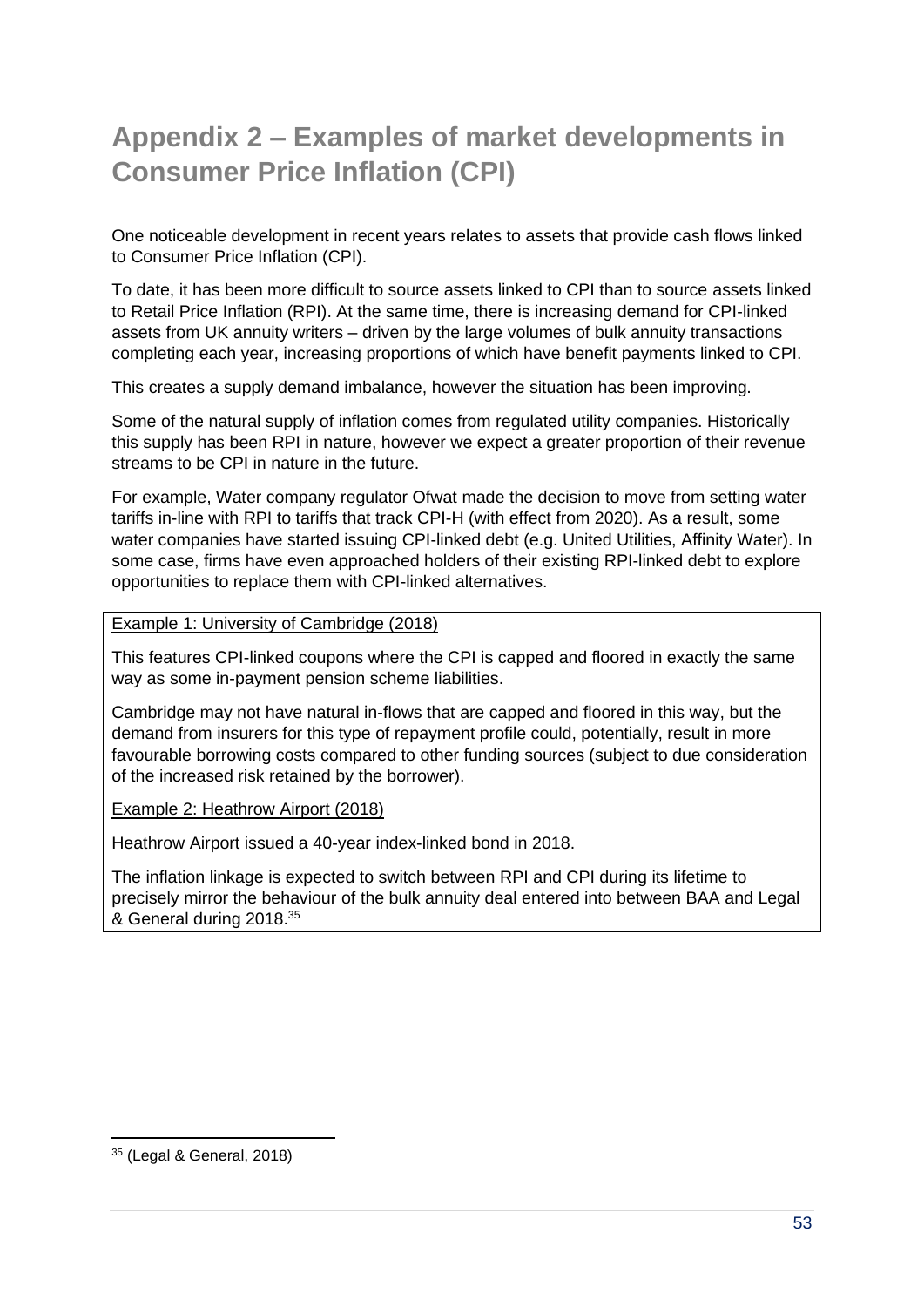# Appendix 2 – Examples of market developments in Consumer Price Inflation (CPI)

One noticeable development in recent years relates to assets that provide cash flows linked to Consumer Price Inflation (CPI).

To date, it has been more difficult to source assets linked to CPI than to source assets linked to Retail Price Inflation (RPI). At the same time, there is increasing demand for CPI-linked assets from UK annuity writers – driven by the large volumes of bulk annuity transactions completing each year, increasing proportions of which have benefit payments linked to CPI.

This creates a supply demand imbalance, however the situation has been improving.

Some of the natural supply of inflation comes from regulated utility companies. Historically this supply has been RPI in nature, however we expect a greater proportion of their revenue streams to be CPI in nature in the future.

For example, Water company regulator Ofwat made the decision to move from setting water tariffs in-line with RPI to tariffs that track CPI-H (with effect from 2020). As a result, some water companies have started issuing CPI-linked debt (e.g. United Utilities, Affinity Water). In some case, firms have even approached holders of their existing RPI-linked debt to explore opportunities to replace them with CPI-linked alternatives.

<u>Example 1: University of Cambridge (2018)</u>

This features CPI-linked coupons where the CPI is capped and floored in exactly the same way as some in-payment pension scheme liabilities.

Cambridge may not have natural in-flows that are capped and floored in this way, but the demand from insurers for this type of repayment profile could, potentially, result in more favourable borrowing costs compared to other funding sources (subject to due consideration of the increased risk retained by the borrower).

<u>Example 2: Heathrow Airport (2018)</u>

Heathrow Airport issued a 40-year index-linked bond in 2018.

The inflation linkage is expected to switch between RPI and CPI during its lifetime to precisely mirror the behaviour of the bulk annuity deal entered into between BAA and Legal & General during 2018.[35]

[35] (Legal & General, 2018)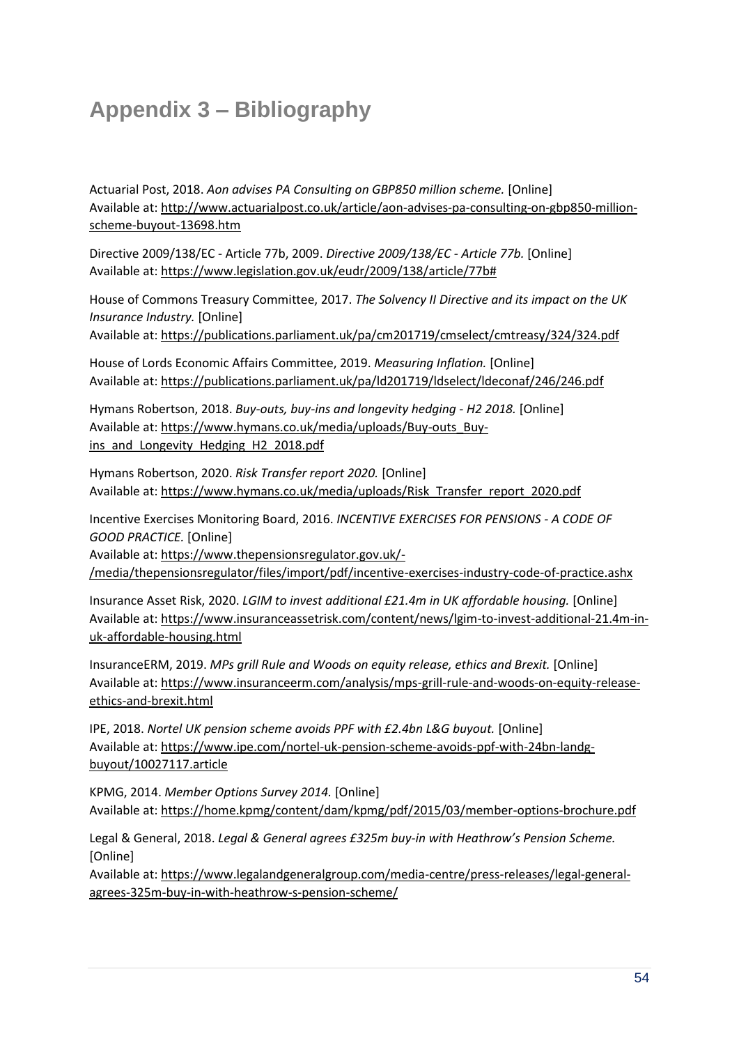# Appendix 3 – Bibliography

Actuarial Post, 2018. *Aon advises PA Consulting on GBP850 million scheme.* [Online]
Available at: http://www.actuarialpost.co.uk/article/aon-advises-pa-consulting-on-gbp850-million-scheme-buyout-13698.htm

Directive 2009/138/EC - Article 77b, 2009. *Directive 2009/138/EC - Article 77b.* [Online]
Available at: https://www.legislation.gov.uk/eudr/2009/138/article/77b#

House of Commons Treasury Committee, 2017. *The Solvency II Directive and its impact on the UK Insurance Industry.* [Online]
Available at: https://publications.parliament.uk/pa/cm201719/cmselect/cmtreasy/324/324.pdf

House of Lords Economic Affairs Committee, 2019. *Measuring Inflation.* [Online]
Available at: https://publications.parliament.uk/pa/ld201719/ldselect/ldeconaf/246/246.pdf

Hymans Robertson, 2018. *Buy-outs, buy-ins and longevity hedging - H2 2018.* [Online]
Available at: https://www.hymans.co.uk/media/uploads/Buy-outs_Buy-ins_and_Longevity_Hedging_H2_2018.pdf

Hymans Robertson, 2020. *Risk Transfer report 2020.* [Online]
Available at: https://www.hymans.co.uk/media/uploads/Risk_Transfer_report_2020.pdf

Incentive Exercises Monitoring Board, 2016. *INCENTIVE EXERCISES FOR PENSIONS - A CODE OF GOOD PRACTICE.* [Online]
Available at: https://www.thepensionsregulator.gov.uk/-/media/thepensionsregulator/files/import/pdf/incentive-exercises-industry-code-of-practice.ashx

Insurance Asset Risk, 2020. *LGIM to invest additional £21.4m in UK affordable housing.* [Online]
Available at: https://www.insuranceassetrisk.com/content/news/lgim-to-invest-additional-21.4m-in-uk-affordable-housing.html

InsuranceERM, 2019. *MPs grill Rule and Woods on equity release, ethics and Brexit.* [Online]
Available at: https://www.insuranceerm.com/analysis/mps-grill-rule-and-woods-on-equity-release-ethics-and-brexit.html

IPE, 2018. *Nortel UK pension scheme avoids PPF with £2.4bn L&G buyout.* [Online]
Available at: https://www.ipe.com/nortel-uk-pension-scheme-avoids-ppf-with-24bn-landg-buyout/10027117.article

KPMG, 2014. *Member Options Survey 2014.* [Online]
Available at: https://home.kpmg/content/dam/kpmg/pdf/2015/03/member-options-brochure.pdf

Legal & General, 2018. *Legal & General agrees £325m buy-in with Heathrow's Pension Scheme.* [Online]
Available at: https://www.legalandgeneralgroup.com/media-centre/press-releases/legal-general-agrees-325m-buy-in-with-heathrow-s-pension-scheme/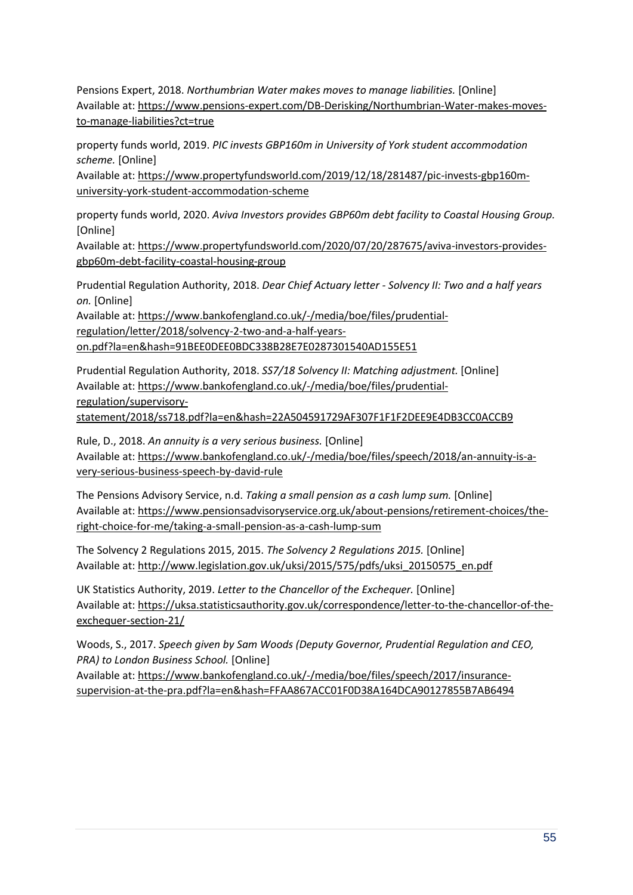Pensions Expert, 2018. *Northumbrian Water makes moves to manage liabilities.* [Online]
Available at: https://www.pensions-expert.com/DB-Derisking/Northumbrian-Water-makes-moves-to-manage-liabilities?ct=true

property funds world, 2019. *PIC invests GBP160m in University of York student accommodation scheme.* [Online]
Available at: https://www.propertyfundsworld.com/2019/12/18/281487/pic-invests-gbp160m-university-york-student-accommodation-scheme

property funds world, 2020. *Aviva Investors provides GBP60m debt facility to Coastal Housing Group.* [Online]
Available at: https://www.propertyfundsworld.com/2020/07/20/287675/aviva-investors-provides-gbp60m-debt-facility-coastal-housing-group

Prudential Regulation Authority, 2018. *Dear Chief Actuary letter - Solvency II: Two and a half years on.* [Online]
Available at: https://www.bankofengland.co.uk/-/media/boe/files/prudential-regulation/letter/2018/solvency-2-two-and-a-half-years-on.pdf?la=en&hash=91BEE0DEE0BDC338B28E7E0287301540AD155E51

Prudential Regulation Authority, 2018. *SS7/18 Solvency II: Matching adjustment.* [Online]
Available at: https://www.bankofengland.co.uk/-/media/boe/files/prudential-regulation/supervisory-statement/2018/ss718.pdf?la=en&hash=22A504591729AF307F1F1F2DEE9E4DB3CC0ACCB9

Rule, D., 2018. *An annuity is a very serious business.* [Online]
Available at: https://www.bankofengland.co.uk/-/media/boe/files/speech/2018/an-annuity-is-a-very-serious-business-speech-by-david-rule

The Pensions Advisory Service, n.d. *Taking a small pension as a cash lump sum.* [Online]
Available at: https://www.pensionsadvisoryservice.org.uk/about-pensions/retirement-choices/the-right-choice-for-me/taking-a-small-pension-as-a-cash-lump-sum

The Solvency 2 Regulations 2015, 2015. *The Solvency 2 Regulations 2015.* [Online]
Available at: http://www.legislation.gov.uk/uksi/2015/575/pdfs/uksi_20150575_en.pdf

UK Statistics Authority, 2019. *Letter to the Chancellor of the Exchequer.* [Online]
Available at: https://uksa.statisticsauthority.gov.uk/correspondence/letter-to-the-chancellor-of-the-exchequer-section-21/

Woods, S., 2017. *Speech given by Sam Woods (Deputy Governor, Prudential Regulation and CEO, PRA) to London Business School.* [Online]
Available at: https://www.bankofengland.co.uk/-/media/boe/files/speech/2017/insurance-supervision-at-the-pra.pdf?la=en&hash=FFAA867ACC01F0D38A164DCA90127855B7AB6494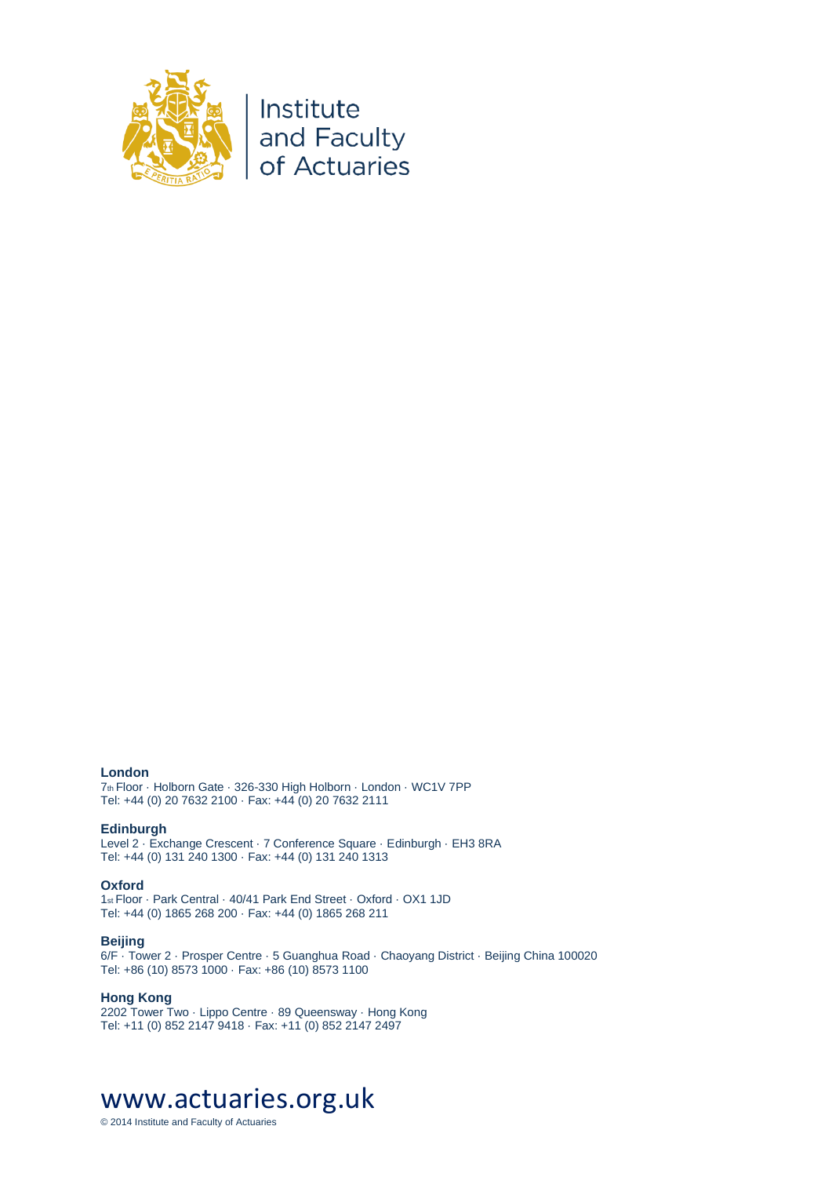Institute
and Faculty
of Actuaries

**London**
7th Floor · Holborn Gate · 326-330 High Holborn · London · WC1V 7PP
Tel: +44 (0) 20 7632 2100 · Fax: +44 (0) 20 7632 2111

**Edinburgh**
Level 2 · Exchange Crescent · 7 Conference Square · Edinburgh · EH3 8RA
Tel: +44 (0) 131 240 1300 · Fax: +44 (0) 131 240 1313

**Oxford**
1st Floor · Park Central · 40/41 Park End Street · Oxford · OX1 1JD
Tel: +44 (0) 1865 268 200 · Fax: +44 (0) 1865 268 211

**Beijing**
6/F · Tower 2 · Prosper Centre · 5 Guanghua Road · Chaoyang District · Beijing China 100020
Tel: +86 (10) 8573 1000 · Fax: +86 (10) 8573 1100

**Hong Kong**
2202 Tower Two · Lippo Centre · 89 Queensway · Hong Kong
Tel: +11 (0) 852 2147 9418 · Fax: +11 (0) 852 2147 2497

www.actuaries.org.uk

© 2014 Institute and Faculty of Actuaries